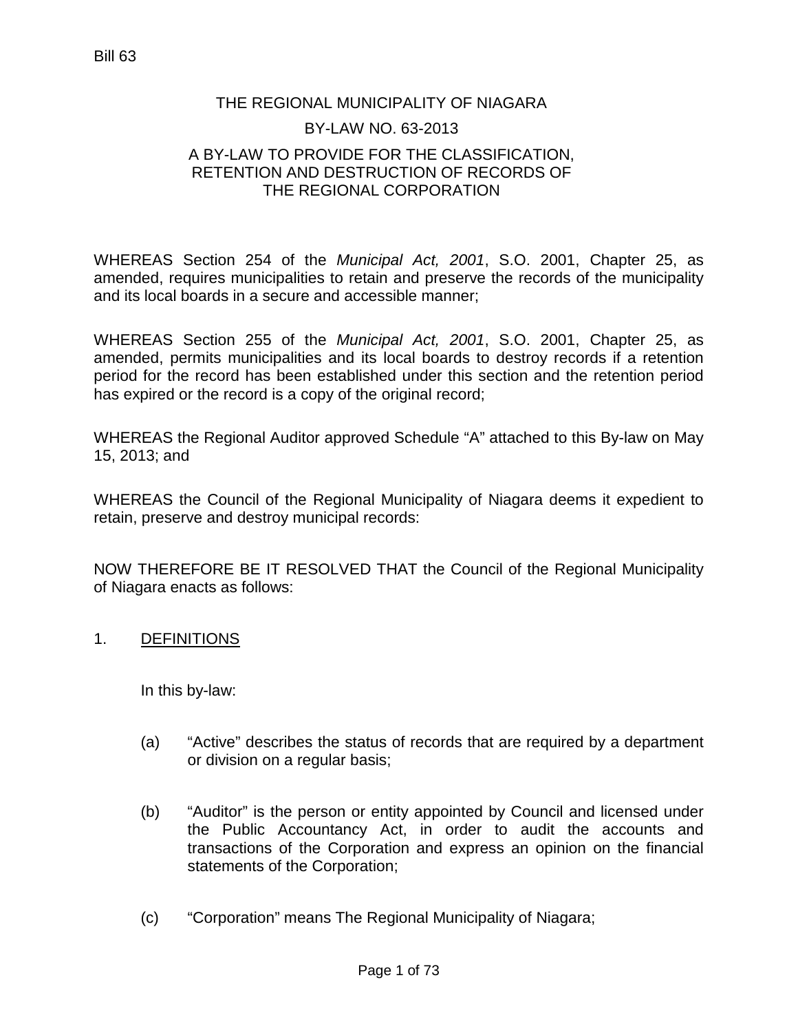Bill 63

# THE REGIONAL MUNICIPALITY OF NIAGARA

## BY-LAW NO. 63-2013

## A BY-LAW TO PROVIDE FOR THE CLASSIFICATION, RETENTION AND DESTRUCTION OF RECORDS OF THE REGIONAL CORPORATION

WHEREAS Section 254 of the *Municipal Act, 2001*, S.O. 2001, Chapter 25, as amended, requires municipalities to retain and preserve the records of the municipality and its local boards in a secure and accessible manner;

WHEREAS Section 255 of the *Municipal Act, 2001*, S.O. 2001, Chapter 25, as amended, permits municipalities and its local boards to destroy records if a retention period for the record has been established under this section and the retention period has expired or the record is a copy of the original record;

WHEREAS the Regional Auditor approved Schedule "A" attached to this By-law on May 15, 2013; and

WHEREAS the Council of the Regional Municipality of Niagara deems it expedient to retain, preserve and destroy municipal records:

NOW THEREFORE BE IT RESOLVED THAT the Council of the Regional Municipality of Niagara enacts as follows:

1. <u>DEFINITIONS</u>

   In this by-law:

   (a) "Active" describes the status of records that are required by a department or division on a regular basis;

   (b) "Auditor" is the person or entity appointed by Council and licensed under the Public Accountancy Act, in order to audit the accounts and transactions of the Corporation and express an opinion on the financial statements of the Corporation;

   (c) "Corporation" means The Regional Municipality of Niagara;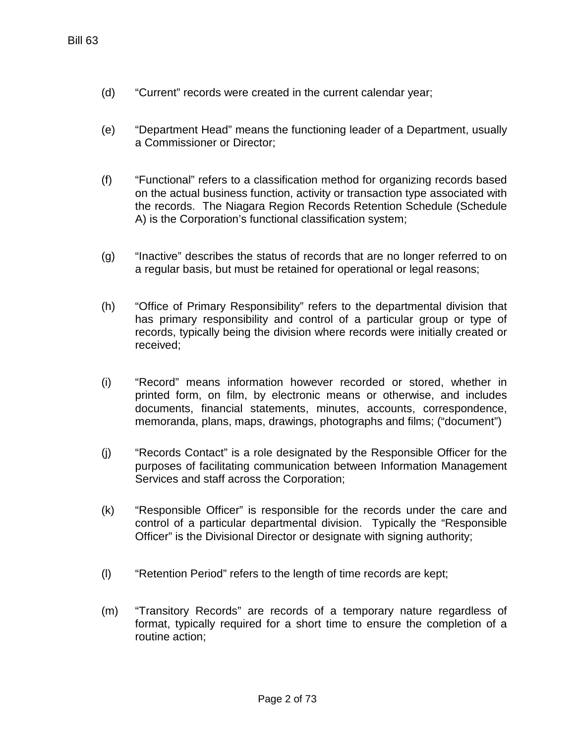(d) “Current” records were created in the current calendar year;

(e) “Department Head” means the functioning leader of a Department, usually a Commissioner or Director;

(f) “Functional” refers to a classification method for organizing records based on the actual business function, activity or transaction type associated with the records. The Niagara Region Records Retention Schedule (Schedule A) is the Corporation’s functional classification system;

(g) “Inactive” describes the status of records that are no longer referred to on a regular basis, but must be retained for operational or legal reasons;

(h) “Office of Primary Responsibility” refers to the departmental division that has primary responsibility and control of a particular group or type of records, typically being the division where records were initially created or received;

(i) “Record” means information however recorded or stored, whether in printed form, on film, by electronic means or otherwise, and includes documents, financial statements, minutes, accounts, correspondence, memoranda, plans, maps, drawings, photographs and films; (“document”)

(j) “Records Contact” is a role designated by the Responsible Officer for the purposes of facilitating communication between Information Management Services and staff across the Corporation;

(k) “Responsible Officer” is responsible for the records under the care and control of a particular departmental division. Typically the “Responsible Officer” is the Divisional Director or designate with signing authority;

(l) “Retention Period” refers to the length of time records are kept;

(m) “Transitory Records” are records of a temporary nature regardless of format, typically required for a short time to ensure the completion of a routine action;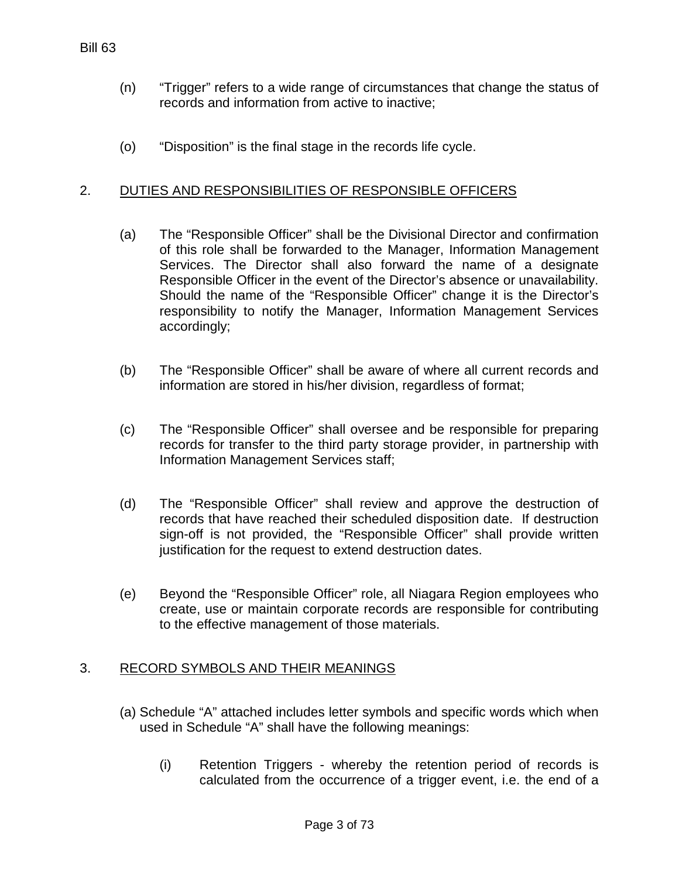(n) “Trigger” refers to a wide range of circumstances that change the status of records and information from active to inactive;

(o) “Disposition” is the final stage in the records life cycle.

## 2. DUTIES AND RESPONSIBILITIES OF RESPONSIBLE OFFICERS

(a) The “Responsible Officer” shall be the Divisional Director and confirmation of this role shall be forwarded to the Manager, Information Management Services. The Director shall also forward the name of a designate Responsible Officer in the event of the Director’s absence or unavailability. Should the name of the “Responsible Officer” change it is the Director’s responsibility to notify the Manager, Information Management Services accordingly;

(b) The “Responsible Officer” shall be aware of where all current records and information are stored in his/her division, regardless of format;

(c) The “Responsible Officer” shall oversee and be responsible for preparing records for transfer to the third party storage provider, in partnership with Information Management Services staff;

(d) The “Responsible Officer” shall review and approve the destruction of records that have reached their scheduled disposition date. If destruction sign-off is not provided, the “Responsible Officer” shall provide written justification for the request to extend destruction dates.

(e) Beyond the “Responsible Officer” role, all Niagara Region employees who create, use or maintain corporate records are responsible for contributing to the effective management of those materials.

## 3. RECORD SYMBOLS AND THEIR MEANINGS

(a) Schedule “A” attached includes letter symbols and specific words which when used in Schedule “A” shall have the following meanings:

(i) Retention Triggers - whereby the retention period of records is calculated from the occurrence of a trigger event, i.e. the end of a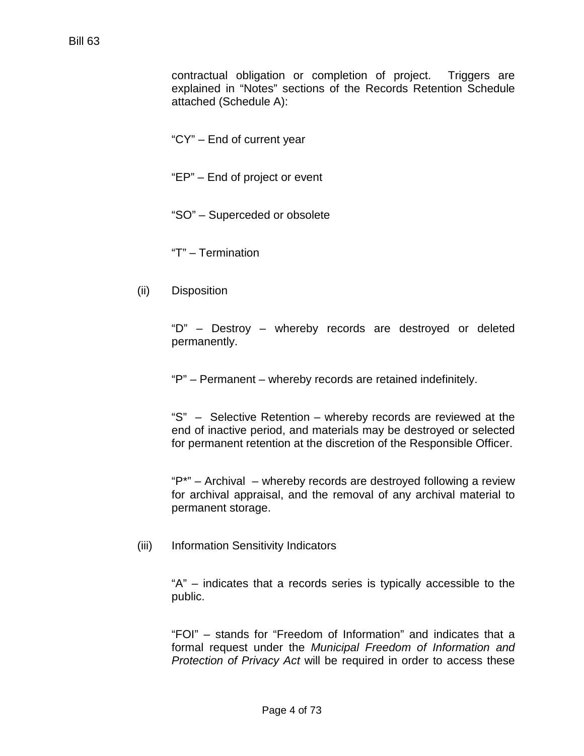contractual obligation or completion of project. Triggers are explained in "Notes" sections of the Records Retention Schedule attached (Schedule A):

"CY" – End of current year

"EP" – End of project or event

"SO" – Superceded or obsolete

"T" – Termination

(ii) Disposition

"D" – Destroy – whereby records are destroyed or deleted permanently.

"P" – Permanent – whereby records are retained indefinitely.

"S" – Selective Retention – whereby records are reviewed at the end of inactive period, and materials may be destroyed or selected for permanent retention at the discretion of the Responsible Officer.

"P*" – Archival – whereby records are destroyed following a review for archival appraisal, and the removal of any archival material to permanent storage.

(iii) Information Sensitivity Indicators

"A" – indicates that a records series is typically accessible to the public.

"FOI" – stands for "Freedom of Information" and indicates that a formal request under the *Municipal Freedom of Information and Protection of Privacy Act* will be required in order to access these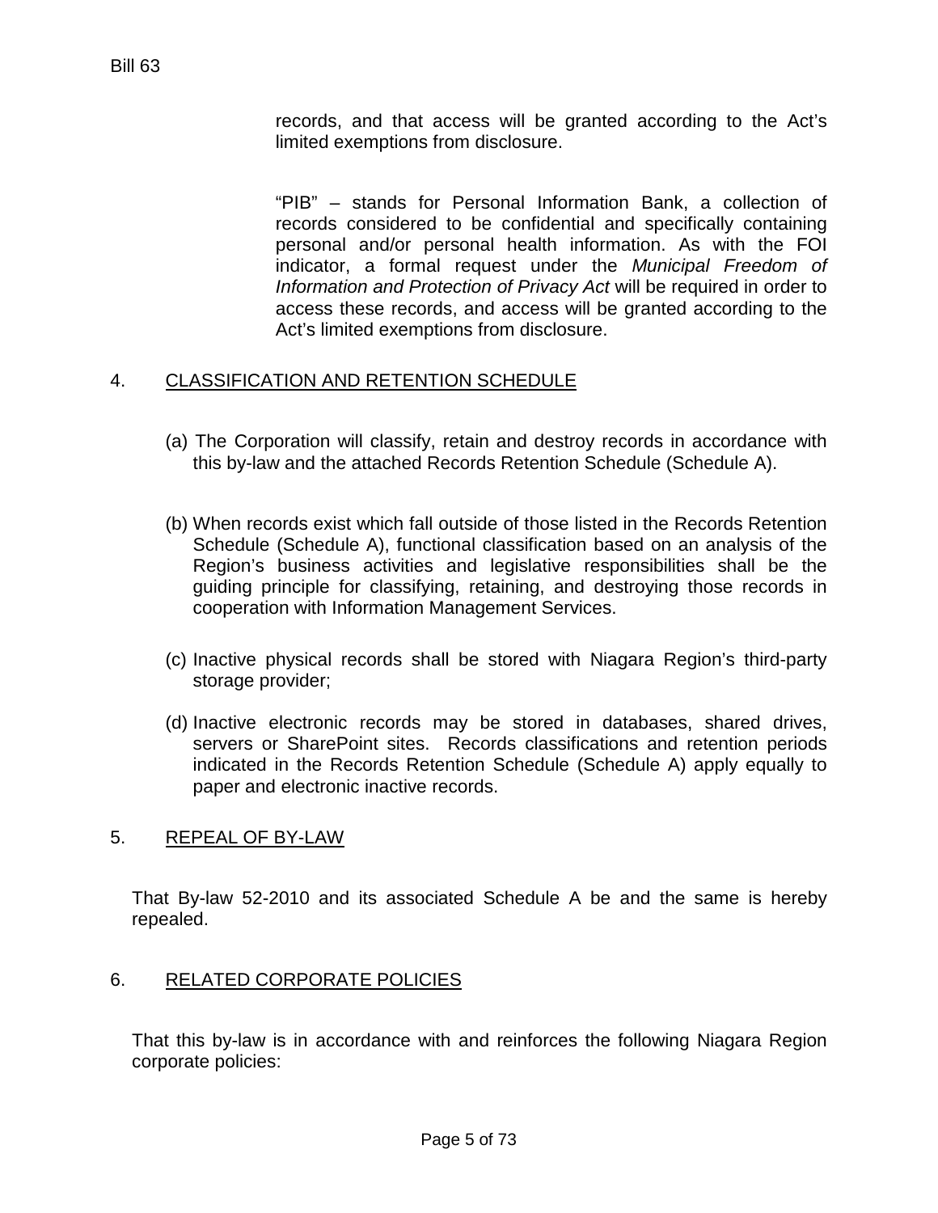records, and that access will be granted according to the Act's limited exemptions from disclosure.

"PIB" – stands for Personal Information Bank, a collection of records considered to be confidential and specifically containing personal and/or personal health information. As with the FOI indicator, a formal request under the *Municipal Freedom of Information and Protection of Privacy Act* will be required in order to access these records, and access will be granted according to the Act's limited exemptions from disclosure.

4. <u>CLASSIFICATION AND RETENTION SCHEDULE</u>

(a) The Corporation will classify, retain and destroy records in accordance with this by-law and the attached Records Retention Schedule (Schedule A).

(b) When records exist which fall outside of those listed in the Records Retention Schedule (Schedule A), functional classification based on an analysis of the Region's business activities and legislative responsibilities shall be the guiding principle for classifying, retaining, and destroying those records in cooperation with Information Management Services.

(c) Inactive physical records shall be stored with Niagara Region's third-party storage provider;

(d) Inactive electronic records may be stored in databases, shared drives, servers or SharePoint sites. Records classifications and retention periods indicated in the Records Retention Schedule (Schedule A) apply equally to paper and electronic inactive records.

5. <u>REPEAL OF BY-LAW</u>

That By-law 52-2010 and its associated Schedule A be and the same is hereby repealed.

6. <u>RELATED CORPORATE POLICIES</u>

That this by-law is in accordance with and reinforces the following Niagara Region corporate policies: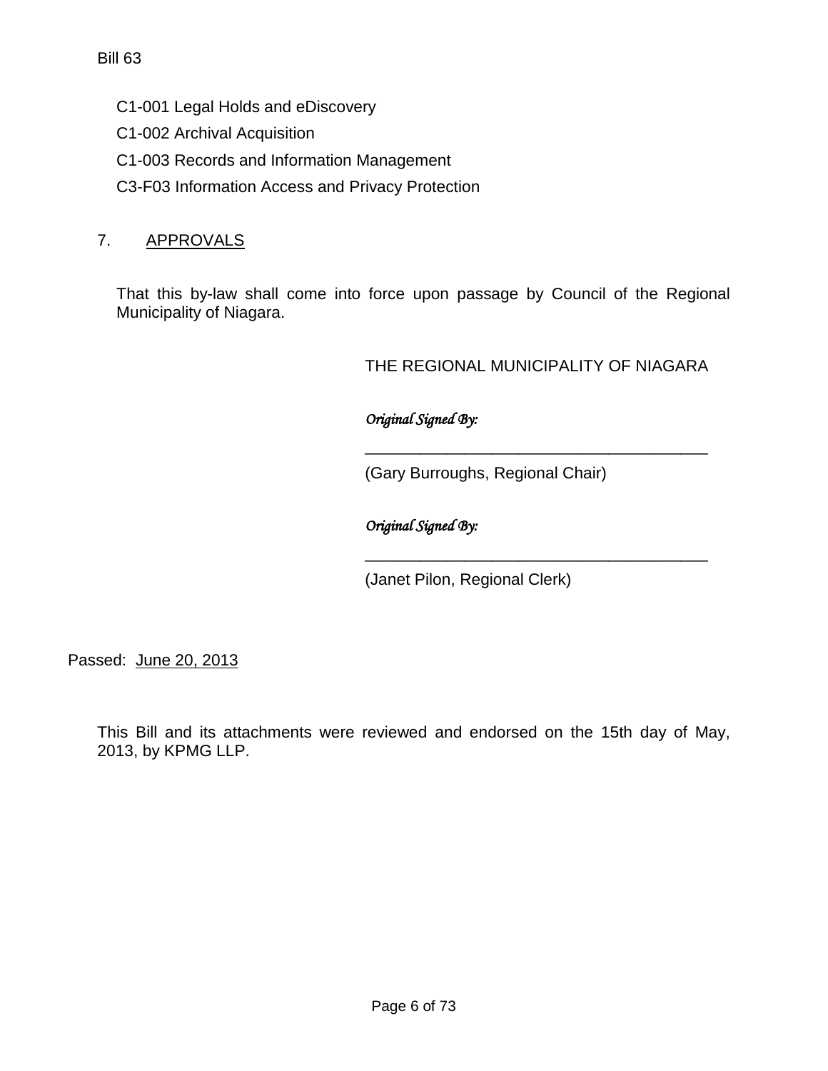C1-001 Legal Holds and eDiscovery

C1-002 Archival Acquisition

C1-003 Records and Information Management

C3-F03 Information Access and Privacy Protection

7. APPROVALS

That this by-law shall come into force upon passage by Council of the Regional Municipality of Niagara.

THE REGIONAL MUNICIPALITY OF NIAGARA

*Original Signed By:*

\_\_\_\_\_\_\_\_\_\_\_\_\_\_\_\_\_\_\_\_\_\_\_\_\_\_\_\_\_\_\_\_\_\_\_\_\_\_\_

(Gary Burroughs, Regional Chair)

*Original Signed By:*

\_\_\_\_\_\_\_\_\_\_\_\_\_\_\_\_\_\_\_\_\_\_\_\_\_\_\_\_\_\_\_\_\_\_\_\_\_\_\_

(Janet Pilon, Regional Clerk)

Passed: June 20, 2013

This Bill and its attachments were reviewed and endorsed on the 15th day of May, 2013, by KPMG LLP.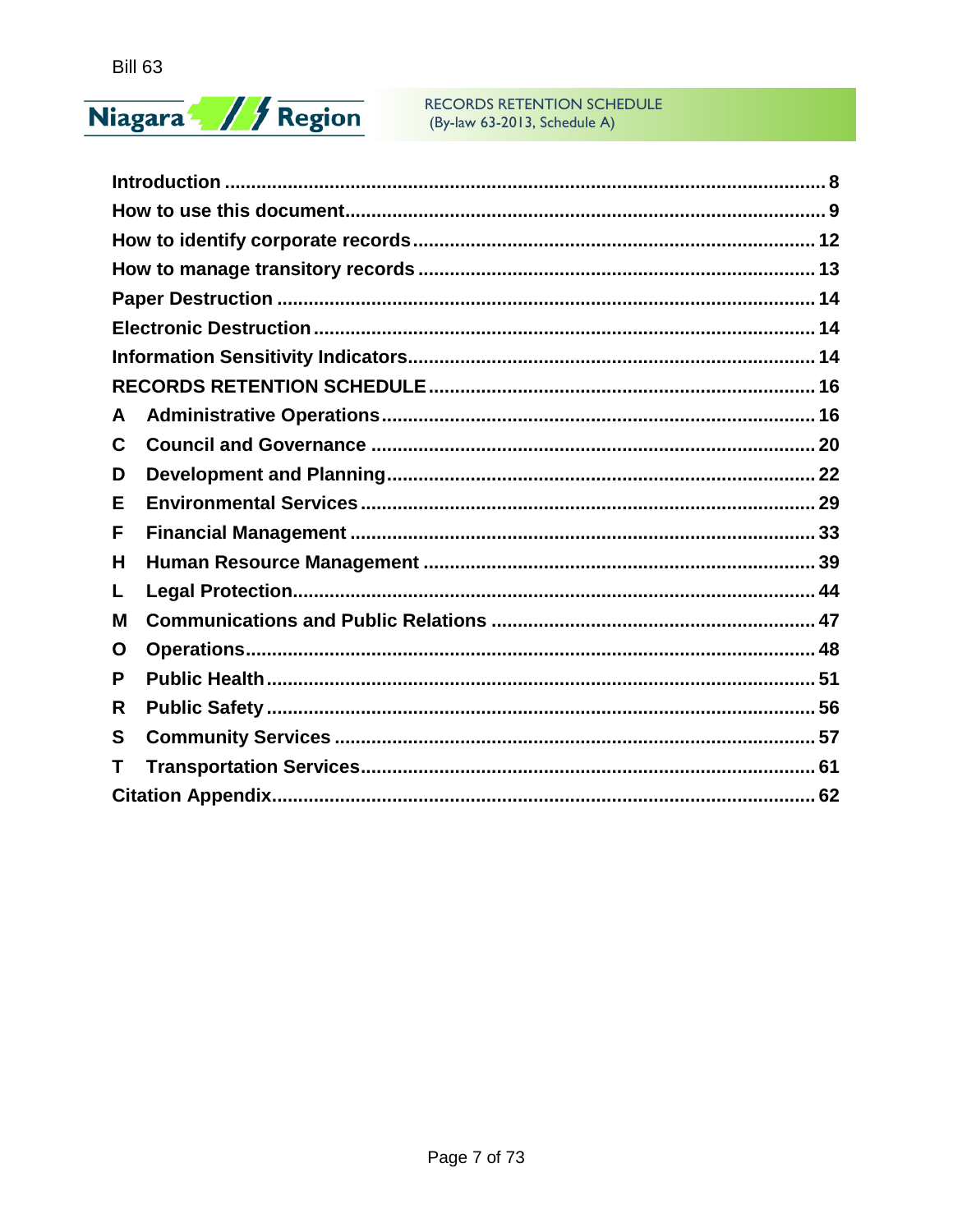| | |
|---|---|
| Introduction | 8 |
| How to use this document | 9 |
| How to identify corporate records | 12 |
| How to manage transitory records | 13 |
| Paper Destruction | 14 |
| Electronic Destruction | 14 |
| Information Sensitivity Indicators | 14 |
| RECORDS RETENTION SCHEDULE | 16 |
| A Administrative Operations | 16 |
| C Council and Governance | 20 |
| D Development and Planning | 22 |
| E Environmental Services | 29 |
| F Financial Management | 33 |
| H Human Resource Management | 39 |
| L Legal Protection | 44 |
| M Communications and Public Relations | 47 |
| O Operations | 48 |
| P Public Health | 51 |
| R Public Safety | 56 |
| S Community Services | 57 |
| T Transportation Services | 61 |
| Citation Appendix | 62 |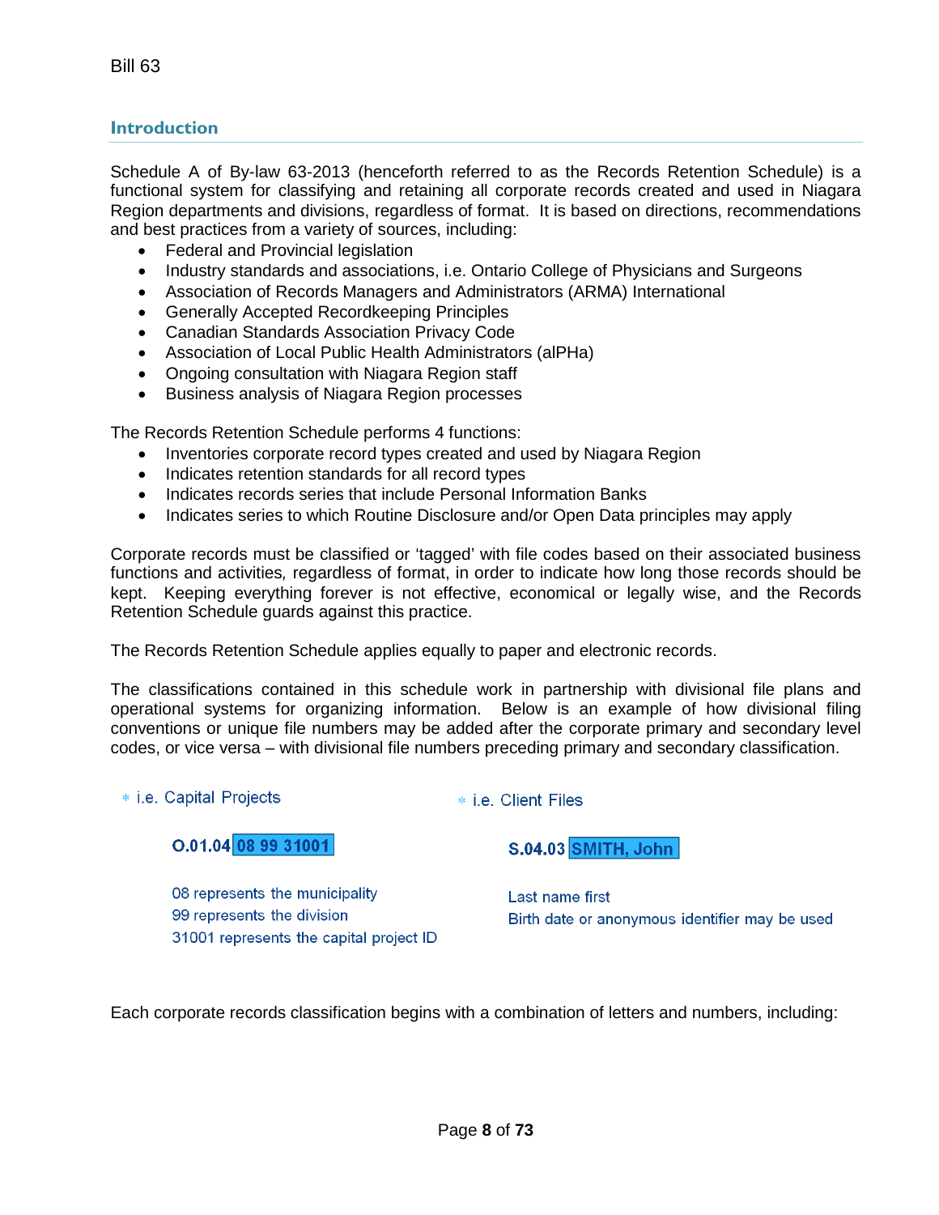## Introduction

Schedule A of By-law 63-2013 (henceforth referred to as the Records Retention Schedule) is a functional system for classifying and retaining all corporate records created and used in Niagara Region departments and divisions, regardless of format. It is based on directions, recommendations and best practices from a variety of sources, including:

- Federal and Provincial legislation
- Industry standards and associations, i.e. Ontario College of Physicians and Surgeons
- Association of Records Managers and Administrators (ARMA) International
- Generally Accepted Recordkeeping Principles
- Canadian Standards Association Privacy Code
- Association of Local Public Health Administrators (alPHa)
- Ongoing consultation with Niagara Region staff
- Business analysis of Niagara Region processes

The Records Retention Schedule performs 4 functions:

- Inventories corporate record types created and used by Niagara Region
- Indicates retention standards for all record types
- Indicates records series that include Personal Information Banks
- Indicates series to which Routine Disclosure and/or Open Data principles may apply

Corporate records must be classified or 'tagged' with file codes based on their associated business functions and activities, regardless of format, in order to indicate how long those records should be kept. Keeping everything forever is not effective, economical or legally wise, and the Records Retention Schedule guards against this practice.

The Records Retention Schedule applies equally to paper and electronic records.

The classifications contained in this schedule work in partnership with divisional file plans and operational systems for organizing information. Below is an example of how divisional filing conventions or unique file numbers may be added after the corporate primary and secondary level codes, or vice versa – with divisional file numbers preceding primary and secondary classification.

- i.e. Capital Projects

  **O.01.04 08 99 31001**

  08 represents the municipality
  99 represents the division
  31001 represents the capital project ID

- i.e. Client Files

  **S.04.03 SMITH, John**

  Last name first
  Birth date or anonymous identifier may be used

Each corporate records classification begins with a combination of letters and numbers, including: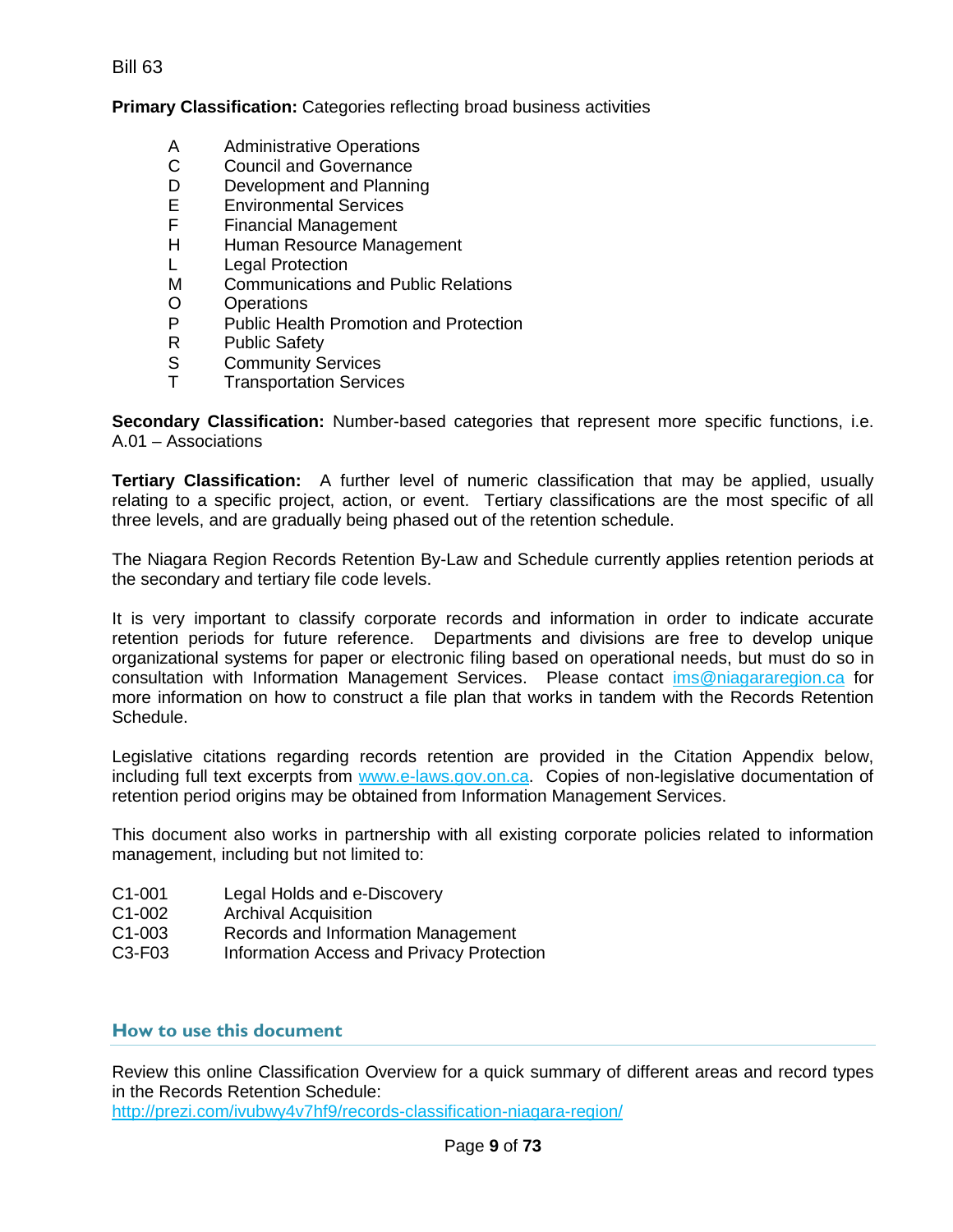Bill 63

**Primary Classification:** Categories reflecting broad business activities

| | |
|---|---|
| A | Administrative Operations |
| C | Council and Governance |
| D | Development and Planning |
| E | Environmental Services |
| F | Financial Management |
| H | Human Resource Management |
| L | Legal Protection |
| M | Communications and Public Relations |
| O | Operations |
| P | Public Health Promotion and Protection |
| R | Public Safety |
| S | Community Services |
| T | Transportation Services |

**Secondary Classification:** Number-based categories that represent more specific functions, i.e. A.01 – Associations

**Tertiary Classification:** A further level of numeric classification that may be applied, usually relating to a specific project, action, or event. Tertiary classifications are the most specific of all three levels, and are gradually being phased out of the retention schedule.

The Niagara Region Records Retention By-Law and Schedule currently applies retention periods at the secondary and tertiary file code levels.

It is very important to classify corporate records and information in order to indicate accurate retention periods for future reference. Departments and divisions are free to develop unique organizational systems for paper or electronic filing based on operational needs, but must do so in consultation with Information Management Services. Please contact ims@niagararegion.ca for more information on how to construct a file plan that works in tandem with the Records Retention Schedule.

Legislative citations regarding records retention are provided in the Citation Appendix below, including full text excerpts from www.e-laws.gov.on.ca. Copies of non-legislative documentation of retention period origins may be obtained from Information Management Services.

This document also works in partnership with all existing corporate policies related to information management, including but not limited to:

| | |
|---|---|
| C1-001 | Legal Holds and e-Discovery |
| C1-002 | Archival Acquisition |
| C1-003 | Records and Information Management |
| C3-F03 | Information Access and Privacy Protection |

## How to use this document

Review this online Classification Overview for a quick summary of different areas and record types in the Records Retention Schedule:
http://prezi.com/ivubwy4v7hf9/records-classification-niagara-region/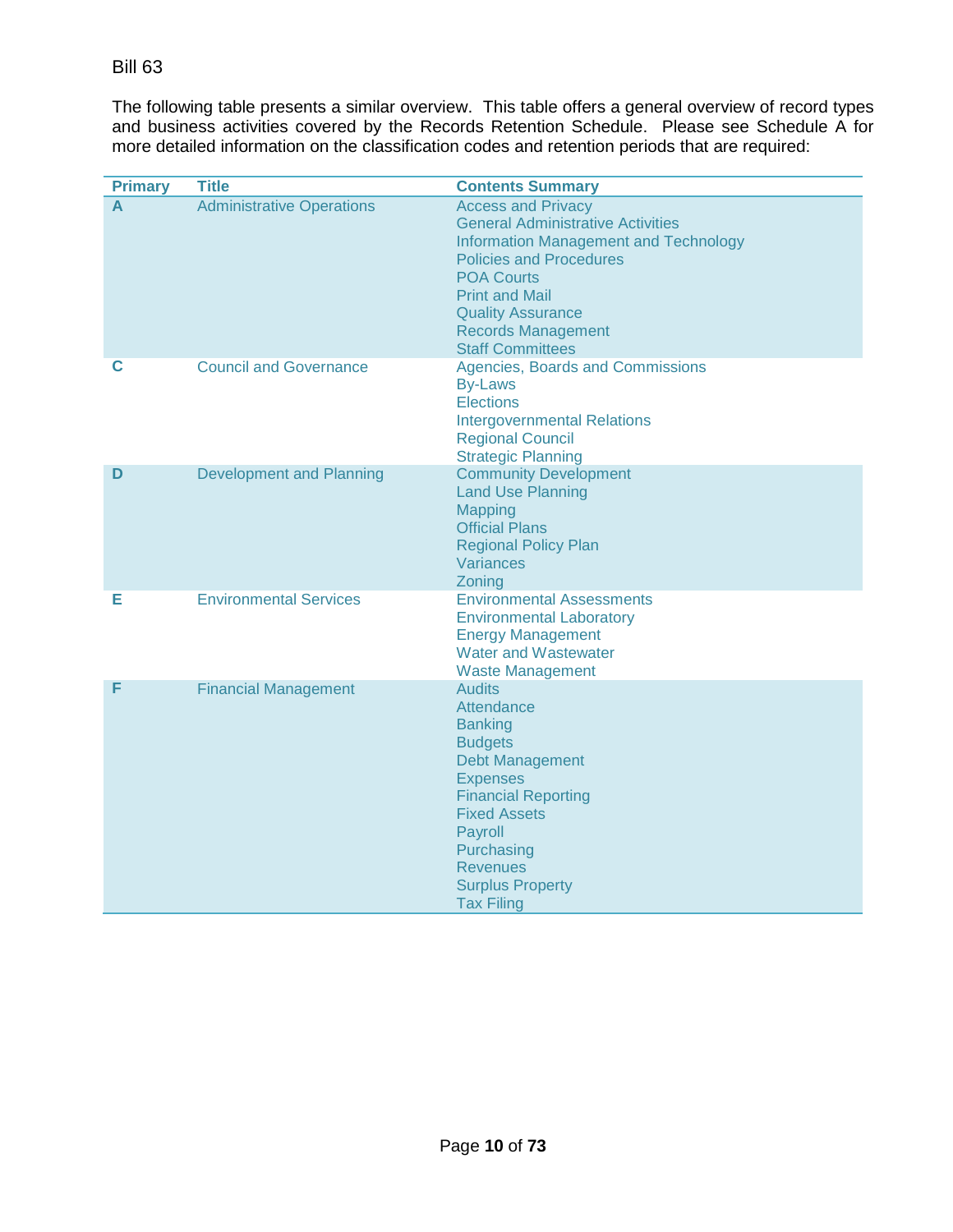Bill 63

The following table presents a similar overview. This table offers a general overview of record types and business activities covered by the Records Retention Schedule. Please see Schedule A for more detailed information on the classification codes and retention periods that are required:

| Primary | Title | Contents Summary |
|---|---|---|
| A | Administrative Operations | Access and Privacy<br>General Administrative Activities<br>Information Management and Technology<br>Policies and Procedures<br>POA Courts<br>Print and Mail<br>Quality Assurance<br>Records Management<br>Staff Committees |
| C | Council and Governance | Agencies, Boards and Commissions<br>By-Laws<br>Elections<br>Intergovernmental Relations<br>Regional Council<br>Strategic Planning |
| D | Development and Planning | Community Development<br>Land Use Planning<br>Mapping<br>Official Plans<br>Regional Policy Plan<br>Variances<br>Zoning |
| E | Environmental Services | Environmental Assessments<br>Environmental Laboratory<br>Energy Management<br>Water and Wastewater<br>Waste Management |
| F | Financial Management | Audits<br>Attendance<br>Banking<br>Budgets<br>Debt Management<br>Expenses<br>Financial Reporting<br>Fixed Assets<br>Payroll<br>Purchasing<br>Revenues<br>Surplus Property<br>Tax Filing |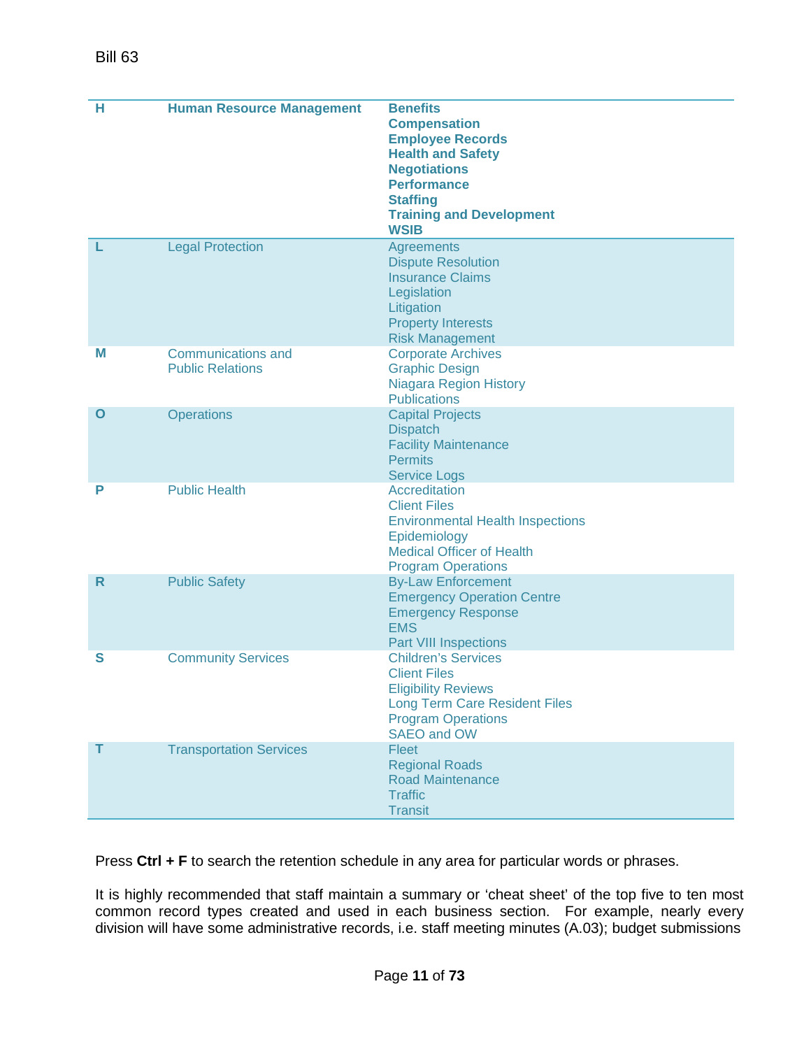| | | |
|---|---|---|
| **H** | **Human Resource Management** | **Benefits**<br>**Compensation**<br>**Employee Records**<br>**Health and Safety**<br>**Negotiations**<br>**Performance**<br>**Staffing**<br>**Training and Development**<br>**WSIB** |
| **L** | Legal Protection | Agreements<br>Dispute Resolution<br>Insurance Claims<br>Legislation<br>Litigation<br>Property Interests<br>Risk Management |
| **M** | Communications and Public Relations | Corporate Archives<br>Graphic Design<br>Niagara Region History<br>Publications |
| **O** | Operations | Capital Projects<br>Dispatch<br>Facility Maintenance<br>Permits<br>Service Logs |
| **P** | Public Health | Accreditation<br>Client Files<br>Environmental Health Inspections<br>Epidemiology<br>Medical Officer of Health<br>Program Operations |
| **R** | Public Safety | By-Law Enforcement<br>Emergency Operation Centre<br>Emergency Response<br>EMS<br>Part VIII Inspections |
| **S** | Community Services | Children's Services<br>Client Files<br>Eligibility Reviews<br>Long Term Care Resident Files<br>Program Operations<br>SAEO and OW |
| **T** | Transportation Services | Fleet<br>Regional Roads<br>Road Maintenance<br>Traffic<br>Transit |

Press **Ctrl + F** to search the retention schedule in any area for particular words or phrases.

It is highly recommended that staff maintain a summary or 'cheat sheet' of the top five to ten most common record types created and used in each business section. For example, nearly every division will have some administrative records, i.e. staff meeting minutes (A.03); budget submissions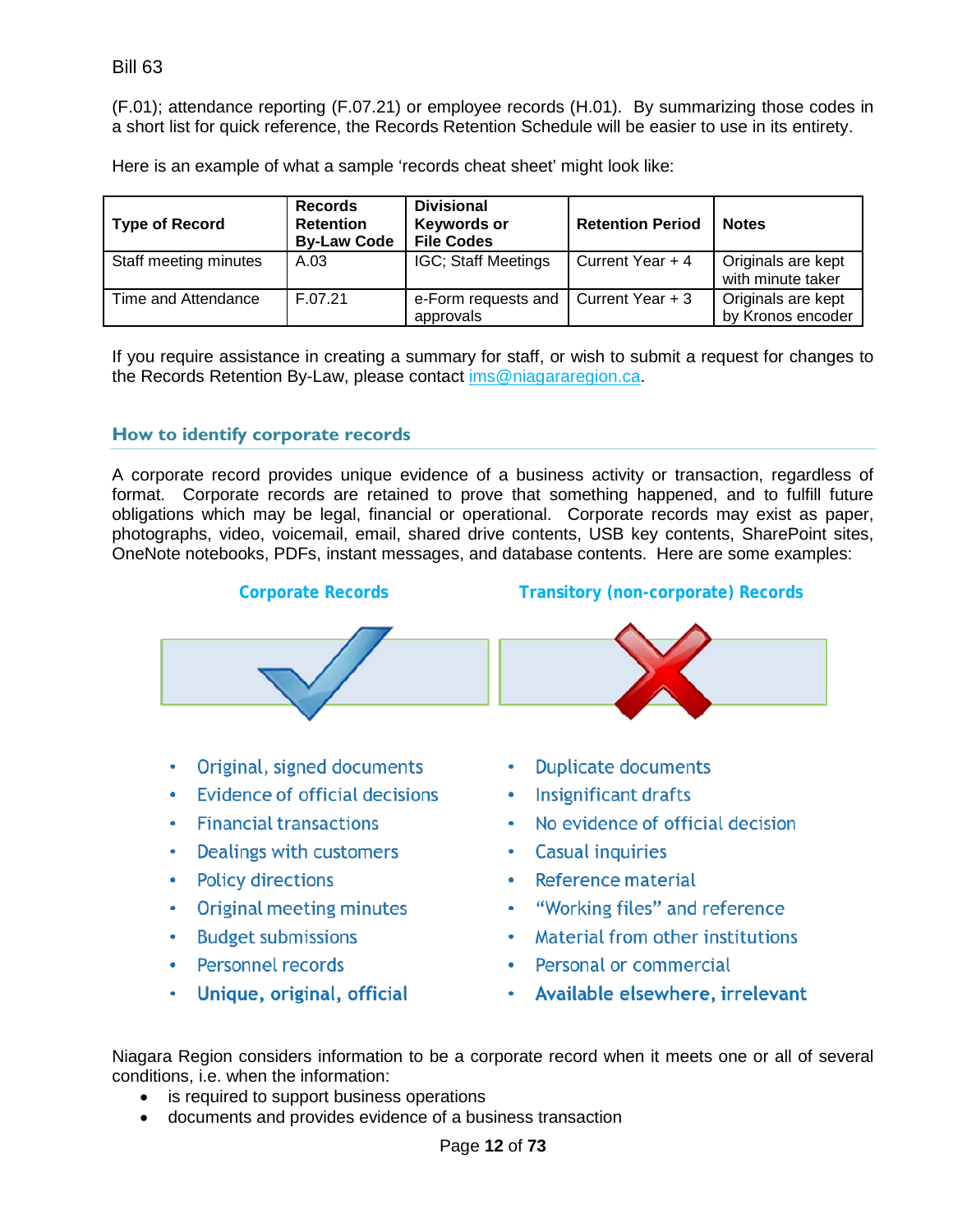(F.01); attendance reporting (F.07.21) or employee records (H.01). By summarizing those codes in a short list for quick reference, the Records Retention Schedule will be easier to use in its entirety.

Here is an example of what a sample 'records cheat sheet' might look like:

| Type of Record | Records Retention By-Law Code | Divisional Keywords or File Codes | Retention Period | Notes |
|---|---|---|---|---|
| Staff meeting minutes | A.03 | IGC; Staff Meetings | Current Year + 4 | Originals are kept with minute taker |
| Time and Attendance | F.07.21 | e-Form requests and approvals | Current Year + 3 | Originals are kept by Kronos encoder |

If you require assistance in creating a summary for staff, or wish to submit a request for changes to the Records Retention By-Law, please contact ims@niagararegion.ca.

## How to identify corporate records

A corporate record provides unique evidence of a business activity or transaction, regardless of format. Corporate records are retained to prove that something happened, and to fulfill future obligations which may be legal, financial or operational. Corporate records may exist as paper, photographs, video, voicemail, email, shared drive contents, USB key contents, SharePoint sites, OneNote notebooks, PDFs, instant messages, and database contents. Here are some examples:

**Corporate Records**

- Original, signed documents
- Evidence of official decisions
- Financial transactions
- Dealings with customers
- Policy directions
- Original meeting minutes
- Budget submissions
- Personnel records
- **Unique, original, official**

**Transitory (non-corporate) Records**

- Duplicate documents
- Insignificant drafts
- No evidence of official decision
- Casual inquiries
- Reference material
- "Working files" and reference
- Material from other institutions
- Personal or commercial
- **Available elsewhere, irrelevant**

Niagara Region considers information to be a corporate record when it meets one or all of several conditions, i.e. when the information:

- is required to support business operations
- documents and provides evidence of a business transaction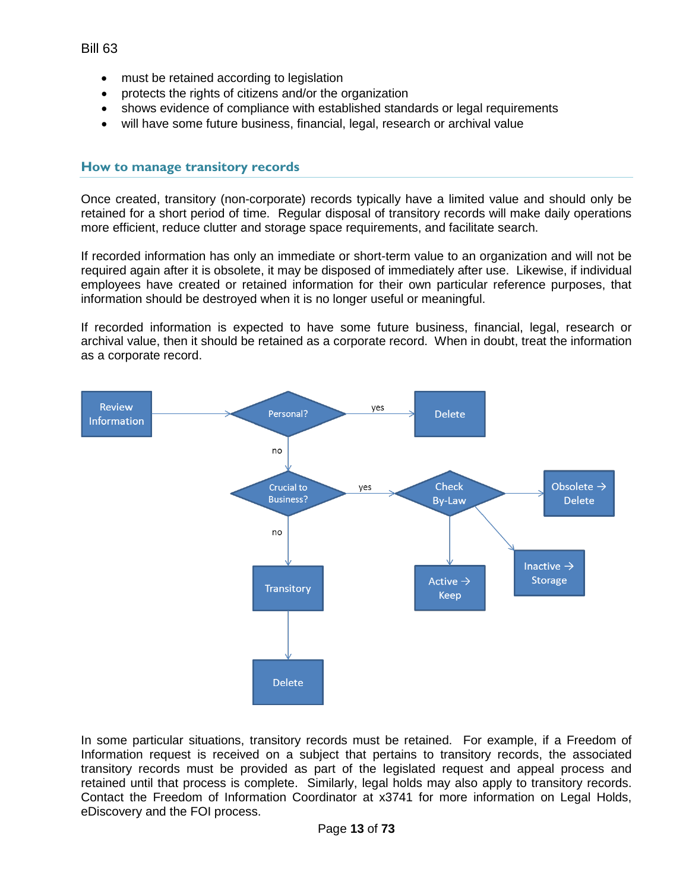- must be retained according to legislation
- protects the rights of citizens and/or the organization
- shows evidence of compliance with established standards or legal requirements
- will have some future business, financial, legal, research or archival value

## How to manage transitory records

Once created, transitory (non-corporate) records typically have a limited value and should only be retained for a short period of time. Regular disposal of transitory records will make daily operations more efficient, reduce clutter and storage space requirements, and facilitate search.

If recorded information has only an immediate or short-term value to an organization and will not be required again after it is obsolete, it may be disposed of immediately after use. Likewise, if individual employees have created or retained information for their own particular reference purposes, that information should be destroyed when it is no longer useful or meaningful.

If recorded information is expected to have some future business, financial, legal, research or archival value, then it should be retained as a corporate record. When in doubt, treat the information as a corporate record.

- Review Information → Personal?
  - yes → Delete
  - no → Crucial to Business?
    - yes → Check By-Law
      - Obsolete → Delete
      - Active → Keep
      - Inactive → Storage
    - no → Transitory → Delete

In some particular situations, transitory records must be retained. For example, if a Freedom of Information request is received on a subject that pertains to transitory records, the associated transitory records must be provided as part of the legislated request and appeal process and retained until that process is complete. Similarly, legal holds may also apply to transitory records. Contact the Freedom of Information Coordinator at x3741 for more information on Legal Holds, eDiscovery and the FOI process.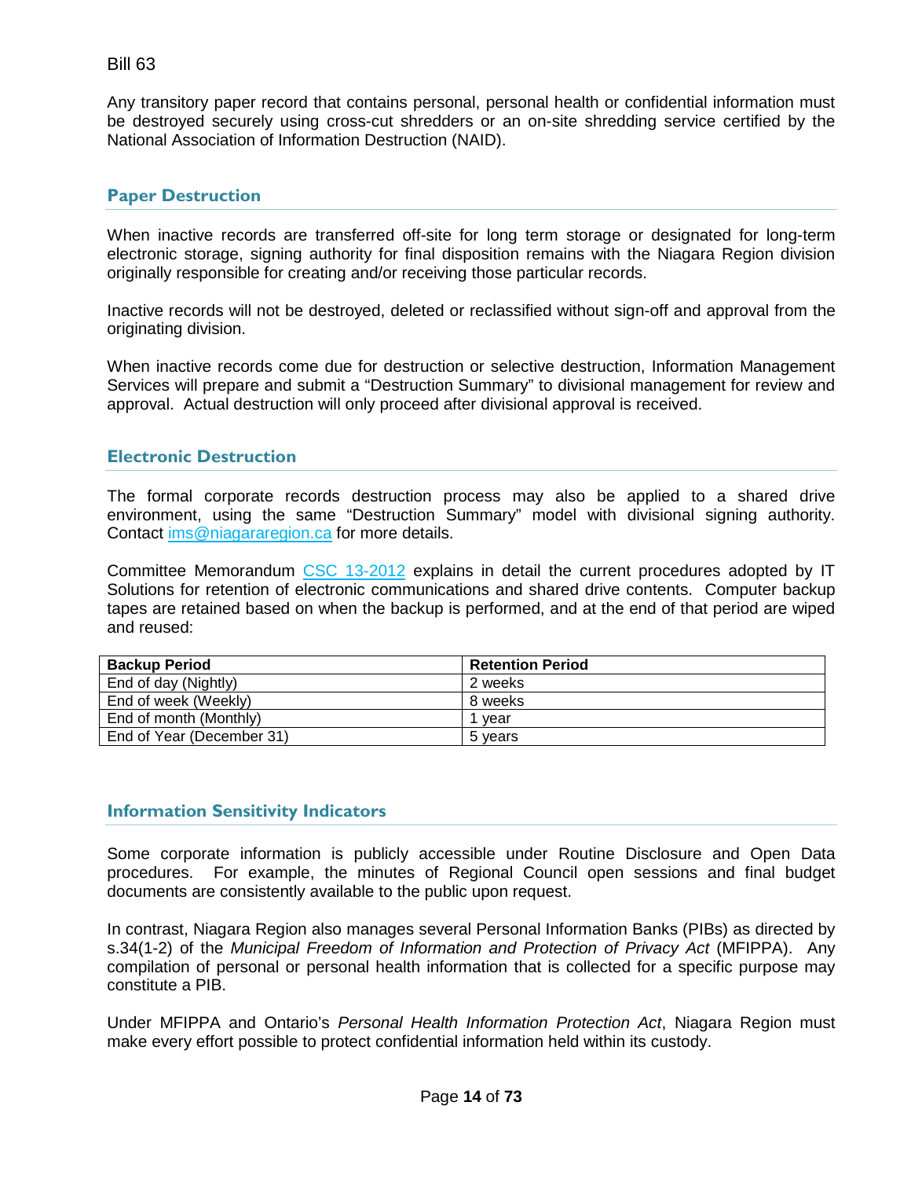Bill 63

Any transitory paper record that contains personal, personal health or confidential information must be destroyed securely using cross-cut shredders or an on-site shredding service certified by the National Association of Information Destruction (NAID).

## Paper Destruction

When inactive records are transferred off-site for long term storage or designated for long-term electronic storage, signing authority for final disposition remains with the Niagara Region division originally responsible for creating and/or receiving those particular records.

Inactive records will not be destroyed, deleted or reclassified without sign-off and approval from the originating division.

When inactive records come due for destruction or selective destruction, Information Management Services will prepare and submit a "Destruction Summary" to divisional management for review and approval. Actual destruction will only proceed after divisional approval is received.

## Electronic Destruction

The formal corporate records destruction process may also be applied to a shared drive environment, using the same "Destruction Summary" model with divisional signing authority. Contact [ims@niagararegion.ca](mailto:ims@niagararegion.ca) for more details.

Committee Memorandum CSC 13-2012 explains in detail the current procedures adopted by IT Solutions for retention of electronic communications and shared drive contents. Computer backup tapes are retained based on when the backup is performed, and at the end of that period are wiped and reused:

| Backup Period | Retention Period |
|---|---|
| End of day (Nightly) | 2 weeks |
| End of week (Weekly) | 8 weeks |
| End of month (Monthly) | 1 year |
| End of Year (December 31) | 5 years |

## Information Sensitivity Indicators

Some corporate information is publicly accessible under Routine Disclosure and Open Data procedures. For example, the minutes of Regional Council open sessions and final budget documents are consistently available to the public upon request.

In contrast, Niagara Region also manages several Personal Information Banks (PIBs) as directed by s.34(1-2) of the *Municipal Freedom of Information and Protection of Privacy Act* (MFIPPA). Any compilation of personal or personal health information that is collected for a specific purpose may constitute a PIB.

Under MFIPPA and Ontario's *Personal Health Information Protection Act*, Niagara Region must make every effort possible to protect confidential information held within its custody.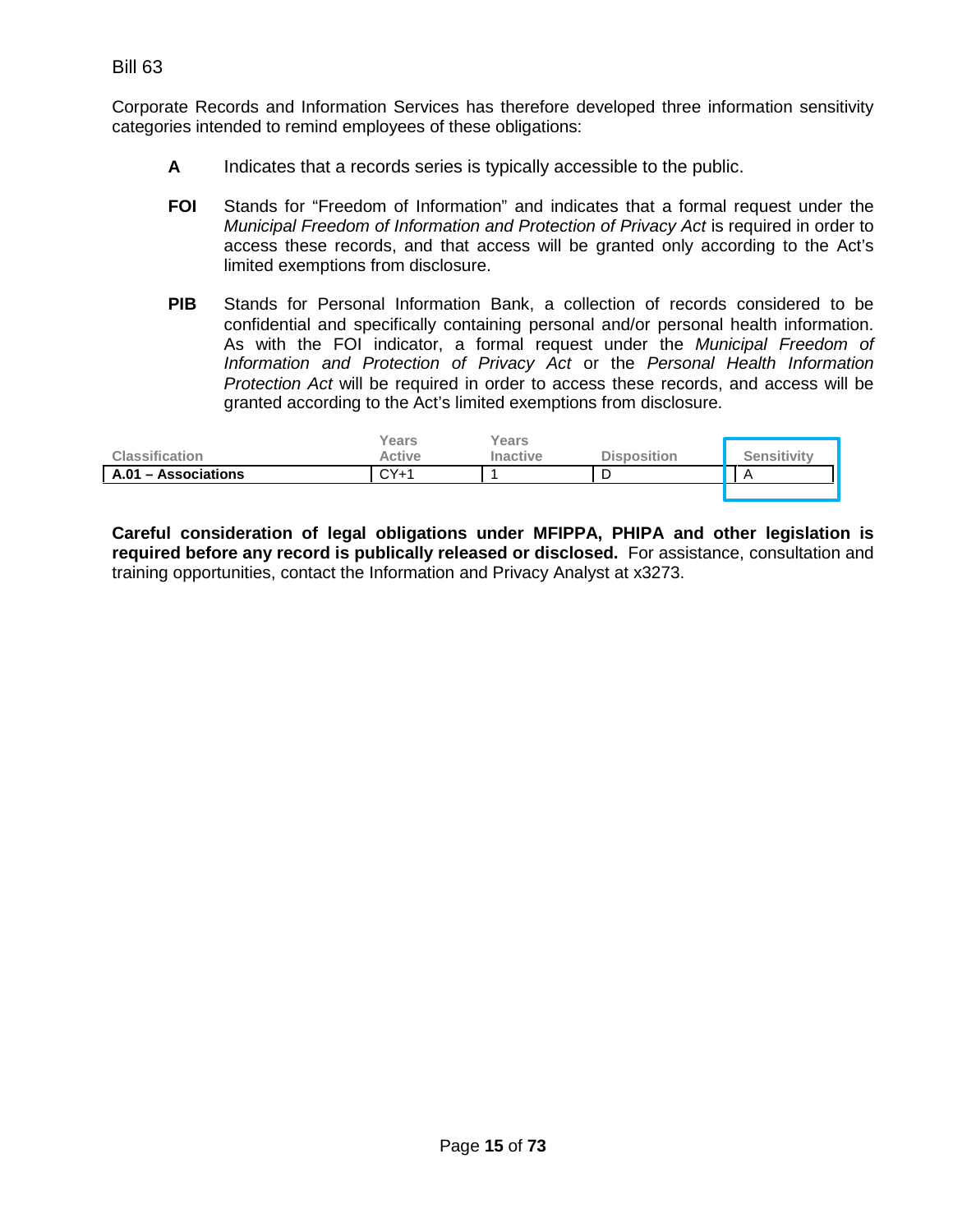Bill 63

Corporate Records and Information Services has therefore developed three information sensitivity categories intended to remind employees of these obligations:

**A** Indicates that a records series is typically accessible to the public.

**FOI** Stands for "Freedom of Information" and indicates that a formal request under the *Municipal Freedom of Information and Protection of Privacy Act* is required in order to access these records, and that access will be granted only according to the Act's limited exemptions from disclosure.

**PIB** Stands for Personal Information Bank, a collection of records considered to be confidential and specifically containing personal and/or personal health information. As with the FOI indicator, a formal request under the *Municipal Freedom of Information and Protection of Privacy Act* or the *Personal Health Information Protection Act* will be required in order to access these records, and access will be granted according to the Act's limited exemptions from disclosure.

| Classification | Years Active | Years Inactive | Disposition | Sensitivity |
|---|---|---|---|---|
| **A.01 – Associations** | CY+1 | 1 | D | A |

**Careful consideration of legal obligations under MFIPPA, PHIPA and other legislation is required before any record is publically released or disclosed.** For assistance, consultation and training opportunities, contact the Information and Privacy Analyst at x3273.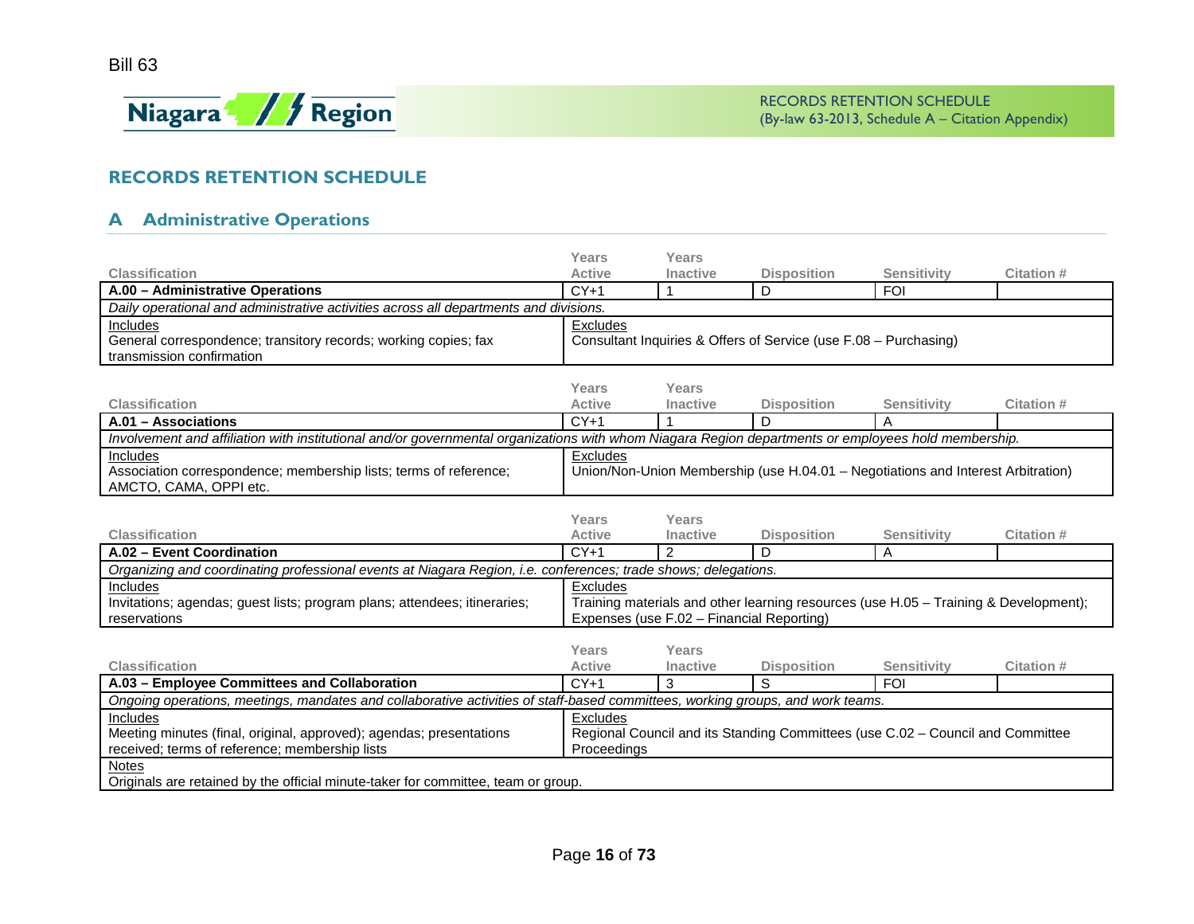Bill 63

# RECORDS RETENTION SCHEDULE

## A Administrative Operations

| Classification | Years Active | Years Inactive | Disposition | Sensitivity | Citation # |
|---|---|---|---|---|---|
| **A.00 – Administrative Operations** | CY+1 | 1 | D | FOI | |
| *Daily operational and administrative activities across all departments and divisions.* | | | | | |
| Includes<br>General correspondence; transitory records; working copies; fax transmission confirmation | Excludes<br>Consultant Inquiries & Offers of Service (use F.08 – Purchasing) | | | | |

| Classification | Years Active | Years Inactive | Disposition | Sensitivity | Citation # |
|---|---|---|---|---|---|
| **A.01 – Associations** | CY+1 | 1 | D | A | |
| *Involvement and affiliation with institutional and/or governmental organizations with whom Niagara Region departments or employees hold membership.* | | | | | |
| Includes<br>Association correspondence; membership lists; terms of reference; AMCTO, CAMA, OPPI etc. | Excludes<br>Union/Non-Union Membership (use H.04.01 – Negotiations and Interest Arbitration) | | | | |

| Classification | Years Active | Years Inactive | Disposition | Sensitivity | Citation # |
|---|---|---|---|---|---|
| **A.02 – Event Coordination** | CY+1 | 2 | D | A | |
| *Organizing and coordinating professional events at Niagara Region, i.e. conferences; trade shows; delegations.* | | | | | |
| Includes<br>Invitations; agendas; guest lists; program plans; attendees; itineraries; reservations | Excludes<br>Training materials and other learning resources (use H.05 – Training & Development); Expenses (use F.02 – Financial Reporting) | | | | |

| Classification | Years Active | Years Inactive | Disposition | Sensitivity | Citation # |
|---|---|---|---|---|---|
| **A.03 – Employee Committees and Collaboration** | CY+1 | 3 | S | FOI | |
| *Ongoing operations, meetings, mandates and collaborative activities of staff-based committees, working groups, and work teams.* | | | | | |
| Includes<br>Meeting minutes (final, original, approved); agendas; presentations received; terms of reference; membership lists | Excludes<br>Regional Council and its Standing Committees (use C.02 – Council and Committee Proceedings | | | | |
| Notes<br>Originals are retained by the official minute-taker for committee, team or group. | | | | | |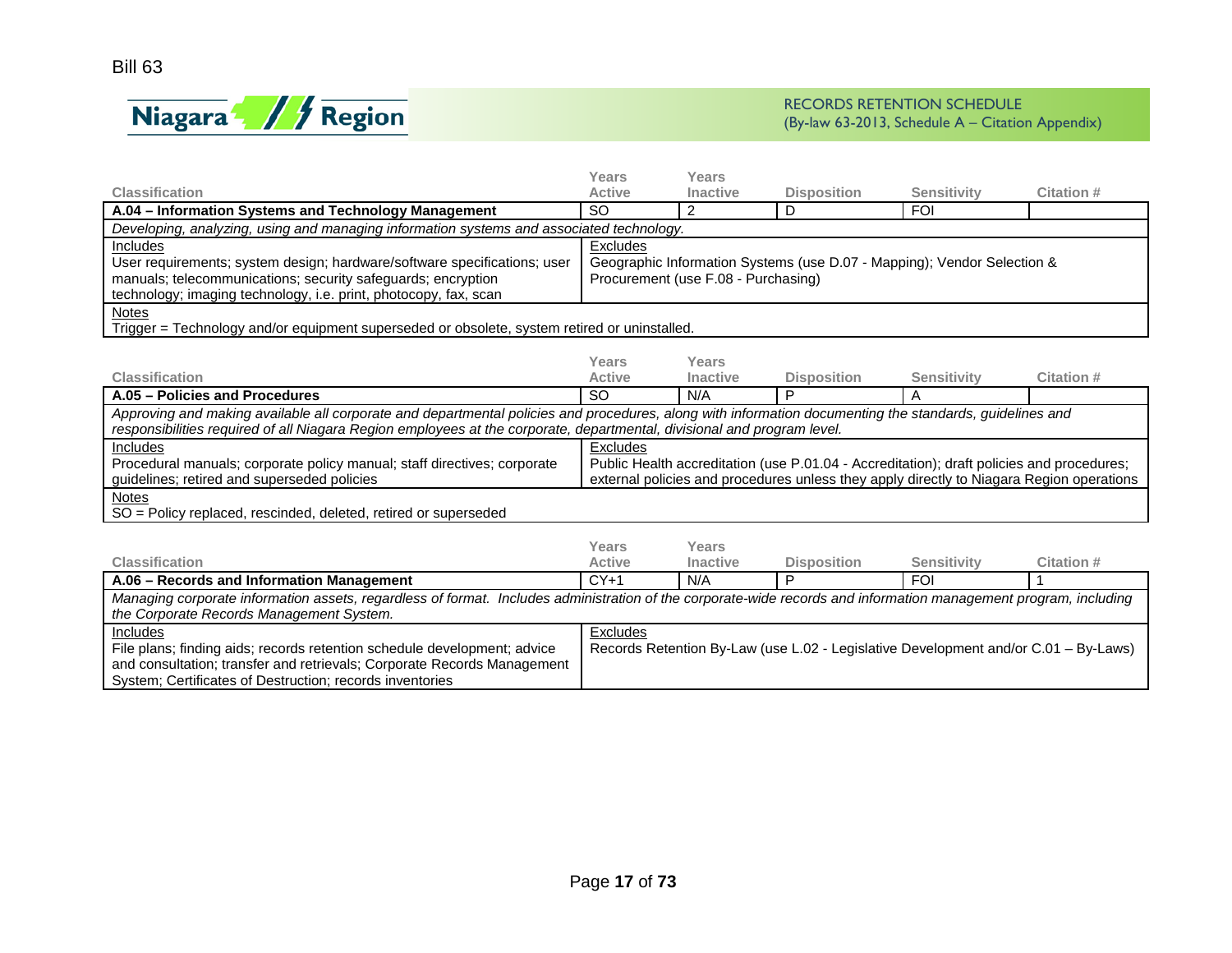| Classification | Years Active | Years Inactive | Disposition | Sensitivity | Citation # |
|---|---|---|---|---|---|
| **A.04 – Information Systems and Technology Management** | SO | 2 | D | FOI | |
| *Developing, analyzing, using and managing information systems and associated technology.* | | | | | |
| Includes<br>User requirements; system design; hardware/software specifications; user manuals; telecommunications; security safeguards; encryption technology; imaging technology, i.e. print, photocopy, fax, scan | Excludes<br>Geographic Information Systems (use D.07 - Mapping); Vendor Selection & Procurement (use F.08 - Purchasing) | | | | |
| Notes<br>Trigger = Technology and/or equipment superseded or obsolete, system retired or uninstalled. | | | | | |

| Classification | Years Active | Years Inactive | Disposition | Sensitivity | Citation # |
|---|---|---|---|---|---|
| **A.05 – Policies and Procedures** | SO | N/A | P | A | |
| *Approving and making available all corporate and departmental policies and procedures, along with information documenting the standards, guidelines and responsibilities required of all Niagara Region employees at the corporate, departmental, divisional and program level.* | | | | | |
| Includes<br>Procedural manuals; corporate policy manual; staff directives; corporate guidelines; retired and superseded policies | Excludes<br>Public Health accreditation (use P.01.04 - Accreditation); draft policies and procedures; external policies and procedures unless they apply directly to Niagara Region operations | | | | |
| Notes<br>SO = Policy replaced, rescinded, deleted, retired or superseded | | | | | |

| Classification | Years Active | Years Inactive | Disposition | Sensitivity | Citation # |
|---|---|---|---|---|---|
| **A.06 – Records and Information Management** | CY+1 | N/A | P | FOI | 1 |
| *Managing corporate information assets, regardless of format. Includes administration of the corporate-wide records and information management program, including the Corporate Records Management System.* | | | | | |
| Includes<br>File plans; finding aids; records retention schedule development; advice and consultation; transfer and retrievals; Corporate Records Management System; Certificates of Destruction; records inventories | Excludes<br>Records Retention By-Law (use L.02 - Legislative Development and/or C.01 – By-Laws) | | | | |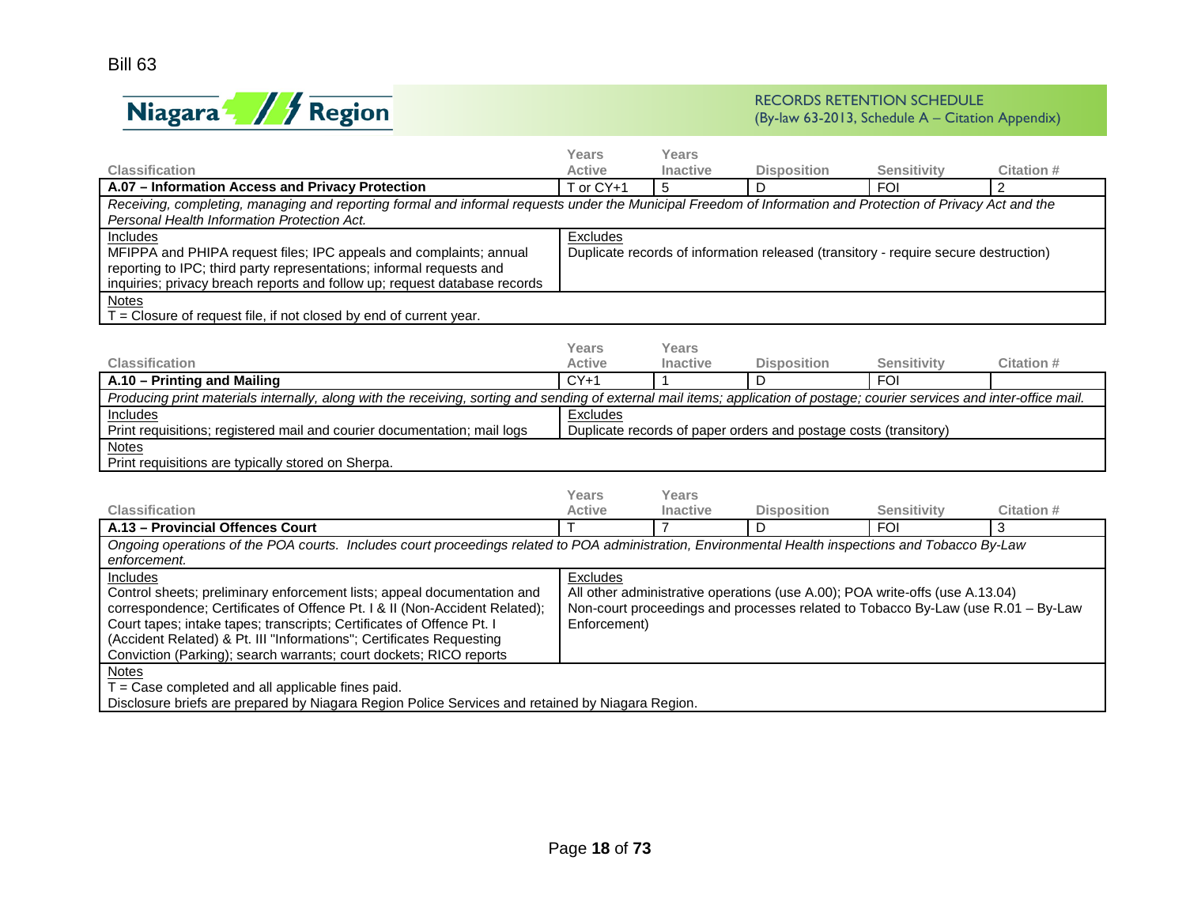Bill 63

RECORDS RETENTION SCHEDULE
(By-law 63-2013, Schedule A – Citation Appendix)

| Classification | Years Active | Years Inactive | Disposition | Sensitivity | Citation # |
|---|---|---|---|---|---|
| **A.07 – Information Access and Privacy Protection** | T or CY+1 | 5 | D | FOI | 2 |

*Receiving, completing, managing and reporting formal and informal requests under the Municipal Freedom of Information and Protection of Privacy Act and the Personal Health Information Protection Act.*

| Includes | Excludes |
|---|---|
| MFIPPA and PHIPA request files; IPC appeals and complaints; annual reporting to IPC; third party representations; informal requests and inquiries; privacy breach reports and follow up; request database records | Duplicate records of information released (transitory - require secure destruction) |

Notes
T = Closure of request file, if not closed by end of current year.

| Classification | Years Active | Years Inactive | Disposition | Sensitivity | Citation # |
|---|---|---|---|---|---|
| **A.10 – Printing and Mailing** | CY+1 | 1 | D | FOI | |

*Producing print materials internally, along with the receiving, sorting and sending of external mail items; application of postage; courier services and inter-office mail.*

| Includes | Excludes |
|---|---|
| Print requisitions; registered mail and courier documentation; mail logs | Duplicate records of paper orders and postage costs (transitory) |

Notes
Print requisitions are typically stored on Sherpa.

| Classification | Years Active | Years Inactive | Disposition | Sensitivity | Citation # |
|---|---|---|---|---|---|
| **A.13 – Provincial Offences Court** | T | 7 | D | FOI | 3 |

*Ongoing operations of the POA courts. Includes court proceedings related to POA administration, Environmental Health inspections and Tobacco By-Law enforcement.*

| Includes | Excludes |
|---|---|
| Control sheets; preliminary enforcement lists; appeal documentation and correspondence; Certificates of Offence Pt. I & II (Non-Accident Related); Court tapes; intake tapes; transcripts; Certificates of Offence Pt. I (Accident Related) & Pt. III "Informations"; Certificates Requesting Conviction (Parking); search warrants; court dockets; RICO reports | All other administrative operations (use A.00); POA write-offs (use A.13.04) Non-court proceedings and processes related to Tobacco By-Law (use R.01 – By-Law Enforcement) |

Notes
T = Case completed and all applicable fines paid.
Disclosure briefs are prepared by Niagara Region Police Services and retained by Niagara Region.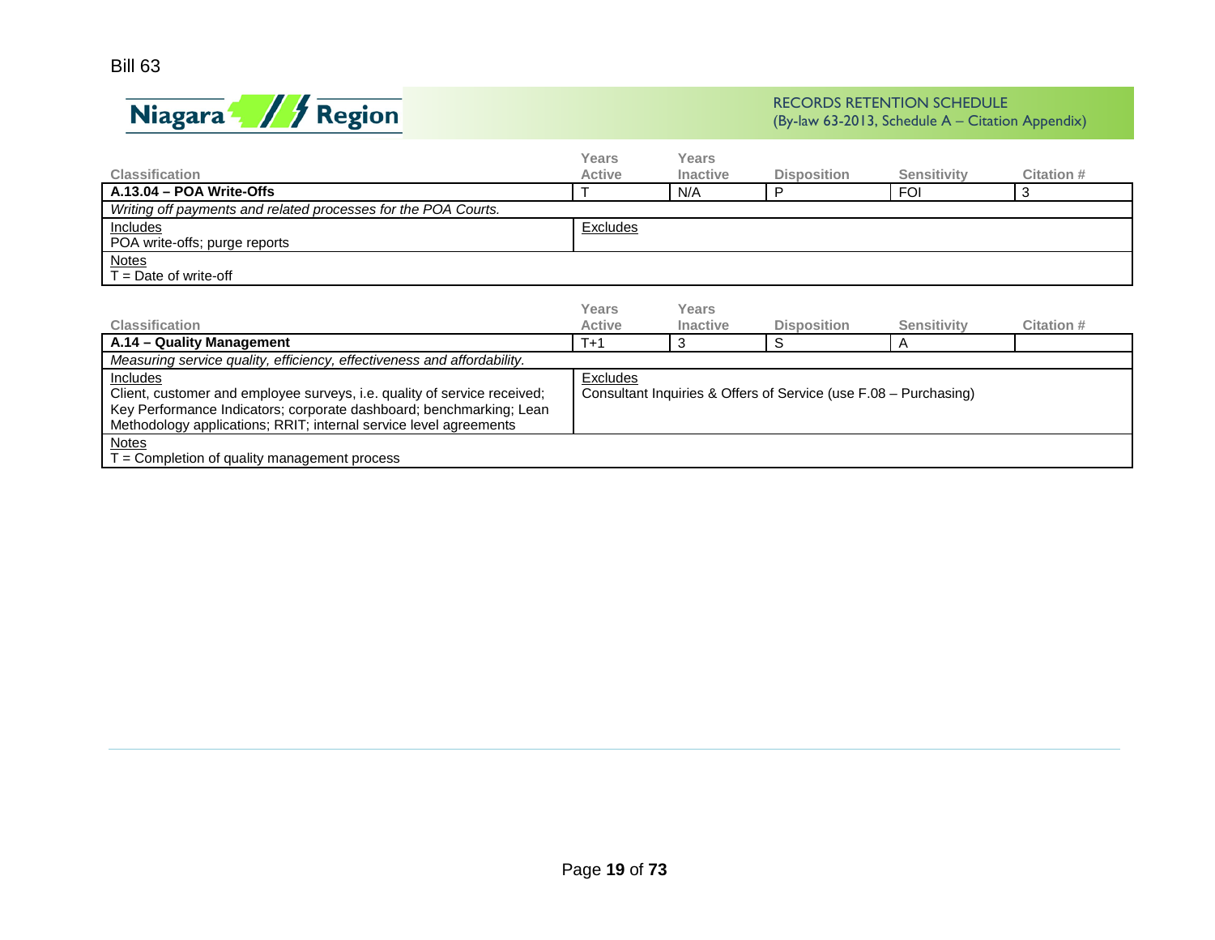| Classification | Years Active | Years Inactive | Disposition | Sensitivity | Citation # |
|---|---|---|---|---|---|
| **A.13.04 – POA Write-Offs** | T | N/A | P | FOI | 3 |
| *Writing off payments and related processes for the POA Courts.* | | | | | |
| Includes<br>POA write-offs; purge reports | Excludes | | | | |
| Notes<br>T = Date of write-off | | | | | |

| Classification | Years Active | Years Inactive | Disposition | Sensitivity | Citation # |
|---|---|---|---|---|---|
| **A.14 – Quality Management** | T+1 | 3 | S | A | |
| *Measuring service quality, efficiency, effectiveness and affordability.* | | | | | |
| Includes<br>Client, customer and employee surveys, i.e. quality of service received; Key Performance Indicators; corporate dashboard; benchmarking; Lean Methodology applications; RRIT; internal service level agreements | Excludes<br>Consultant Inquiries & Offers of Service (use F.08 – Purchasing) | | | | |
| Notes<br>T = Completion of quality management process | | | | | |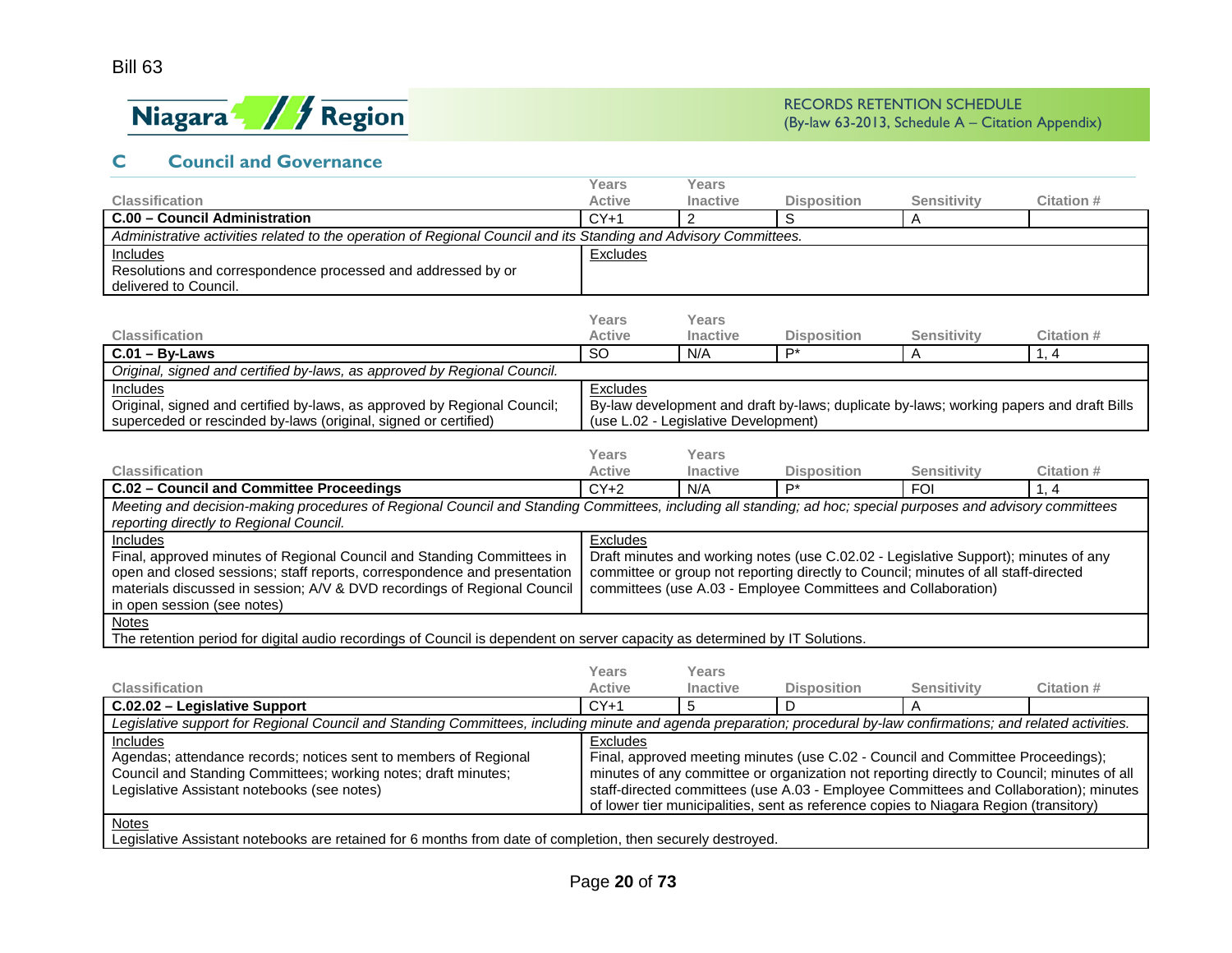## C Council and Governance

| Classification | Years Active | Years Inactive | Disposition | Sensitivity | Citation # |
|---|---|---|---|---|---|
| **C.00 – Council Administration** | CY+1 | 2 | S | A | |

*Administrative activities related to the operation of Regional Council and its Standing and Advisory Committees.*

| Includes | Excludes |
|---|---|
| Resolutions and correspondence processed and addressed by or delivered to Council. | |

| Classification | Years Active | Years Inactive | Disposition | Sensitivity | Citation # |
|---|---|---|---|---|---|
| **C.01 – By-Laws** | SO | N/A | P* | A | 1, 4 |

*Original, signed and certified by-laws, as approved by Regional Council.*

| Includes | Excludes |
|---|---|
| Original, signed and certified by-laws, as approved by Regional Council; superceded or rescinded by-laws (original, signed or certified) | By-law development and draft by-laws; duplicate by-laws; working papers and draft Bills (use L.02 - Legislative Development) |

| Classification | Years Active | Years Inactive | Disposition | Sensitivity | Citation # |
|---|---|---|---|---|---|
| **C.02 – Council and Committee Proceedings** | CY+2 | N/A | P* | FOI | 1, 4 |

*Meeting and decision-making procedures of Regional Council and Standing Committees, including all standing; ad hoc; special purposes and advisory committees reporting directly to Regional Council.*

| Includes | Excludes |
|---|---|
| Final, approved minutes of Regional Council and Standing Committees in open and closed sessions; staff reports, correspondence and presentation materials discussed in session; A/V & DVD recordings of Regional Council in open session (see notes) | Draft minutes and working notes (use C.02.02 - Legislative Support); minutes of any committee or group not reporting directly to Council; minutes of all staff-directed committees (use A.03 - Employee Committees and Collaboration) |

Notes

The retention period for digital audio recordings of Council is dependent on server capacity as determined by IT Solutions.

| Classification | Years Active | Years Inactive | Disposition | Sensitivity | Citation # |
|---|---|---|---|---|---|
| **C.02.02 – Legislative Support** | CY+1 | 5 | D | A | |

*Legislative support for Regional Council and Standing Committees, including minute and agenda preparation; procedural by-law confirmations; and related activities.*

| Includes | Excludes |
|---|---|
| Agendas; attendance records; notices sent to members of Regional Council and Standing Committees; working notes; draft minutes; Legislative Assistant notebooks (see notes) | Final, approved meeting minutes (use C.02 - Council and Committee Proceedings); minutes of any committee or organization not reporting directly to Council; minutes of all staff-directed committees (use A.03 - Employee Committees and Collaboration); minutes of lower tier municipalities, sent as reference copies to Niagara Region (transitory) |

Notes

Legislative Assistant notebooks are retained for 6 months from date of completion, then securely destroyed.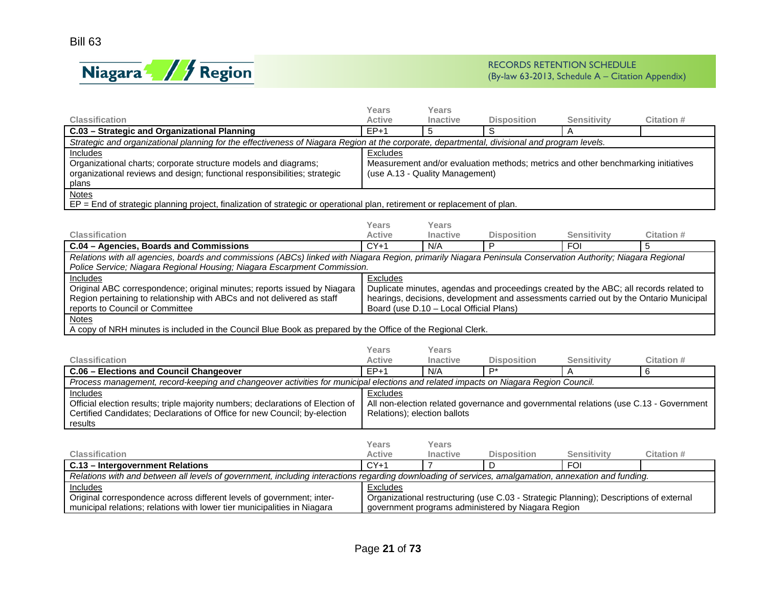Bill 63

**Niagara Region**

RECORDS RETENTION SCHEDULE
(By-law 63-2013, Schedule A – Citation Appendix)

| Classification | Years Active | Years Inactive | Disposition | Sensitivity | Citation # |
|---|---|---|---|---|---|
| **C.03 – Strategic and Organizational Planning** | EP+1 | 5 | S | A | |

*Strategic and organizational planning for the effectiveness of Niagara Region at the corporate, departmental, divisional and program levels.*

| Includes | Excludes |
|---|---|
| Organizational charts; corporate structure models and diagrams; organizational reviews and design; functional responsibilities; strategic plans | Measurement and/or evaluation methods; metrics and other benchmarking initiatives (use A.13 - Quality Management) |

Notes
EP = End of strategic planning project, finalization of strategic or operational plan, retirement or replacement of plan.

| Classification | Years Active | Years Inactive | Disposition | Sensitivity | Citation # |
|---|---|---|---|---|---|
| **C.04 – Agencies, Boards and Commissions** | CY+1 | N/A | P | FOI | 5 |

*Relations with all agencies, boards and commissions (ABCs) linked with Niagara Region, primarily Niagara Peninsula Conservation Authority; Niagara Regional Police Service; Niagara Regional Housing; Niagara Escarpment Commission.*

| Includes | Excludes |
|---|---|
| Original ABC correspondence; original minutes; reports issued by Niagara Region pertaining to relationship with ABCs and not delivered as staff reports to Council or Committee | Duplicate minutes, agendas and proceedings created by the ABC; all records related to hearings, decisions, development and assessments carried out by the Ontario Municipal Board (use D.10 – Local Official Plans) |

Notes
A copy of NRH minutes is included in the Council Blue Book as prepared by the Office of the Regional Clerk.

| Classification | Years Active | Years Inactive | Disposition | Sensitivity | Citation # |
|---|---|---|---|---|---|
| **C.06 – Elections and Council Changeover** | EP+1 | N/A | P* | A | 6 |

*Process management, record-keeping and changeover activities for municipal elections and related impacts on Niagara Region Council.*

| Includes | Excludes |
|---|---|
| Official election results; triple majority numbers; declarations of Election of Certified Candidates; Declarations of Office for new Council; by-election results | All non-election related governance and governmental relations (use C.13 - Government Relations); election ballots |

| Classification | Years Active | Years Inactive | Disposition | Sensitivity | Citation # |
|---|---|---|---|---|---|
| **C.13 – Intergovernment Relations** | CY+1 | 7 | D | FOI | |

*Relations with and between all levels of government, including interactions regarding downloading of services, amalgamation, annexation and funding.*

| Includes | Excludes |
|---|---|
| Original correspondence across different levels of government; inter-municipal relations; relations with lower tier municipalities in Niagara | Organizational restructuring (use C.03 - Strategic Planning); Descriptions of external government programs administered by Niagara Region |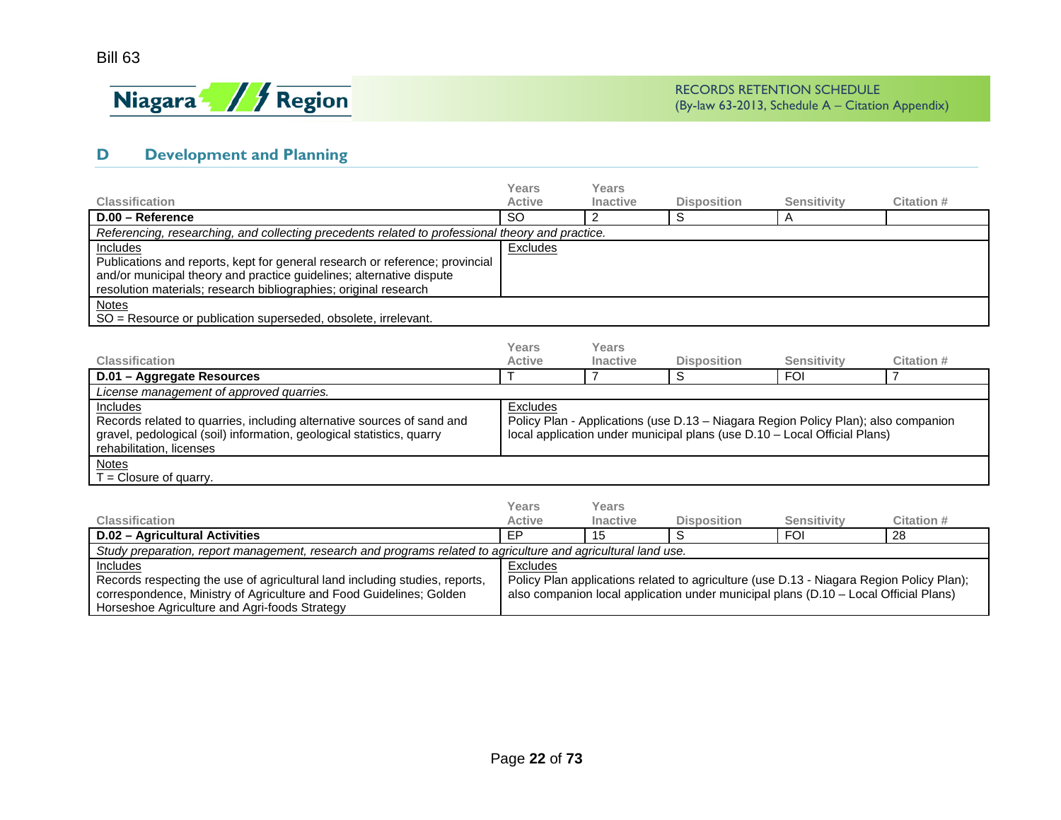Bill 63

RECORDS RETENTION SCHEDULE
(By-law 63-2013, Schedule A – Citation Appendix)

## D Development and Planning

| Classification | Years Active | Years Inactive | Disposition | Sensitivity | Citation # |
|---|---|---|---|---|---|
| **D.00 – Reference** | SO | 2 | S | A | |

*Referencing, researching, and collecting precedents related to professional theory and practice.*

| Includes | Excludes |
|---|---|
| Publications and reports, kept for general research or reference; provincial and/or municipal theory and practice guidelines; alternative dispute resolution materials; research bibliographies; original research | |

Notes
SO = Resource or publication superseded, obsolete, irrelevant.

| Classification | Years Active | Years Inactive | Disposition | Sensitivity | Citation # |
|---|---|---|---|---|---|
| **D.01 – Aggregate Resources** | T | 7 | S | FOI | 7 |

*License management of approved quarries.*

| Includes | Excludes |
|---|---|
| Records related to quarries, including alternative sources of sand and gravel, pedological (soil) information, geological statistics, quarry rehabilitation, licenses | Policy Plan - Applications (use D.13 – Niagara Region Policy Plan); also companion local application under municipal plans (use D.10 – Local Official Plans) |

Notes
T = Closure of quarry.

| Classification | Years Active | Years Inactive | Disposition | Sensitivity | Citation # |
|---|---|---|---|---|---|
| **D.02 – Agricultural Activities** | EP | 15 | S | FOI | 28 |

*Study preparation, report management, research and programs related to agriculture and agricultural land use.*

| Includes | Excludes |
|---|---|
| Records respecting the use of agricultural land including studies, reports, correspondence, Ministry of Agriculture and Food Guidelines; Golden Horseshoe Agriculture and Agri-foods Strategy | Policy Plan applications related to agriculture (use D.13 - Niagara Region Policy Plan); also companion local application under municipal plans (D.10 – Local Official Plans) |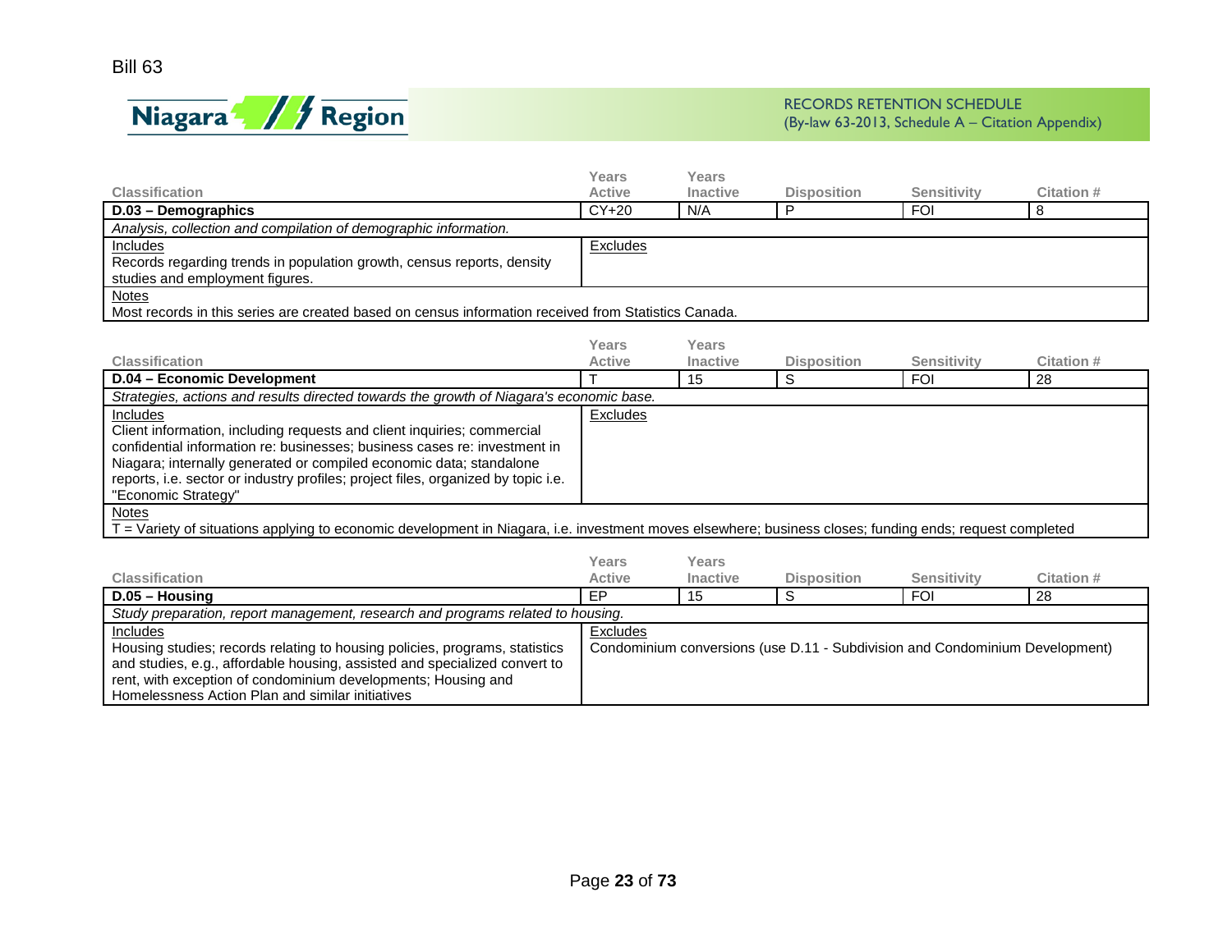Bill 63

RECORDS RETENTION SCHEDULE
(By-law 63-2013, Schedule A – Citation Appendix)

| Classification | Years Active | Years Inactive | Disposition | Sensitivity | Citation # |
|---|---|---|---|---|---|
| **D.03 – Demographics** | CY+20 | N/A | P | FOI | 8 |

*Analysis, collection and compilation of demographic information.*

Includes
Records regarding trends in population growth, census reports, density studies and employment figures.

Excludes

Notes
Most records in this series are created based on census information received from Statistics Canada.

| Classification | Years Active | Years Inactive | Disposition | Sensitivity | Citation # |
|---|---|---|---|---|---|
| **D.04 – Economic Development** | T | 15 | S | FOI | 28 |

*Strategies, actions and results directed towards the growth of Niagara's economic base.*

Includes
Client information, including requests and client inquiries; commercial confidential information re: businesses; business cases re: investment in Niagara; internally generated or compiled economic data; standalone reports, i.e. sector or industry profiles; project files, organized by topic i.e. "Economic Strategy"

Excludes

Notes
T = Variety of situations applying to economic development in Niagara, i.e. investment moves elsewhere; business closes; funding ends; request completed

| Classification | Years Active | Years Inactive | Disposition | Sensitivity | Citation # |
|---|---|---|---|---|---|
| **D.05 – Housing** | EP | 15 | S | FOI | 28 |

*Study preparation, report management, research and programs related to housing.*

Includes
Housing studies; records relating to housing policies, programs, statistics and studies, e.g., affordable housing, assisted and specialized convert to rent, with exception of condominium developments; Housing and Homelessness Action Plan and similar initiatives

Excludes
Condominium conversions (use D.11 - Subdivision and Condominium Development)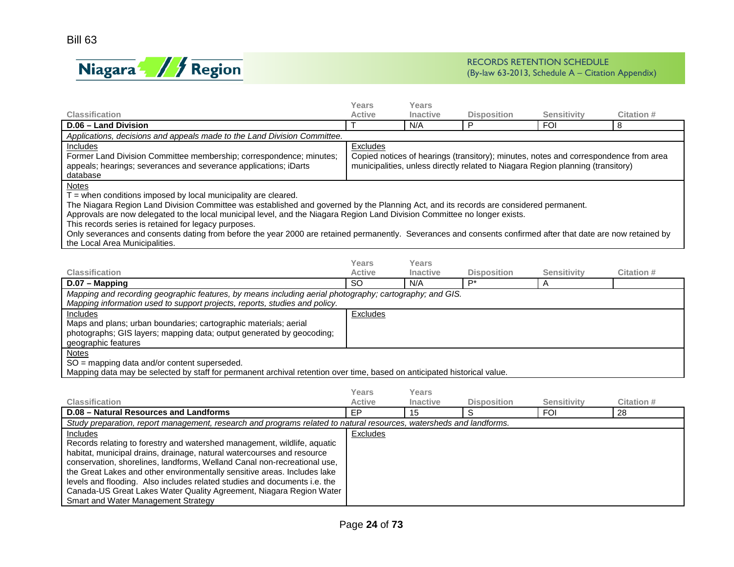Bill 63

Niagara Region

RECORDS RETENTION SCHEDULE
(By-law 63-2013, Schedule A – Citation Appendix)

| Classification | Years Active | Years Inactive | Disposition | Sensitivity | Citation # |
|---|---|---|---|---|---|
| **D.06 – Land Division** | T | N/A | P | FOI | 8 |

*Applications, decisions and appeals made to the Land Division Committee.*

Includes
Former Land Division Committee membership; correspondence; minutes; appeals; hearings; severances and severance applications; iDarts database

Excludes
Copied notices of hearings (transitory); minutes, notes and correspondence from area municipalities, unless directly related to Niagara Region planning (transitory)

Notes
T = when conditions imposed by local municipality are cleared.
The Niagara Region Land Division Committee was established and governed by the Planning Act, and its records are considered permanent.
Approvals are now delegated to the local municipal level, and the Niagara Region Land Division Committee no longer exists.
This records series is retained for legacy purposes.
Only severances and consents dating from before the year 2000 are retained permanently. Severances and consents confirmed after that date are now retained by the Local Area Municipalities.

| Classification | Years Active | Years Inactive | Disposition | Sensitivity | Citation # |
|---|---|---|---|---|---|
| **D.07 – Mapping** | SO | N/A | P* | A | |

*Mapping and recording geographic features, by means including aerial photography; cartography; and GIS.*
*Mapping information used to support projects, reports, studies and policy.*

Includes
Maps and plans; urban boundaries; cartographic materials; aerial photographs; GIS layers; mapping data; output generated by geocoding; geographic features

Excludes

Notes
SO = mapping data and/or content superseded.
Mapping data may be selected by staff for permanent archival retention over time, based on anticipated historical value.

| Classification | Years Active | Years Inactive | Disposition | Sensitivity | Citation # |
|---|---|---|---|---|---|
| **D.08 – Natural Resources and Landforms** | EP | 15 | S | FOI | 28 |

*Study preparation, report management, research and programs related to natural resources, watersheds and landforms.*

Includes
Records relating to forestry and watershed management, wildlife, aquatic habitat, municipal drains, drainage, natural watercourses and resource conservation, shorelines, landforms, Welland Canal non-recreational use, the Great Lakes and other environmentally sensitive areas. Includes lake levels and flooding. Also includes related studies and documents i.e. the Canada-US Great Lakes Water Quality Agreement, Niagara Region Water Smart and Water Management Strategy

Excludes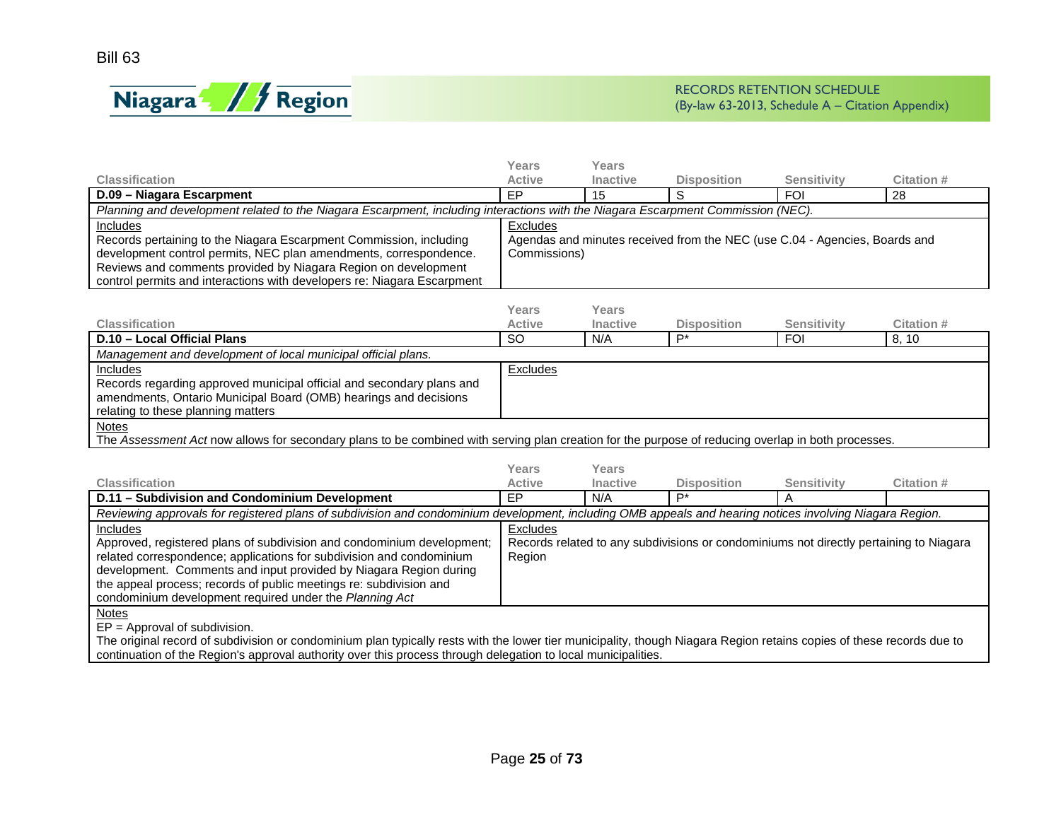Bill 63

RECORDS RETENTION SCHEDULE
(By-law 63-2013, Schedule A – Citation Appendix)

| Classification | Years Active | Years Inactive | Disposition | Sensitivity | Citation # |
|---|---|---|---|---|---|
| **D.09 – Niagara Escarpment** | EP | 15 | S | FOI | 28 |

*Planning and development related to the Niagara Escarpment, including interactions with the Niagara Escarpment Commission (NEC).*

| Includes | Excludes |
|---|---|
| Records pertaining to the Niagara Escarpment Commission, including development control permits, NEC plan amendments, correspondence. Reviews and comments provided by Niagara Region on development control permits and interactions with developers re: Niagara Escarpment | Agendas and minutes received from the NEC (use C.04 - Agencies, Boards and Commissions) |

| Classification | Years Active | Years Inactive | Disposition | Sensitivity | Citation # |
|---|---|---|---|---|---|
| **D.10 – Local Official Plans** | SO | N/A | P* | FOI | 8, 10 |

*Management and development of local municipal official plans.*

| Includes | Excludes |
|---|---|
| Records regarding approved municipal official and secondary plans and amendments, Ontario Municipal Board (OMB) hearings and decisions relating to these planning matters | |

Notes
The *Assessment Act* now allows for secondary plans to be combined with serving plan creation for the purpose of reducing overlap in both processes.

| Classification | Years Active | Years Inactive | Disposition | Sensitivity | Citation # |
|---|---|---|---|---|---|
| **D.11 – Subdivision and Condominium Development** | EP | N/A | P* | A | |

*Reviewing approvals for registered plans of subdivision and condominium development, including OMB appeals and hearing notices involving Niagara Region.*

| Includes | Excludes |
|---|---|
| Approved, registered plans of subdivision and condominium development; related correspondence; applications for subdivision and condominium development. Comments and input provided by Niagara Region during the appeal process; records of public meetings re: subdivision and condominium development required under the *Planning Act* | Records related to any subdivisions or condominiums not directly pertaining to Niagara Region |

Notes
EP = Approval of subdivision.
The original record of subdivision or condominium plan typically rests with the lower tier municipality, though Niagara Region retains copies of these records due to continuation of the Region's approval authority over this process through delegation to local municipalities.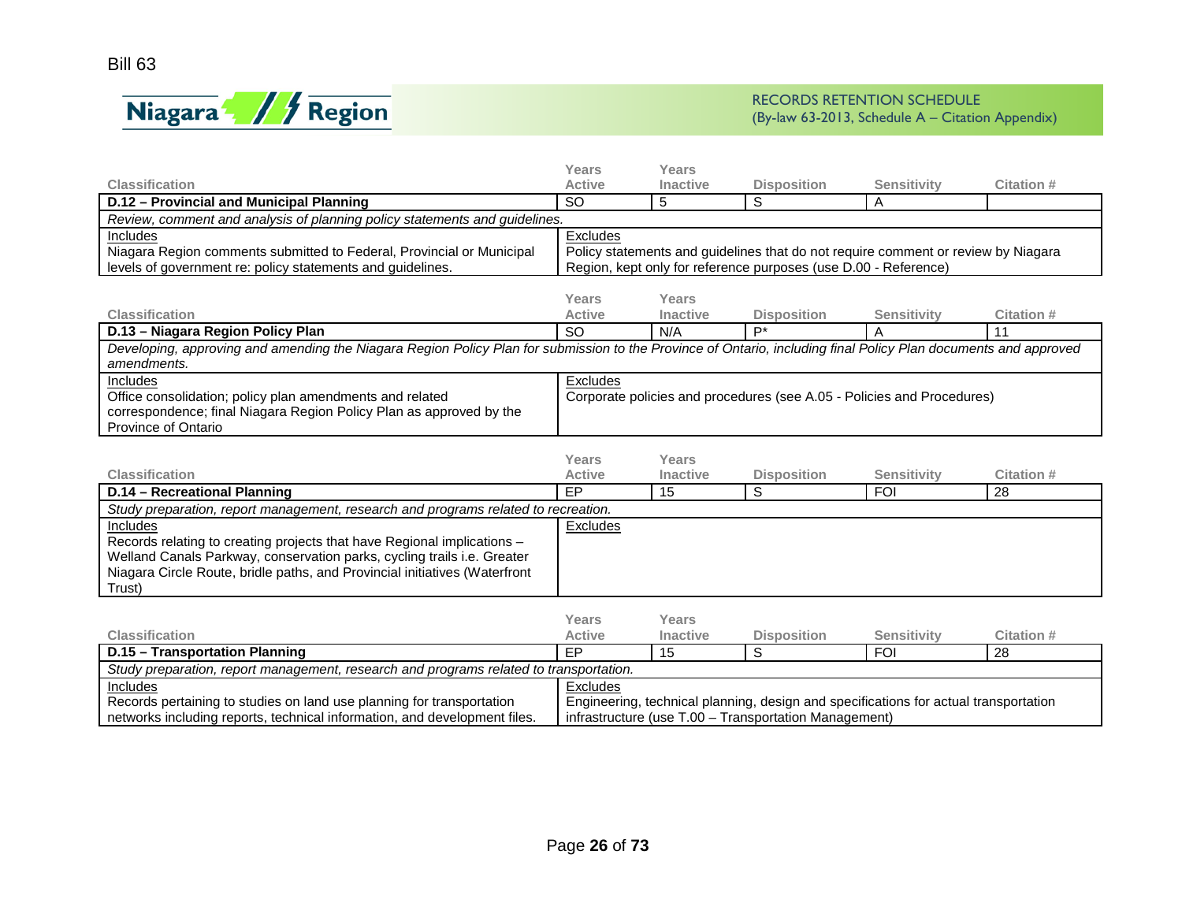Bill 63

RECORDS RETENTION SCHEDULE
(By-law 63-2013, Schedule A – Citation Appendix)

| Classification | Years Active | Years Inactive | Disposition | Sensitivity | Citation # |
|---|---|---|---|---|---|
| **D.12 – Provincial and Municipal Planning** | SO | 5 | S | A | |

*Review, comment and analysis of planning policy statements and guidelines.*

| Includes | Excludes |
|---|---|
| Niagara Region comments submitted to Federal, Provincial or Municipal levels of government re: policy statements and guidelines. | Policy statements and guidelines that do not require comment or review by Niagara Region, kept only for reference purposes (use D.00 - Reference) |

| Classification | Years Active | Years Inactive | Disposition | Sensitivity | Citation # |
|---|---|---|---|---|---|
| **D.13 – Niagara Region Policy Plan** | SO | N/A | P* | A | 11 |

*Developing, approving and amending the Niagara Region Policy Plan for submission to the Province of Ontario, including final Policy Plan documents and approved amendments.*

| Includes | Excludes |
|---|---|
| Office consolidation; policy plan amendments and related correspondence; final Niagara Region Policy Plan as approved by the Province of Ontario | Corporate policies and procedures (see A.05 - Policies and Procedures) |

| Classification | Years Active | Years Inactive | Disposition | Sensitivity | Citation # |
|---|---|---|---|---|---|
| **D.14 – Recreational Planning** | EP | 15 | S | FOI | 28 |

*Study preparation, report management, research and programs related to recreation.*

| Includes | Excludes |
|---|---|
| Records relating to creating projects that have Regional implications – Welland Canals Parkway, conservation parks, cycling trails i.e. Greater Niagara Circle Route, bridle paths, and Provincial initiatives (Waterfront Trust) | |

| Classification | Years Active | Years Inactive | Disposition | Sensitivity | Citation # |
|---|---|---|---|---|---|
| **D.15 – Transportation Planning** | EP | 15 | S | FOI | 28 |

*Study preparation, report management, research and programs related to transportation.*

| Includes | Excludes |
|---|---|
| Records pertaining to studies on land use planning for transportation networks including reports, technical information, and development files. | Engineering, technical planning, design and specifications for actual transportation infrastructure (use T.00 – Transportation Management) |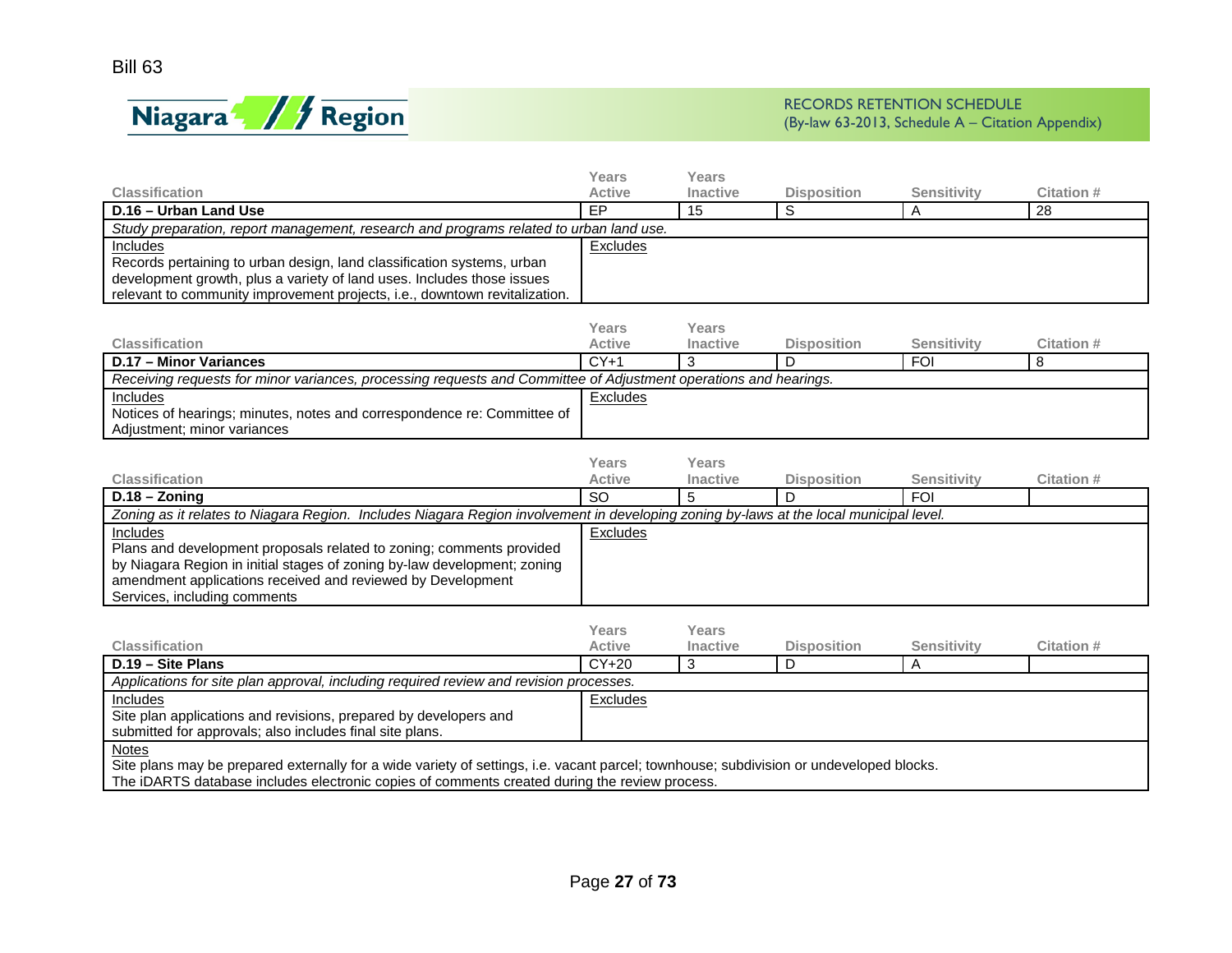Bill 63

Niagara Region

RECORDS RETENTION SCHEDULE
(By-law 63-2013, Schedule A – Citation Appendix)

| Classification | Years Active | Years Inactive | Disposition | Sensitivity | Citation # |
|---|---|---|---|---|---|
| **D.16 – Urban Land Use** | EP | 15 | S | A | 28 |

*Study preparation, report management, research and programs related to urban land use.*

| Includes | Excludes |
|---|---|
| Records pertaining to urban design, land classification systems, urban development growth, plus a variety of land uses. Includes those issues relevant to community improvement projects, i.e., downtown revitalization. | |

| Classification | Years Active | Years Inactive | Disposition | Sensitivity | Citation # |
|---|---|---|---|---|---|
| **D.17 – Minor Variances** | CY+1 | 3 | D | FOI | 8 |

*Receiving requests for minor variances, processing requests and Committee of Adjustment operations and hearings.*

| Includes | Excludes |
|---|---|
| Notices of hearings; minutes, notes and correspondence re: Committee of Adjustment; minor variances | |

| Classification | Years Active | Years Inactive | Disposition | Sensitivity | Citation # |
|---|---|---|---|---|---|
| **D.18 – Zoning** | SO | 5 | D | FOI | |

*Zoning as it relates to Niagara Region. Includes Niagara Region involvement in developing zoning by-laws at the local municipal level.*

| Includes | Excludes |
|---|---|
| Plans and development proposals related to zoning; comments provided by Niagara Region in initial stages of zoning by-law development; zoning amendment applications received and reviewed by Development Services, including comments | |

| Classification | Years Active | Years Inactive | Disposition | Sensitivity | Citation # |
|---|---|---|---|---|---|
| **D.19 – Site Plans** | CY+20 | 3 | D | A | |

*Applications for site plan approval, including required review and revision processes.*

| Includes | Excludes |
|---|---|
| Site plan applications and revisions, prepared by developers and submitted for approvals; also includes final site plans. | |

Notes

Site plans may be prepared externally for a wide variety of settings, i.e. vacant parcel; townhouse; subdivision or undeveloped blocks.
The iDARTS database includes electronic copies of comments created during the review process.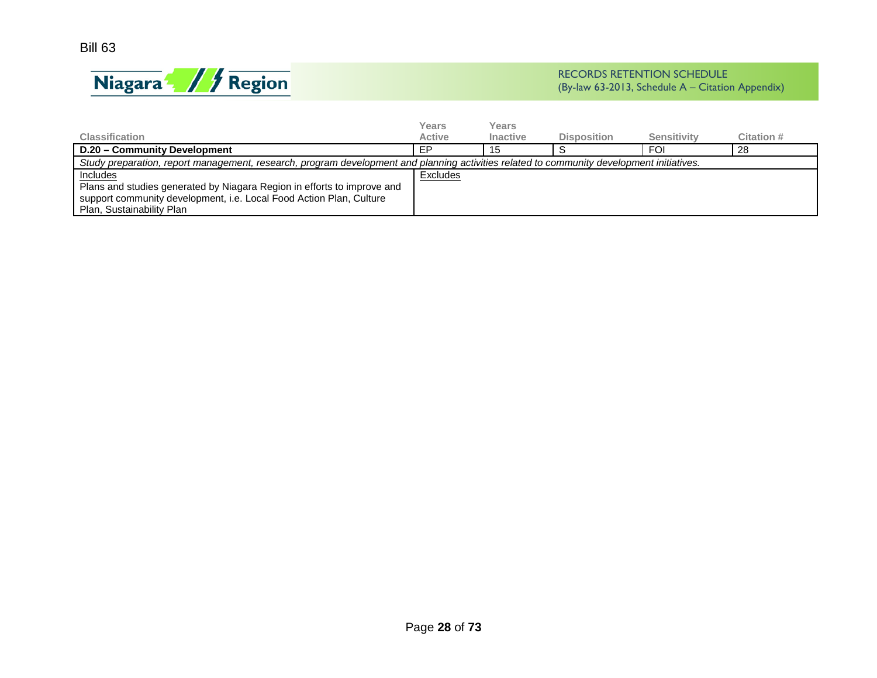Bill 63

RECORDS RETENTION SCHEDULE
(By-law 63-2013, Schedule A – Citation Appendix)

| Classification | Years Active | Years Inactive | Disposition | Sensitivity | Citation # |
|---|---|---|---|---|---|
| **D.20 – Community Development** | EP | 15 | S | FOI | 28 |
| *Study preparation, report management, research, program development and planning activities related to community development initiatives.* | | | | | |
| Includes<br>Plans and studies generated by Niagara Region in efforts to improve and support community development, i.e. Local Food Action Plan, Culture Plan, Sustainability Plan | Excludes | | | | |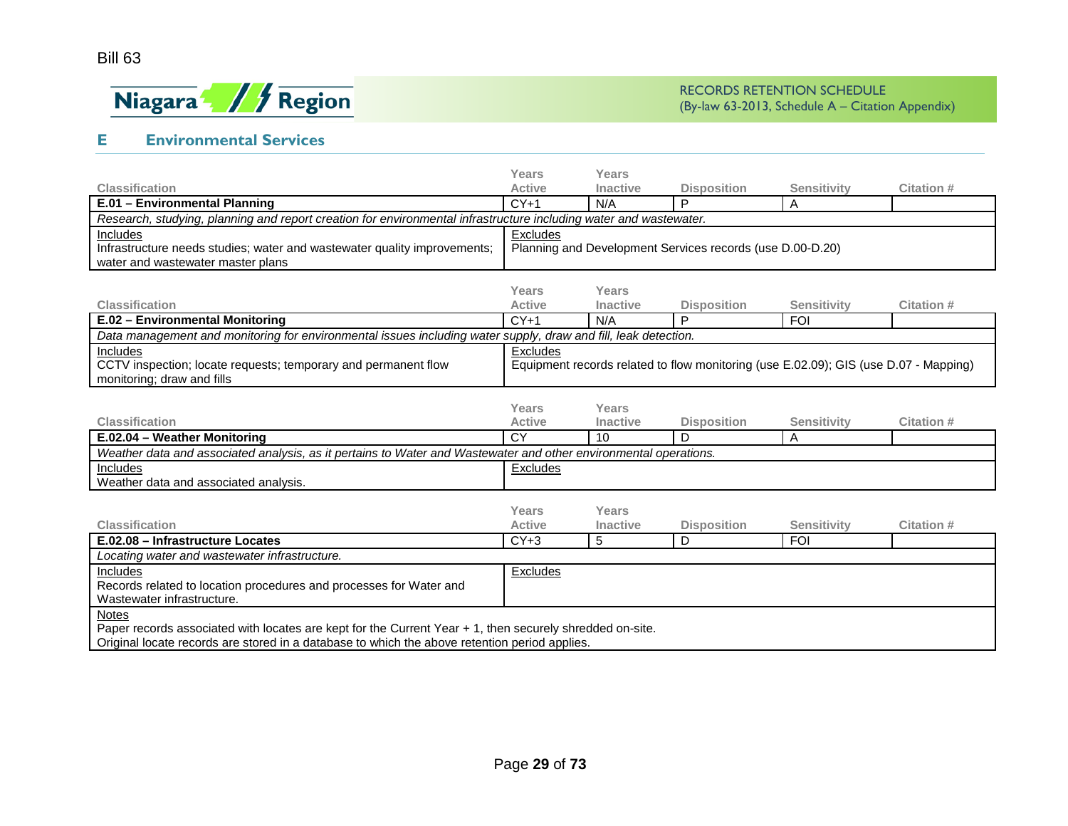Bill 63

RECORDS RETENTION SCHEDULE
(By-law 63-2013, Schedule A – Citation Appendix)

## E Environmental Services

| Classification | Years Active | Years Inactive | Disposition | Sensitivity | Citation # |
|---|---|---|---|---|---|
| **E.01 – Environmental Planning** | CY+1 | N/A | P | A | |
| *Research, studying, planning and report creation for environmental infrastructure including water and wastewater.* | | | | | |
| Includes<br>Infrastructure needs studies; water and wastewater quality improvements; water and wastewater master plans | Excludes<br>Planning and Development Services records (use D.00-D.20) | | | | |

| Classification | Years Active | Years Inactive | Disposition | Sensitivity | Citation # |
|---|---|---|---|---|---|
| **E.02 – Environmental Monitoring** | CY+1 | N/A | P | FOI | |
| *Data management and monitoring for environmental issues including water supply, draw and fill, leak detection.* | | | | | |
| Includes<br>CCTV inspection; locate requests; temporary and permanent flow monitoring; draw and fills | Excludes<br>Equipment records related to flow monitoring (use E.02.09); GIS (use D.07 - Mapping) | | | | |

| Classification | Years Active | Years Inactive | Disposition | Sensitivity | Citation # |
|---|---|---|---|---|---|
| **E.02.04 – Weather Monitoring** | CY | 10 | D | A | |
| *Weather data and associated analysis, as it pertains to Water and Wastewater and other environmental operations.* | | | | | |
| Includes<br>Weather data and associated analysis. | Excludes | | | | |

| Classification | Years Active | Years Inactive | Disposition | Sensitivity | Citation # |
|---|---|---|---|---|---|
| **E.02.08 – Infrastructure Locates** | CY+3 | 5 | D | FOI | |
| *Locating water and wastewater infrastructure.* | | | | | |
| Includes<br>Records related to location procedures and processes for Water and Wastewater infrastructure. | Excludes | | | | |
| Notes<br>Paper records associated with locates are kept for the Current Year + 1, then securely shredded on-site.<br>Original locate records are stored in a database to which the above retention period applies. | | | | | |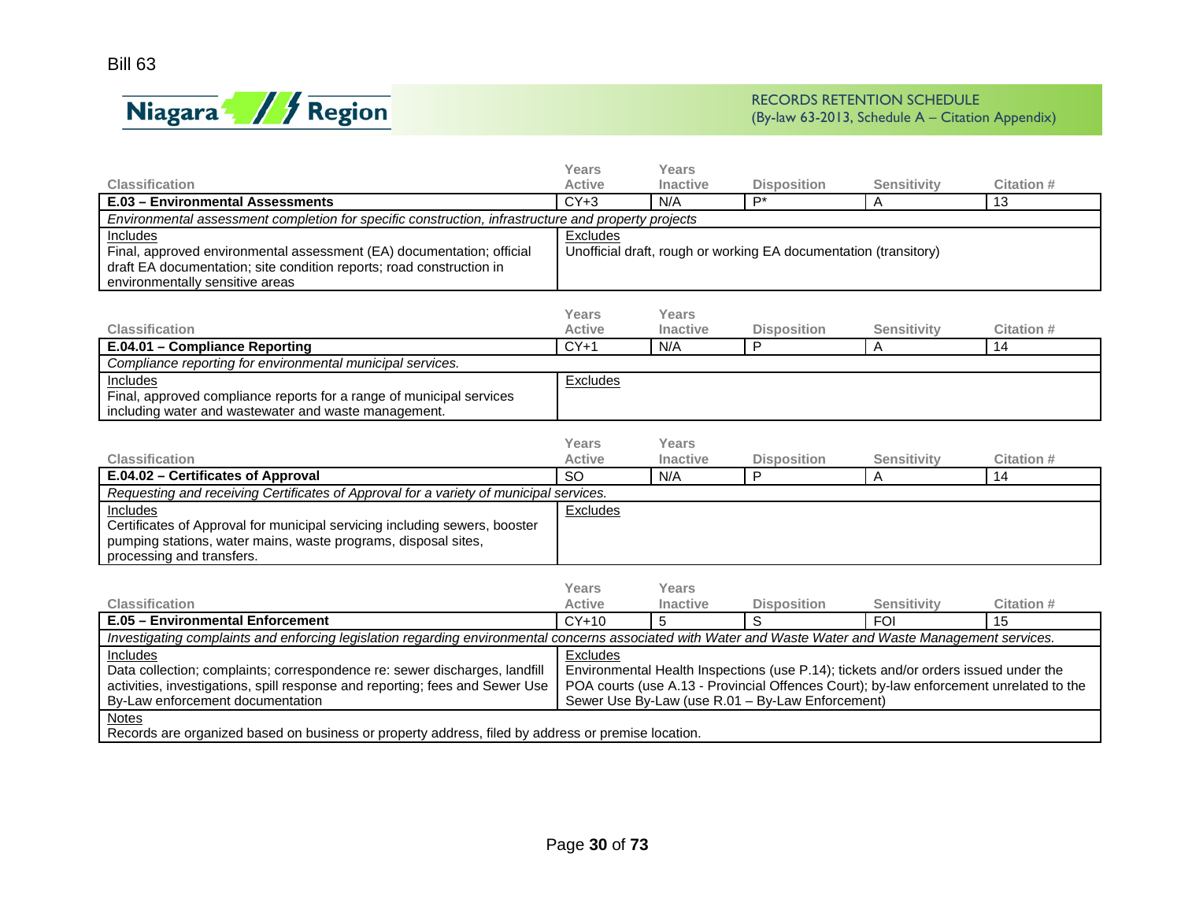Bill 63

Niagara Region

RECORDS RETENTION SCHEDULE
(By-law 63-2013, Schedule A – Citation Appendix)

| Classification | Years Active | Years Inactive | Disposition | Sensitivity | Citation # |
|---|---|---|---|---|---|
| **E.03 – Environmental Assessments** | CY+3 | N/A | P* | A | 13 |
| *Environmental assessment completion for specific construction, infrastructure and property projects* | | | | | |
| Includes<br>Final, approved environmental assessment (EA) documentation; official draft EA documentation; site condition reports; road construction in environmentally sensitive areas | Excludes<br>Unofficial draft, rough or working EA documentation (transitory) | | | | |

| Classification | Years Active | Years Inactive | Disposition | Sensitivity | Citation # |
|---|---|---|---|---|---|
| **E.04.01 – Compliance Reporting** | CY+1 | N/A | P | A | 14 |
| *Compliance reporting for environmental municipal services.* | | | | | |
| Includes<br>Final, approved compliance reports for a range of municipal services including water and wastewater and waste management. | Excludes | | | | |

| Classification | Years Active | Years Inactive | Disposition | Sensitivity | Citation # |
|---|---|---|---|---|---|
| **E.04.02 – Certificates of Approval** | SO | N/A | P | A | 14 |
| *Requesting and receiving Certificates of Approval for a variety of municipal services.* | | | | | |
| Includes<br>Certificates of Approval for municipal servicing including sewers, booster pumping stations, water mains, waste programs, disposal sites, processing and transfers. | Excludes | | | | |

| Classification | Years Active | Years Inactive | Disposition | Sensitivity | Citation # |
|---|---|---|---|---|---|
| **E.05 – Environmental Enforcement** | CY+10 | 5 | S | FOI | 15 |
| *Investigating complaints and enforcing legislation regarding environmental concerns associated with Water and Waste Water and Waste Management services.* | | | | | |
| Includes<br>Data collection; complaints; correspondence re: sewer discharges, landfill activities, investigations, spill response and reporting; fees and Sewer Use By-Law enforcement documentation | Excludes<br>Environmental Health Inspections (use P.14); tickets and/or orders issued under the POA courts (use A.13 - Provincial Offences Court); by-law enforcement unrelated to the Sewer Use By-Law (use R.01 – By-Law Enforcement) | | | | |
| Notes<br>Records are organized based on business or property address, filed by address or premise location. | | | | | |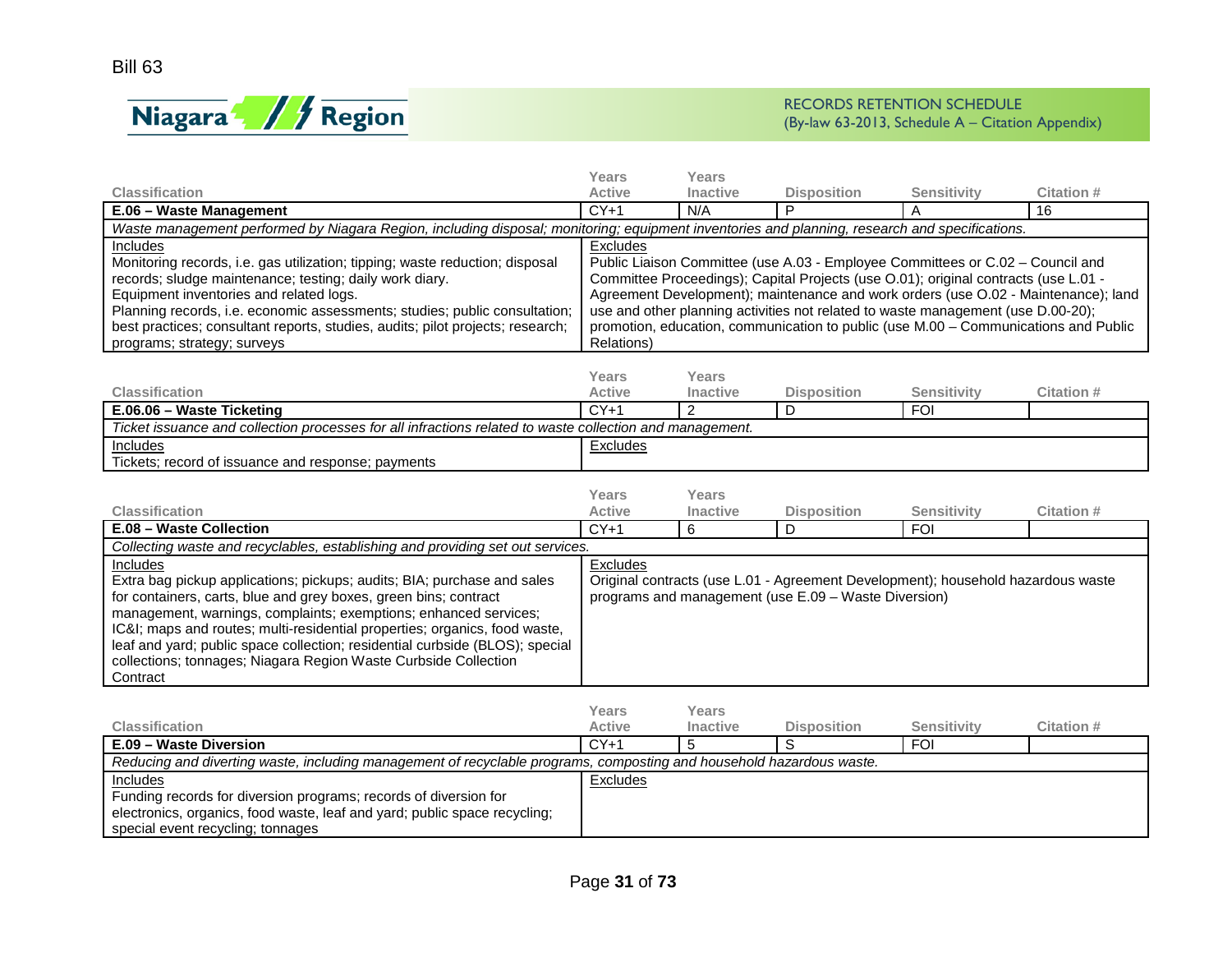Bill 63

RECORDS RETENTION SCHEDULE
(By-law 63-2013, Schedule A – Citation Appendix)

| Classification | Years Active | Years Inactive | Disposition | Sensitivity | Citation # |
|---|---|---|---|---|---|
| **E.06 – Waste Management** | CY+1 | N/A | P | A | 16 |

*Waste management performed by Niagara Region, including disposal; monitoring; equipment inventories and planning, research and specifications.*

| Includes | Excludes |
|---|---|
| Monitoring records, i.e. gas utilization; tipping; waste reduction; disposal records; sludge maintenance; testing; daily work diary. Equipment inventories and related logs. Planning records, i.e. economic assessments; studies; public consultation; best practices; consultant reports, studies, audits; pilot projects; research; programs; strategy; surveys | Public Liaison Committee (use A.03 - Employee Committees or C.02 – Council and Committee Proceedings); Capital Projects (use O.01); original contracts (use L.01 - Agreement Development); maintenance and work orders (use O.02 - Maintenance); land use and other planning activities not related to waste management (use D.00-20); promotion, education, communication to public (use M.00 – Communications and Public Relations) |

| Classification | Years Active | Years Inactive | Disposition | Sensitivity | Citation # |
|---|---|---|---|---|---|
| **E.06.06 – Waste Ticketing** | CY+1 | 2 | D | FOI | |

*Ticket issuance and collection processes for all infractions related to waste collection and management.*

| Includes | Excludes |
|---|---|
| Tickets; record of issuance and response; payments | |

| Classification | Years Active | Years Inactive | Disposition | Sensitivity | Citation # |
|---|---|---|---|---|---|
| **E.08 – Waste Collection** | CY+1 | 6 | D | FOI | |

*Collecting waste and recyclables, establishing and providing set out services.*

| Includes | Excludes |
|---|---|
| Extra bag pickup applications; pickups; audits; BIA; purchase and sales for containers, carts, blue and grey boxes, green bins; contract management, warnings, complaints; exemptions; enhanced services; IC&I; maps and routes; multi-residential properties; organics, food waste, leaf and yard; public space collection; residential curbside (BLOS); special collections; tonnages; Niagara Region Waste Curbside Collection Contract | Original contracts (use L.01 - Agreement Development); household hazardous waste programs and management (use E.09 – Waste Diversion) |

| Classification | Years Active | Years Inactive | Disposition | Sensitivity | Citation # |
|---|---|---|---|---|---|
| **E.09 – Waste Diversion** | CY+1 | 5 | S | FOI | |

*Reducing and diverting waste, including management of recyclable programs, composting and household hazardous waste.*

| Includes | Excludes |
|---|---|
| Funding records for diversion programs; records of diversion for electronics, organics, food waste, leaf and yard; public space recycling; special event recycling; tonnages | |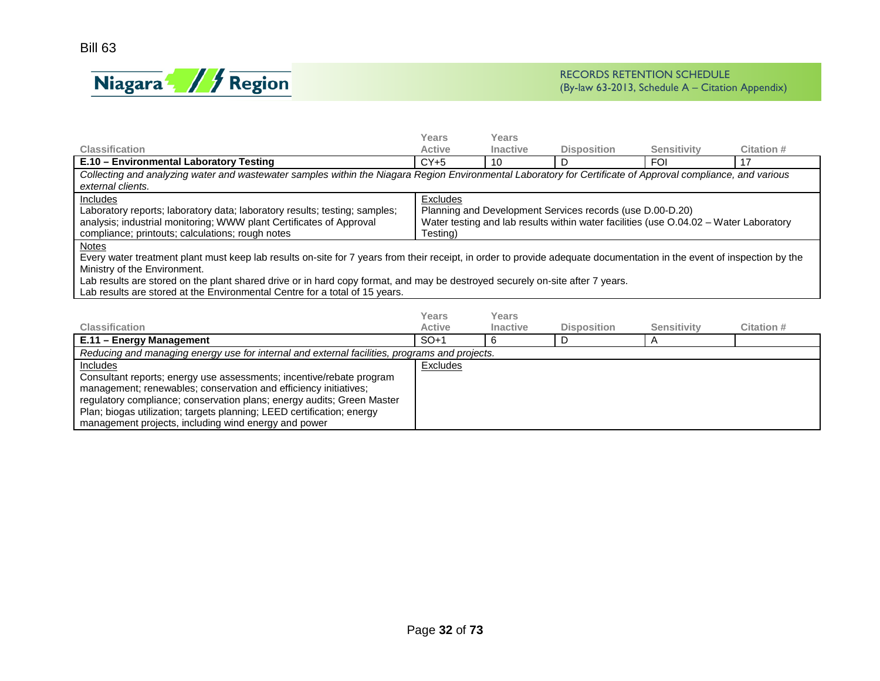| Classification | Years Active | Years Inactive | Disposition | Sensitivity | Citation # |
|---|---|---|---|---|---|
| **E.10 – Environmental Laboratory Testing** | CY+5 | 10 | D | FOI | 17 |

*Collecting and analyzing water and wastewater samples within the Niagara Region Environmental Laboratory for Certificate of Approval compliance, and various external clients.*

| Includes | Excludes |
|---|---|
| Laboratory reports; laboratory data; laboratory results; testing; samples; analysis; industrial monitoring; WWW plant Certificates of Approval compliance; printouts; calculations; rough notes | Planning and Development Services records (use D.00-D.20)<br>Water testing and lab results within water facilities (use O.04.02 – Water Laboratory Testing) |

Notes

Every water treatment plant must keep lab results on-site for 7 years from their receipt, in order to provide adequate documentation in the event of inspection by the Ministry of the Environment.

Lab results are stored on the plant shared drive or in hard copy format, and may be destroyed securely on-site after 7 years.

Lab results are stored at the Environmental Centre for a total of 15 years.

| Classification | Years Active | Years Inactive | Disposition | Sensitivity | Citation # |
|---|---|---|---|---|---|
| **E.11 – Energy Management** | SO+1 | 6 | D | A | |

*Reducing and managing energy use for internal and external facilities, programs and projects.*

| Includes | Excludes |
|---|---|
| Consultant reports; energy use assessments; incentive/rebate program management; renewables; conservation and efficiency initiatives; regulatory compliance; conservation plans; energy audits; Green Master Plan; biogas utilization; targets planning; LEED certification; energy management projects, including wind energy and power | |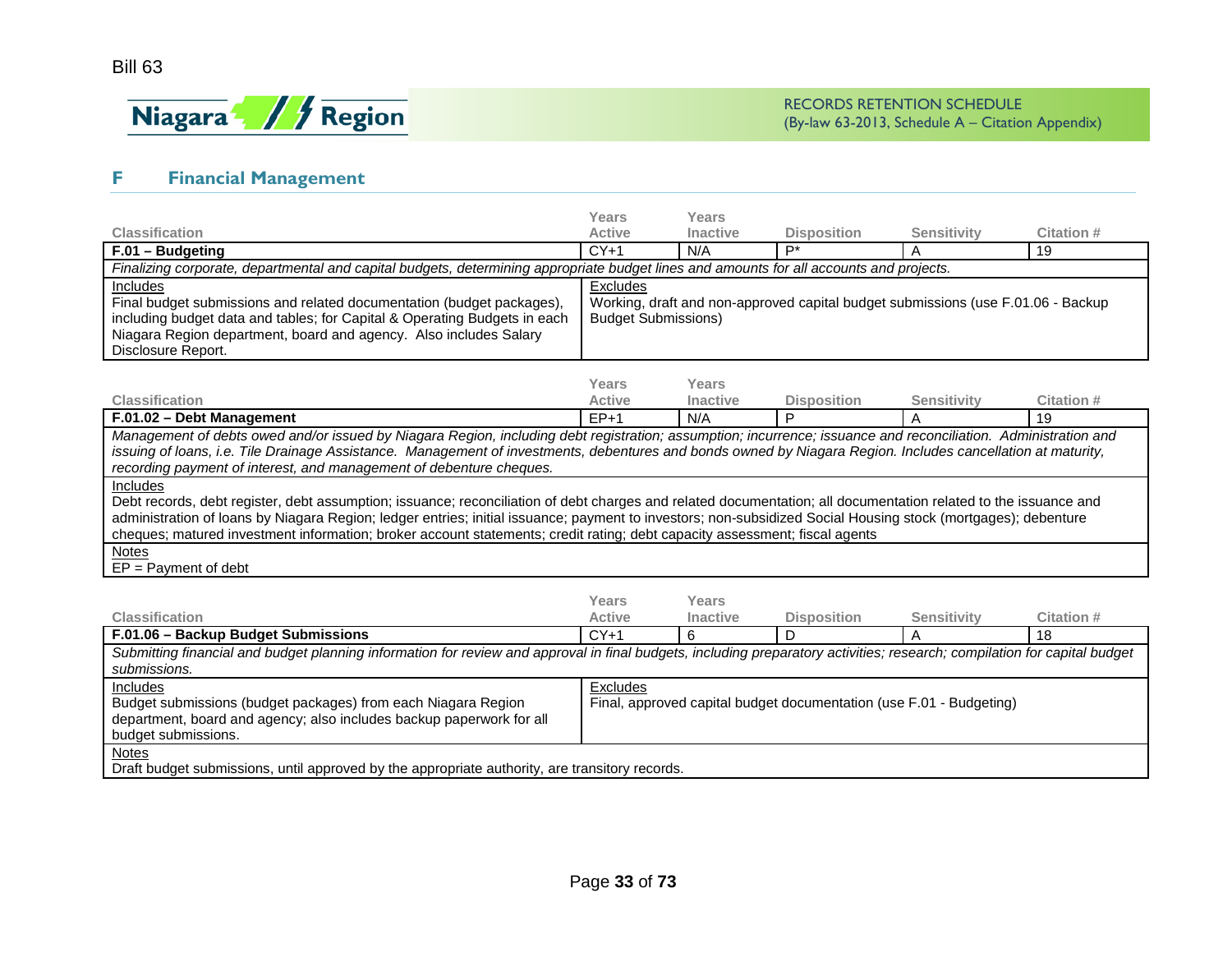# F Financial Management

| Classification | Years Active | Years Inactive | Disposition | Sensitivity | Citation # |
|---|---|---|---|---|---|
| **F.01 – Budgeting** | CY+1 | N/A | P* | A | 19 |

*Finalizing corporate, departmental and capital budgets, determining appropriate budget lines and amounts for all accounts and projects.*

| Includes | Excludes |
|---|---|
| Final budget submissions and related documentation (budget packages), including budget data and tables; for Capital & Operating Budgets in each Niagara Region department, board and agency. Also includes Salary Disclosure Report. | Working, draft and non-approved capital budget submissions (use F.01.06 - Backup Budget Submissions) |

| Classification | Years Active | Years Inactive | Disposition | Sensitivity | Citation # |
|---|---|---|---|---|---|
| **F.01.02 – Debt Management** | EP+1 | N/A | P | A | 19 |

*Management of debts owed and/or issued by Niagara Region, including debt registration; assumption; incurrence; issuance and reconciliation. Administration and issuing of loans, i.e. Tile Drainage Assistance. Management of investments, debentures and bonds owned by Niagara Region. Includes cancellation at maturity, recording payment of interest, and management of debenture cheques.*

Includes

Debt records, debt register, debt assumption; issuance; reconciliation of debt charges and related documentation; all documentation related to the issuance and administration of loans by Niagara Region; ledger entries; initial issuance; payment to investors; non-subsidized Social Housing stock (mortgages); debenture cheques; matured investment information; broker account statements; credit rating; debt capacity assessment; fiscal agents

Notes

EP = Payment of debt

| Classification | Years Active | Years Inactive | Disposition | Sensitivity | Citation # |
|---|---|---|---|---|---|
| **F.01.06 – Backup Budget Submissions** | CY+1 | 6 | D | A | 18 |

*Submitting financial and budget planning information for review and approval in final budgets, including preparatory activities; research; compilation for capital budget submissions.*

| Includes | Excludes |
|---|---|
| Budget submissions (budget packages) from each Niagara Region department, board and agency; also includes backup paperwork for all budget submissions. | Final, approved capital budget documentation (use F.01 - Budgeting) |

Notes

Draft budget submissions, until approved by the appropriate authority, are transitory records.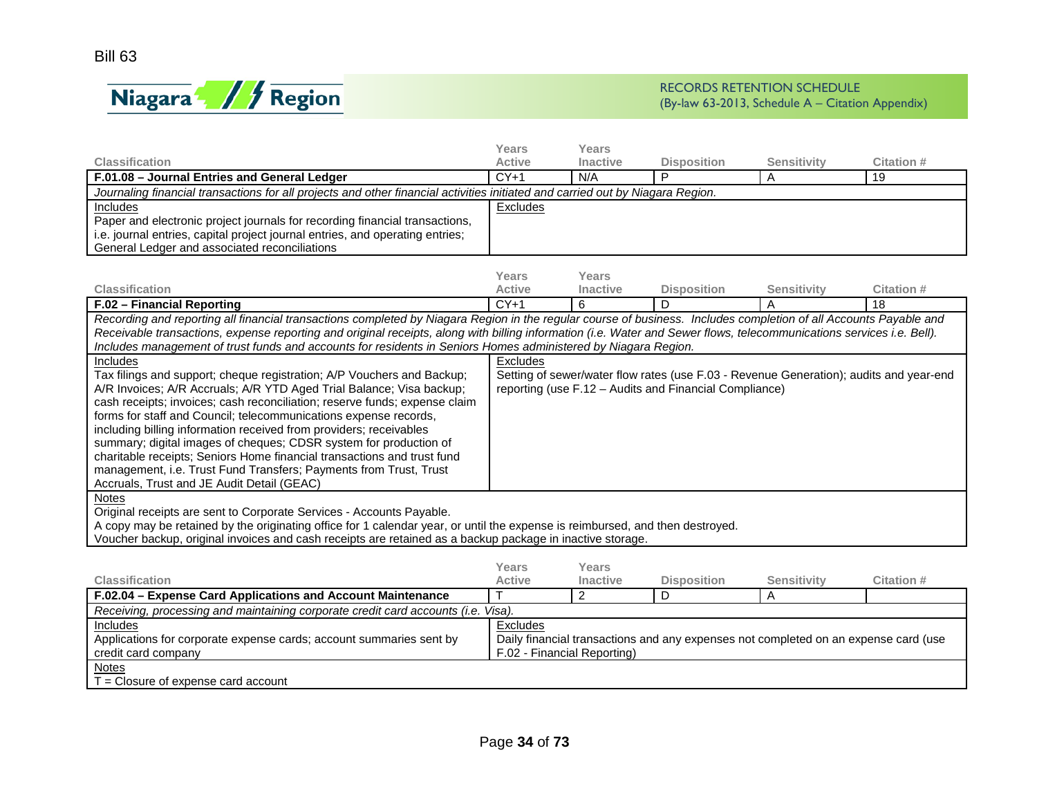Bill 63

RECORDS RETENTION SCHEDULE
(By-law 63-2013, Schedule A – Citation Appendix)

| Classification | Years Active | Years Inactive | Disposition | Sensitivity | Citation # |
|---|---|---|---|---|---|
| **F.01.08 – Journal Entries and General Ledger** | CY+1 | N/A | P | A | 19 |

*Journaling financial transactions for all projects and other financial activities initiated and carried out by Niagara Region.*

| Includes | Excludes |
|---|---|
| Paper and electronic project journals for recording financial transactions, i.e. journal entries, capital project journal entries, and operating entries; General Ledger and associated reconciliations | |

| Classification | Years Active | Years Inactive | Disposition | Sensitivity | Citation # |
|---|---|---|---|---|---|
| **F.02 – Financial Reporting** | CY+1 | 6 | D | A | 18 |

*Recording and reporting all financial transactions completed by Niagara Region in the regular course of business. Includes completion of all Accounts Payable and Receivable transactions, expense reporting and original receipts, along with billing information (i.e. Water and Sewer flows, telecommunications services i.e. Bell). Includes management of trust funds and accounts for residents in Seniors Homes administered by Niagara Region.*

| Includes | Excludes |
|---|---|
| Tax filings and support; cheque registration; A/P Vouchers and Backup; A/R Invoices; A/R Accruals; A/R YTD Aged Trial Balance; Visa backup; cash receipts; invoices; cash reconciliation; reserve funds; expense claim forms for staff and Council; telecommunications expense records, including billing information received from providers; receivables summary; digital images of cheques; CDSR system for production of charitable receipts; Seniors Home financial transactions and trust fund management, i.e. Trust Fund Transfers; Payments from Trust, Trust Accruals, Trust and JE Audit Detail (GEAC) | Setting of sewer/water flow rates (use F.03 - Revenue Generation); audits and year-end reporting (use F.12 – Audits and Financial Compliance) |

Notes

Original receipts are sent to Corporate Services - Accounts Payable.
A copy may be retained by the originating office for 1 calendar year, or until the expense is reimbursed, and then destroyed.
Voucher backup, original invoices and cash receipts are retained as a backup package in inactive storage.

| Classification | Years Active | Years Inactive | Disposition | Sensitivity | Citation # |
|---|---|---|---|---|---|
| **F.02.04 – Expense Card Applications and Account Maintenance** | T | 2 | D | A | |

*Receiving, processing and maintaining corporate credit card accounts (i.e. Visa).*

| Includes | Excludes |
|---|---|
| Applications for corporate expense cards; account summaries sent by credit card company | Daily financial transactions and any expenses not completed on an expense card (use F.02 - Financial Reporting) |

Notes

T = Closure of expense card account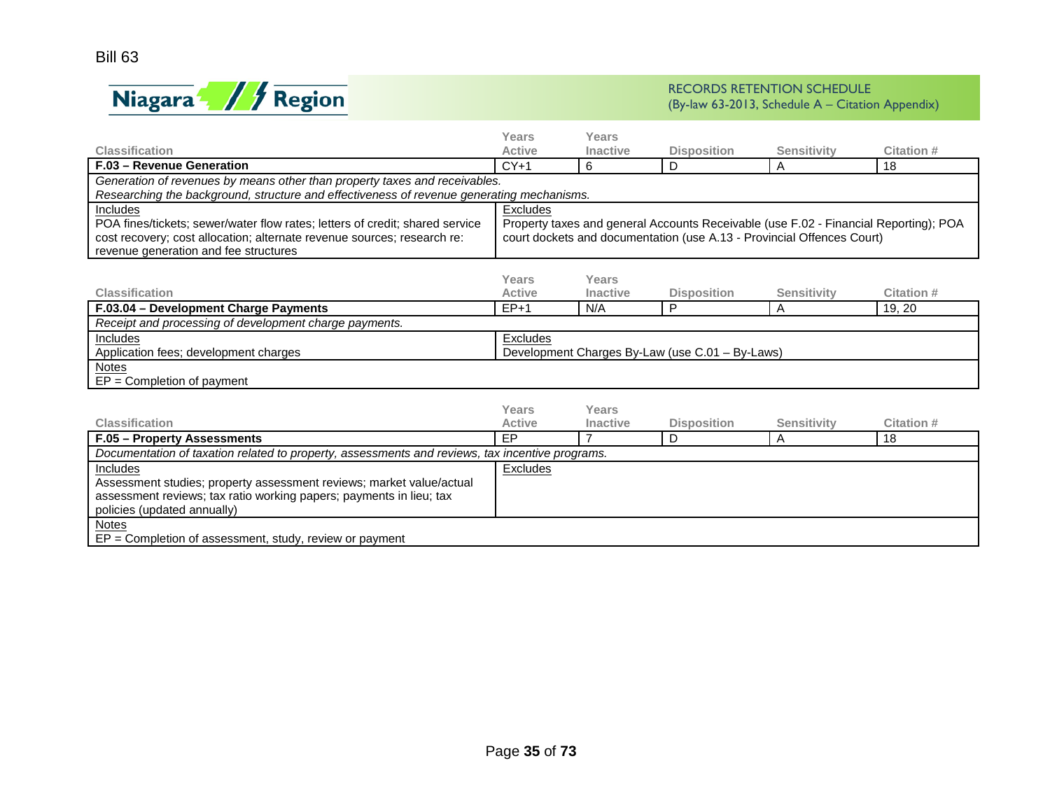Bill 63

| Classification | Years Active | Years Inactive | Disposition | Sensitivity | Citation # |
|---|---|---|---|---|---|
| **F.03 – Revenue Generation** | CY+1 | 6 | D | A | 18 |

*Generation of revenues by means other than property taxes and receivables.*
*Researching the background, structure and effectiveness of revenue generating mechanisms.*

| Includes | Excludes |
|---|---|
| POA fines/tickets; sewer/water flow rates; letters of credit; shared service cost recovery; cost allocation; alternate revenue sources; research re: revenue generation and fee structures | Property taxes and general Accounts Receivable (use F.02 - Financial Reporting); POA court dockets and documentation (use A.13 - Provincial Offences Court) |

| Classification | Years Active | Years Inactive | Disposition | Sensitivity | Citation # |
|---|---|---|---|---|---|
| **F.03.04 – Development Charge Payments** | EP+1 | N/A | P | A | 19, 20 |

*Receipt and processing of development charge payments.*

| Includes | Excludes |
|---|---|
| Application fees; development charges | Development Charges By-Law (use C.01 – By-Laws) |

Notes
EP = Completion of payment

| Classification | Years Active | Years Inactive | Disposition | Sensitivity | Citation # |
|---|---|---|---|---|---|
| **F.05 – Property Assessments** | EP | 7 | D | A | 18 |

*Documentation of taxation related to property, assessments and reviews, tax incentive programs.*

| Includes | Excludes |
|---|---|
| Assessment studies; property assessment reviews; market value/actual assessment reviews; tax ratio working papers; payments in lieu; tax policies (updated annually) | |

Notes
EP = Completion of assessment, study, review or payment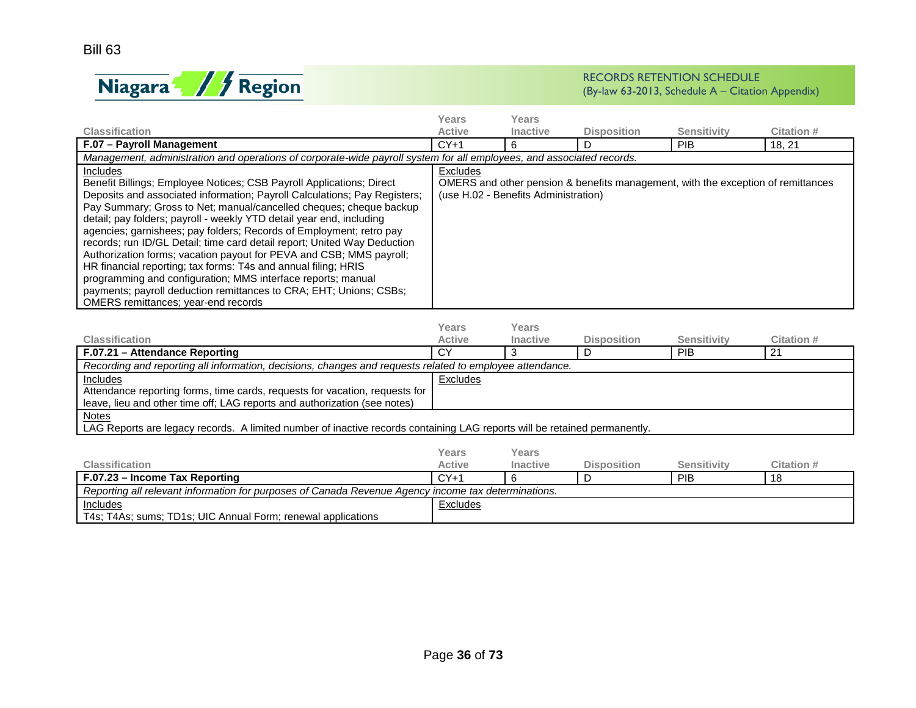Bill 63

**Niagara Region**

RECORDS RETENTION SCHEDULE
(By-law 63-2013, Schedule A – Citation Appendix)

| Classification | Years Active | Years Inactive | Disposition | Sensitivity | Citation # |
|---|---|---|---|---|---|
| **F.07 – Payroll Management** | CY+1 | 6 | D | PIB | 18, 21 |

*Management, administration and operations of corporate-wide payroll system for all employees, and associated records.*

| Includes | Excludes |
|---|---|
| Benefit Billings; Employee Notices; CSB Payroll Applications; Direct Deposits and associated information; Payroll Calculations; Pay Registers; Pay Summary; Gross to Net; manual/cancelled cheques; cheque backup detail; pay folders; payroll - weekly YTD detail year end, including agencies; garnishees; pay folders; Records of Employment; retro pay records; run ID/GL Detail; time card detail report; United Way Deduction Authorization forms; vacation payout for PEVA and CSB; MMS payroll; HR financial reporting; tax forms: T4s and annual filing; HRIS programming and configuration; MMS interface reports; manual payments; payroll deduction remittances to CRA; EHT; Unions; CSBs; OMERS remittances; year-end records | OMERS and other pension & benefits management, with the exception of remittances (use H.02 - Benefits Administration) |

| Classification | Years Active | Years Inactive | Disposition | Sensitivity | Citation # |
|---|---|---|---|---|---|
| **F.07.21 – Attendance Reporting** | CY | 3 | D | PIB | 21 |

*Recording and reporting all information, decisions, changes and requests related to employee attendance.*

| Includes | Excludes |
|---|---|
| Attendance reporting forms, time cards, requests for vacation, requests for leave, lieu and other time off; LAG reports and authorization (see notes) | |

Notes
LAG Reports are legacy records. A limited number of inactive records containing LAG reports will be retained permanently.

| Classification | Years Active | Years Inactive | Disposition | Sensitivity | Citation # |
|---|---|---|---|---|---|
| **F.07.23 – Income Tax Reporting** | CY+1 | 6 | D | PIB | 18 |

*Reporting all relevant information for purposes of Canada Revenue Agency income tax determinations.*

| Includes | Excludes |
|---|---|
| T4s; T4As; sums; TD1s; UIC Annual Form; renewal applications | |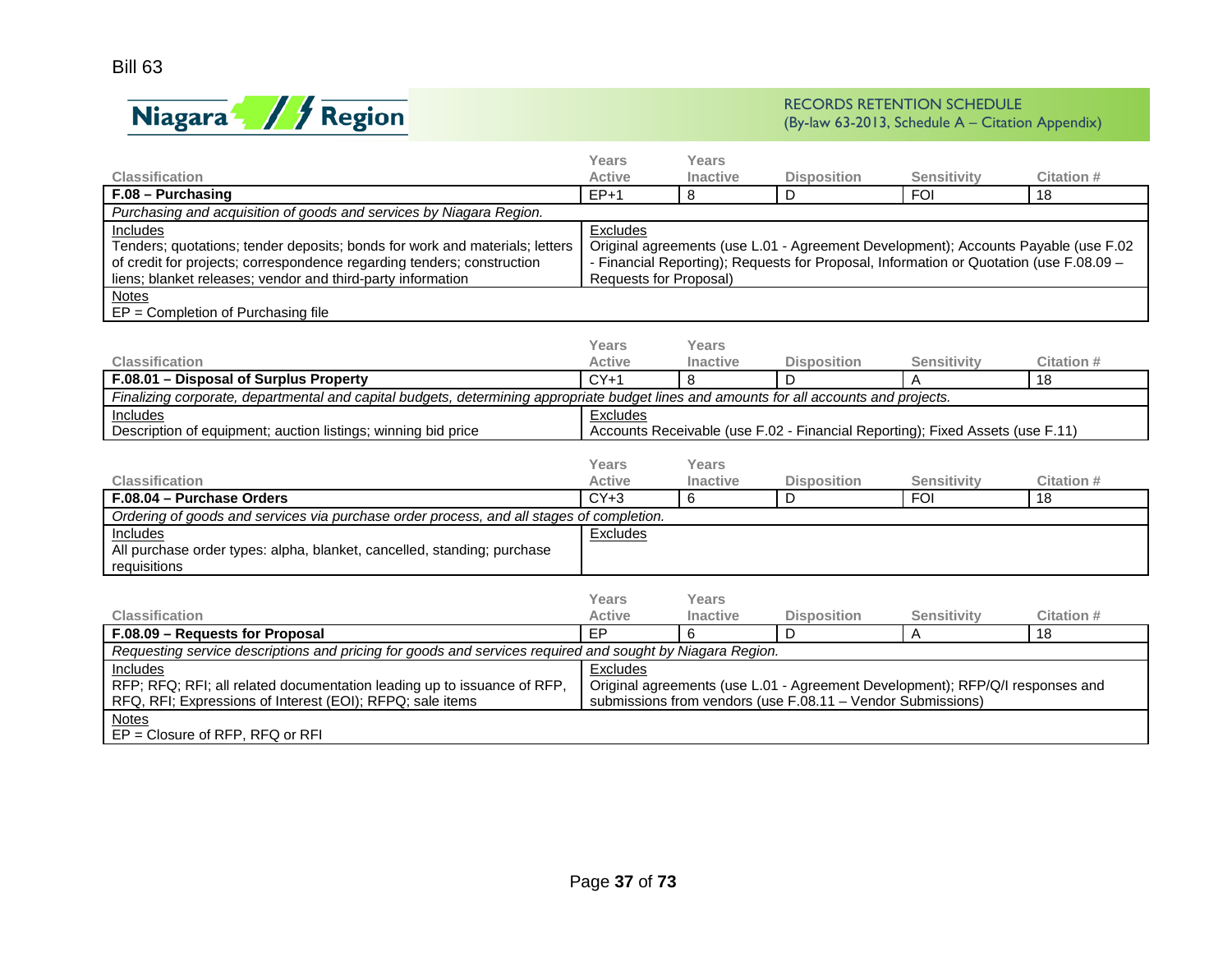Bill 63

Niagara Region

RECORDS RETENTION SCHEDULE
(By-law 63-2013, Schedule A – Citation Appendix)

| Classification | Years Active | Years Inactive | Disposition | Sensitivity | Citation # |
|---|---|---|---|---|---|
| **F.08 – Purchasing** | EP+1 | 8 | D | FOI | 18 |

*Purchasing and acquisition of goods and services by Niagara Region.*

| Includes | Excludes |
|---|---|
| Tenders; quotations; tender deposits; bonds for work and materials; letters of credit for projects; correspondence regarding tenders; construction liens; blanket releases; vendor and third-party information | Original agreements (use L.01 - Agreement Development); Accounts Payable (use F.02 - Financial Reporting); Requests for Proposal, Information or Quotation (use F.08.09 – Requests for Proposal) |

Notes
EP = Completion of Purchasing file

| Classification | Years Active | Years Inactive | Disposition | Sensitivity | Citation # |
|---|---|---|---|---|---|
| **F.08.01 – Disposal of Surplus Property** | CY+1 | 8 | D | A | 18 |

*Finalizing corporate, departmental and capital budgets, determining appropriate budget lines and amounts for all accounts and projects.*

| Includes | Excludes |
|---|---|
| Description of equipment; auction listings; winning bid price | Accounts Receivable (use F.02 - Financial Reporting); Fixed Assets (use F.11) |

| Classification | Years Active | Years Inactive | Disposition | Sensitivity | Citation # |
|---|---|---|---|---|---|
| **F.08.04 – Purchase Orders** | CY+3 | 6 | D | FOI | 18 |

*Ordering of goods and services via purchase order process, and all stages of completion.*

| Includes | Excludes |
|---|---|
| All purchase order types: alpha, blanket, cancelled, standing; purchase requisitions | |

| Classification | Years Active | Years Inactive | Disposition | Sensitivity | Citation # |
|---|---|---|---|---|---|
| **F.08.09 – Requests for Proposal** | EP | 6 | D | A | 18 |

*Requesting service descriptions and pricing for goods and services required and sought by Niagara Region.*

| Includes | Excludes |
|---|---|
| RFP; RFQ; RFI; all related documentation leading up to issuance of RFP, RFQ, RFI; Expressions of Interest (EOI); RFPQ; sale items | Original agreements (use L.01 - Agreement Development); RFP/Q/I responses and submissions from vendors (use F.08.11 – Vendor Submissions) |

Notes
EP = Closure of RFP, RFQ or RFI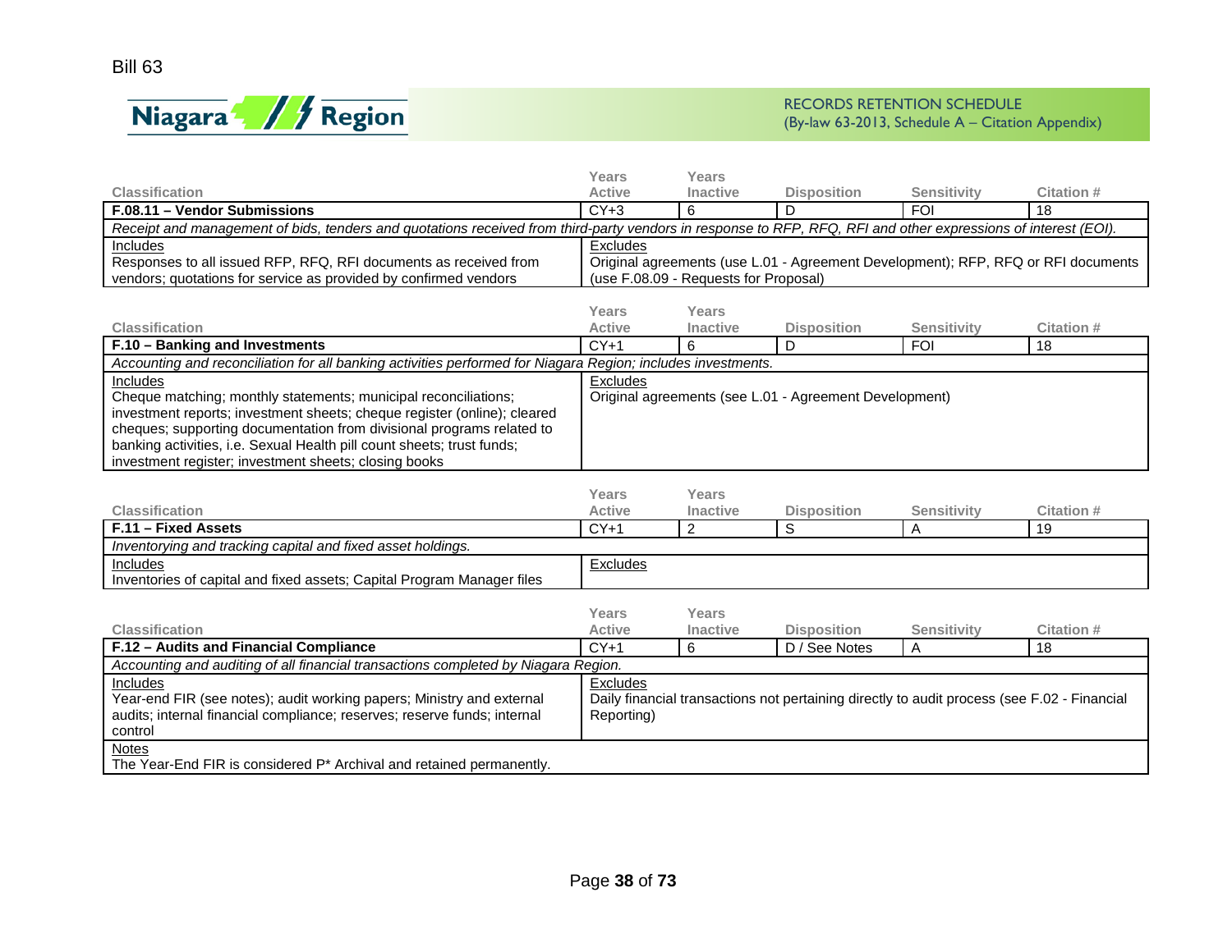Bill 63

RECORDS RETENTION SCHEDULE
(By-law 63-2013, Schedule A – Citation Appendix)

| Classification | Years Active | Years Inactive | Disposition | Sensitivity | Citation # |
|---|---|---|---|---|---|
| **F.08.11 – Vendor Submissions** | CY+3 | 6 | D | FOI | 18 |

*Receipt and management of bids, tenders and quotations received from third-party vendors in response to RFP, RFQ, RFI and other expressions of interest (EOI).*

| Includes | Excludes |
|---|---|
| Responses to all issued RFP, RFQ, RFI documents as received from vendors; quotations for service as provided by confirmed vendors | Original agreements (use L.01 - Agreement Development); RFP, RFQ or RFI documents (use F.08.09 - Requests for Proposal) |

| Classification | Years Active | Years Inactive | Disposition | Sensitivity | Citation # |
|---|---|---|---|---|---|
| **F.10 – Banking and Investments** | CY+1 | 6 | D | FOI | 18 |

*Accounting and reconciliation for all banking activities performed for Niagara Region; includes investments.*

| Includes | Excludes |
|---|---|
| Cheque matching; monthly statements; municipal reconciliations; investment reports; investment sheets; cheque register (online); cleared cheques; supporting documentation from divisional programs related to banking activities, i.e. Sexual Health pill count sheets; trust funds; investment register; investment sheets; closing books | Original agreements (see L.01 - Agreement Development) |

| Classification | Years Active | Years Inactive | Disposition | Sensitivity | Citation # |
|---|---|---|---|---|---|
| **F.11 – Fixed Assets** | CY+1 | 2 | S | A | 19 |

*Inventorying and tracking capital and fixed asset holdings.*

| Includes | Excludes |
|---|---|
| Inventories of capital and fixed assets; Capital Program Manager files | |

| Classification | Years Active | Years Inactive | Disposition | Sensitivity | Citation # |
|---|---|---|---|---|---|
| **F.12 – Audits and Financial Compliance** | CY+1 | 6 | D / See Notes | A | 18 |

*Accounting and auditing of all financial transactions completed by Niagara Region.*

| Includes | Excludes |
|---|---|
| Year-end FIR (see notes); audit working papers; Ministry and external audits; internal financial compliance; reserves; reserve funds; internal control | Daily financial transactions not pertaining directly to audit process (see F.02 - Financial Reporting) |

Notes
The Year-End FIR is considered P* Archival and retained permanently.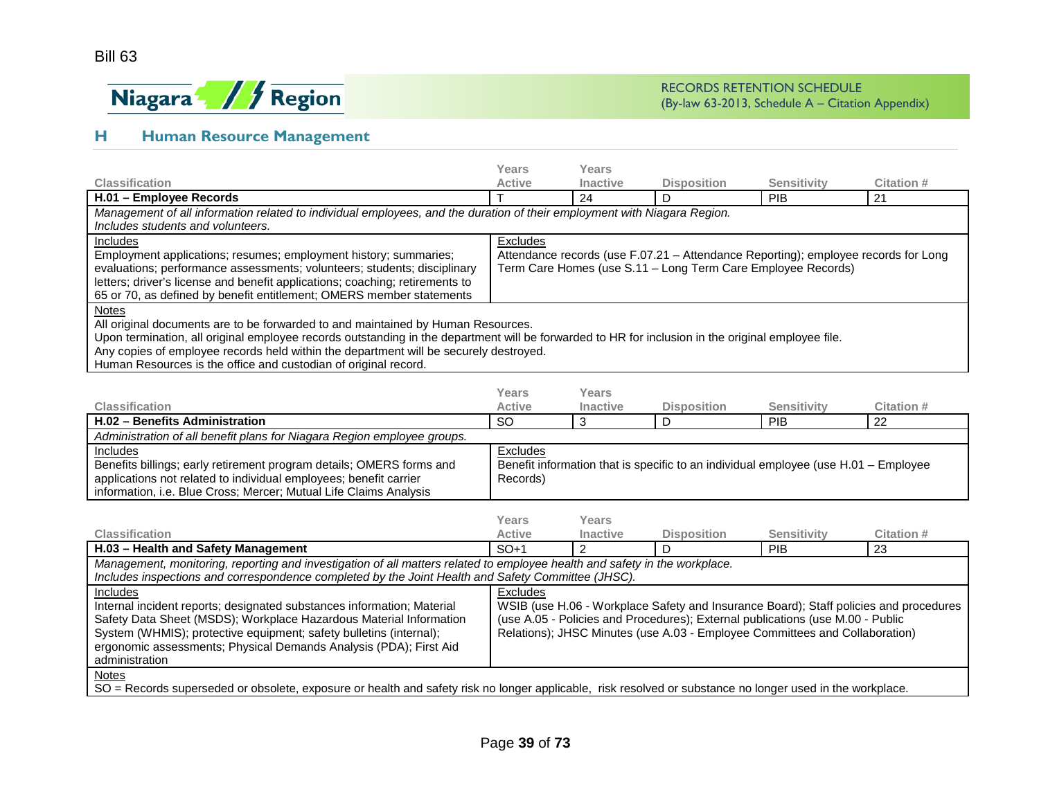## H Human Resource Management

| Classification | Years Active | Years Inactive | Disposition | Sensitivity | Citation # |
|---|---|---|---|---|---|
| **H.01 – Employee Records** | T | 24 | D | PIB | 21 |

*Management of all information related to individual employees, and the duration of their employment with Niagara Region. Includes students and volunteers.*

| Includes | Excludes |
|---|---|
| Employment applications; resumes; employment history; summaries; evaluations; performance assessments; volunteers; students; disciplinary letters; driver's license and benefit applications; coaching; retirements to 65 or 70, as defined by benefit entitlement; OMERS member statements | Attendance records (use F.07.21 – Attendance Reporting); employee records for Long Term Care Homes (use S.11 – Long Term Care Employee Records) |

Notes
All original documents are to be forwarded to and maintained by Human Resources.
Upon termination, all original employee records outstanding in the department will be forwarded to HR for inclusion in the original employee file.
Any copies of employee records held within the department will be securely destroyed.
Human Resources is the office and custodian of original record.

| Classification | Years Active | Years Inactive | Disposition | Sensitivity | Citation # |
|---|---|---|---|---|---|
| **H.02 – Benefits Administration** | SO | 3 | D | PIB | 22 |

*Administration of all benefit plans for Niagara Region employee groups.*

| Includes | Excludes |
|---|---|
| Benefits billings; early retirement program details; OMERS forms and applications not related to individual employees; benefit carrier information, i.e. Blue Cross; Mercer; Mutual Life Claims Analysis | Benefit information that is specific to an individual employee (use H.01 – Employee Records) |

| Classification | Years Active | Years Inactive | Disposition | Sensitivity | Citation # |
|---|---|---|---|---|---|
| **H.03 – Health and Safety Management** | SO+1 | 2 | D | PIB | 23 |

*Management, monitoring, reporting and investigation of all matters related to employee health and safety in the workplace. Includes inspections and correspondence completed by the Joint Health and Safety Committee (JHSC).*

| Includes | Excludes |
|---|---|
| Internal incident reports; designated substances information; Material Safety Data Sheet (MSDS); Workplace Hazardous Material Information System (WHMIS); protective equipment; safety bulletins (internal); ergonomic assessments; Physical Demands Analysis (PDA); First Aid administration | WSIB (use H.06 - Workplace Safety and Insurance Board); Staff policies and procedures (use A.05 - Policies and Procedures); External publications (use M.00 - Public Relations); JHSC Minutes (use A.03 - Employee Committees and Collaboration) |

Notes
SO = Records superseded or obsolete, exposure or health and safety risk no longer applicable, risk resolved or substance no longer used in the workplace.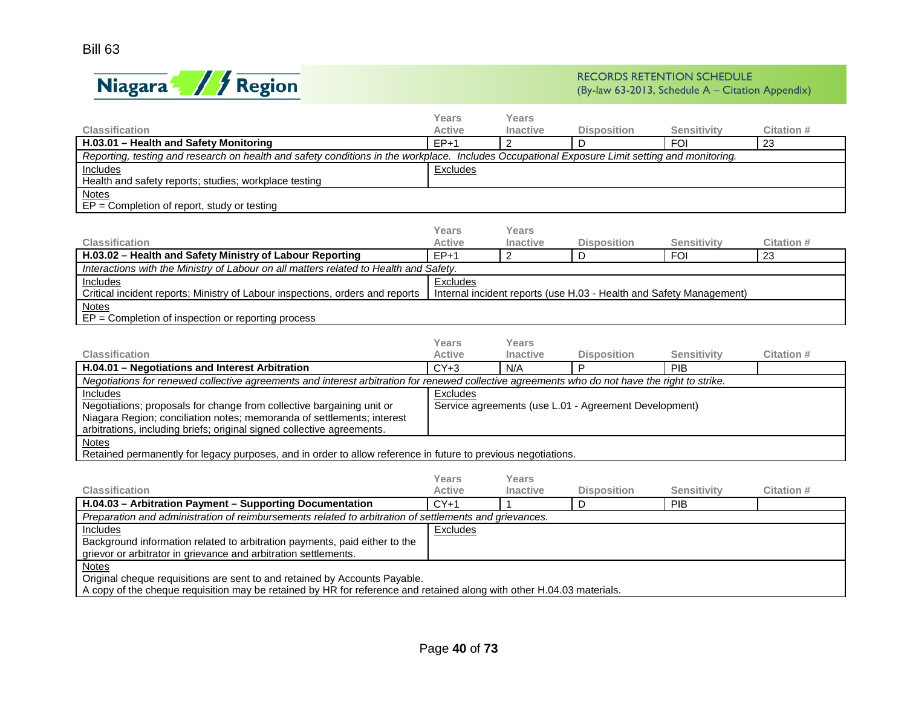Bill 63

RECORDS RETENTION SCHEDULE
(By-law 63-2013, Schedule A – Citation Appendix)

| Classification | Years Active | Years Inactive | Disposition | Sensitivity | Citation # |
|---|---|---|---|---|---|
| **H.03.01 – Health and Safety Monitoring** | EP+1 | 2 | D | FOI | 23 |

*Reporting, testing and research on health and safety conditions in the workplace. Includes Occupational Exposure Limit setting and monitoring.*

| Includes | Excludes |
|---|---|
| Health and safety reports; studies; workplace testing | |

Notes
EP = Completion of report, study or testing

| Classification | Years Active | Years Inactive | Disposition | Sensitivity | Citation # |
|---|---|---|---|---|---|
| **H.03.02 – Health and Safety Ministry of Labour Reporting** | EP+1 | 2 | D | FOI | 23 |

*Interactions with the Ministry of Labour on all matters related to Health and Safety.*

| Includes | Excludes |
|---|---|
| Critical incident reports; Ministry of Labour inspections, orders and reports | Internal incident reports (use H.03 - Health and Safety Management) |

Notes
EP = Completion of inspection or reporting process

| Classification | Years Active | Years Inactive | Disposition | Sensitivity | Citation # |
|---|---|---|---|---|---|
| **H.04.01 – Negotiations and Interest Arbitration** | CY+3 | N/A | P | PIB | |

*Negotiations for renewed collective agreements and interest arbitration for renewed collective agreements who do not have the right to strike.*

| Includes | Excludes |
|---|---|
| Negotiations; proposals for change from collective bargaining unit or Niagara Region; conciliation notes; memoranda of settlements; interest arbitrations, including briefs; original signed collective agreements. | Service agreements (use L.01 - Agreement Development) |

Notes
Retained permanently for legacy purposes, and in order to allow reference in future to previous negotiations.

| Classification | Years Active | Years Inactive | Disposition | Sensitivity | Citation # |
|---|---|---|---|---|---|
| **H.04.03 – Arbitration Payment – Supporting Documentation** | CY+1 | 1 | D | PIB | |

*Preparation and administration of reimbursements related to arbitration of settlements and grievances.*

| Includes | Excludes |
|---|---|
| Background information related to arbitration payments, paid either to the grievor or arbitrator in grievance and arbitration settlements. | |

Notes
Original cheque requisitions are sent to and retained by Accounts Payable.
A copy of the cheque requisition may be retained by HR for reference and retained along with other H.04.03 materials.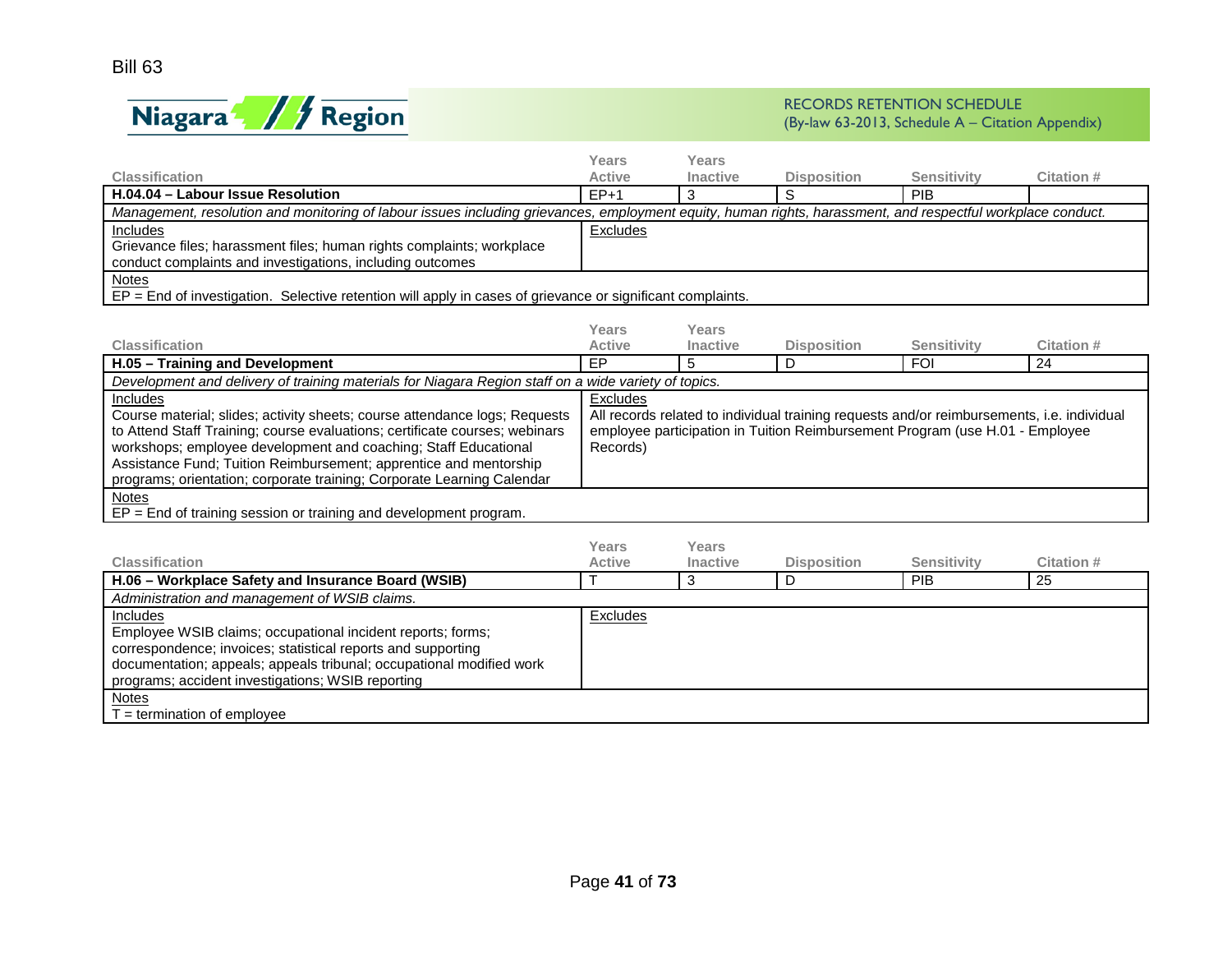Bill 63

RECORDS RETENTION SCHEDULE
(By-law 63-2013, Schedule A – Citation Appendix)

| Classification | Years Active | Years Inactive | Disposition | Sensitivity | Citation # |
|---|---|---|---|---|---|
| **H.04.04 – Labour Issue Resolution** | EP+1 | 3 | S | PIB | |

*Management, resolution and monitoring of labour issues including grievances, employment equity, human rights, harassment, and respectful workplace conduct.*

| Includes | Excludes |
|---|---|
| Grievance files; harassment files; human rights complaints; workplace conduct complaints and investigations, including outcomes | |

Notes
EP = End of investigation. Selective retention will apply in cases of grievance or significant complaints.

| Classification | Years Active | Years Inactive | Disposition | Sensitivity | Citation # |
|---|---|---|---|---|---|
| **H.05 – Training and Development** | EP | 5 | D | FOI | 24 |

*Development and delivery of training materials for Niagara Region staff on a wide variety of topics.*

| Includes | Excludes |
|---|---|
| Course material; slides; activity sheets; course attendance logs; Requests to Attend Staff Training; course evaluations; certificate courses; webinars workshops; employee development and coaching; Staff Educational Assistance Fund; Tuition Reimbursement; apprentice and mentorship programs; orientation; corporate training; Corporate Learning Calendar | All records related to individual training requests and/or reimbursements, i.e. individual employee participation in Tuition Reimbursement Program (use H.01 - Employee Records) |

Notes
EP = End of training session or training and development program.

| Classification | Years Active | Years Inactive | Disposition | Sensitivity | Citation # |
|---|---|---|---|---|---|
| **H.06 – Workplace Safety and Insurance Board (WSIB)** | T | 3 | D | PIB | 25 |

*Administration and management of WSIB claims.*

| Includes | Excludes |
|---|---|
| Employee WSIB claims; occupational incident reports; forms; correspondence; invoices; statistical reports and supporting documentation; appeals; appeals tribunal; occupational modified work programs; accident investigations; WSIB reporting | |

Notes
T = termination of employee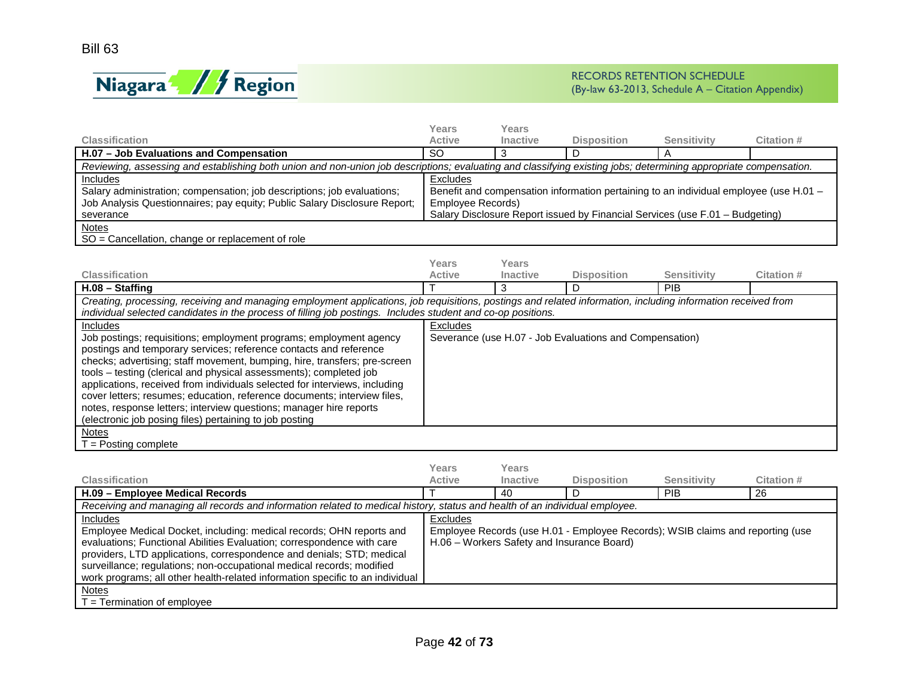Bill 63

**Niagara Region**

RECORDS RETENTION SCHEDULE
(By-law 63-2013, Schedule A – Citation Appendix)

| Classification | Years Active | Years Inactive | Disposition | Sensitivity | Citation # |
|---|---|---|---|---|---|
| **H.07 – Job Evaluations and Compensation** | SO | 3 | D | A | |

*Reviewing, assessing and establishing both union and non-union job descriptions; evaluating and classifying existing jobs; determining appropriate compensation.*

| Includes | Excludes |
|---|---|
| Salary administration; compensation; job descriptions; job evaluations; Job Analysis Questionnaires; pay equity; Public Salary Disclosure Report; severance | Benefit and compensation information pertaining to an individual employee (use H.01 – Employee Records)<br>Salary Disclosure Report issued by Financial Services (use F.01 – Budgeting) |

Notes
SO = Cancellation, change or replacement of role

| Classification | Years Active | Years Inactive | Disposition | Sensitivity | Citation # |
|---|---|---|---|---|---|
| **H.08 – Staffing** | T | 3 | D | PIB | |

*Creating, processing, receiving and managing employment applications, job requisitions, postings and related information, including information received from individual selected candidates in the process of filling job postings. Includes student and co-op positions.*

| Includes | Excludes |
|---|---|
| Job postings; requisitions; employment programs; employment agency postings and temporary services; reference contacts and reference checks; advertising; staff movement, bumping, hire, transfers; pre-screen tools – testing (clerical and physical assessments); completed job applications, received from individuals selected for interviews, including cover letters; resumes; education, reference documents; interview files, notes, response letters; interview questions; manager hire reports (electronic job posing files) pertaining to job posting | Severance (use H.07 - Job Evaluations and Compensation) |

Notes
T = Posting complete

| Classification | Years Active | Years Inactive | Disposition | Sensitivity | Citation # |
|---|---|---|---|---|---|
| **H.09 – Employee Medical Records** | T | 40 | D | PIB | 26 |

*Receiving and managing all records and information related to medical history, status and health of an individual employee.*

| Includes | Excludes |
|---|---|
| Employee Medical Docket, including: medical records; OHN reports and evaluations; Functional Abilities Evaluation; correspondence with care providers, LTD applications, correspondence and denials; STD; medical surveillance; regulations; non-occupational medical records; modified work programs; all other health-related information specific to an individual | Employee Records (use H.01 - Employee Records); WSIB claims and reporting (use H.06 – Workers Safety and Insurance Board) |

Notes
T = Termination of employee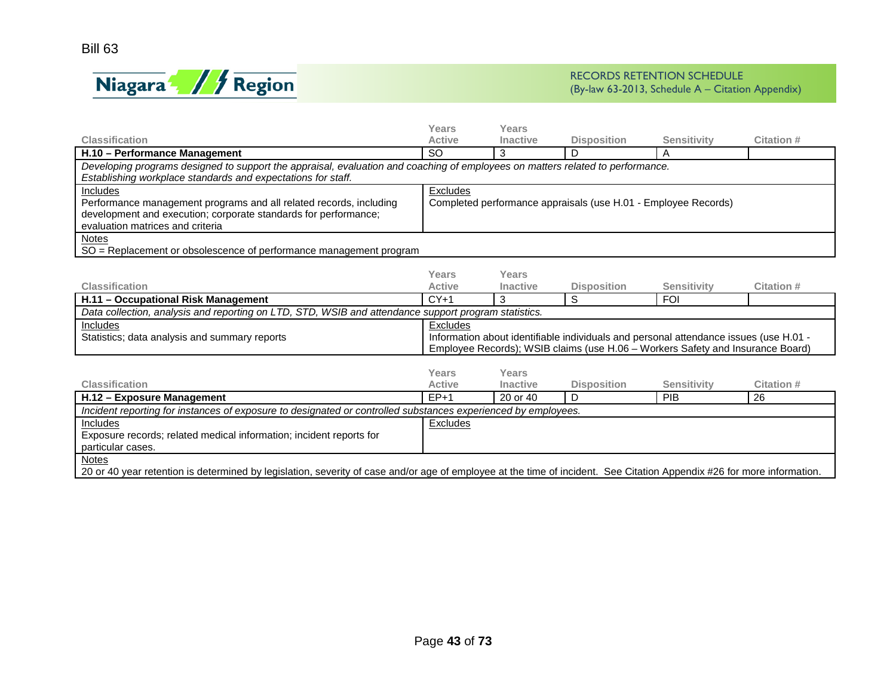Bill 63

**Niagara Region**

RECORDS RETENTION SCHEDULE
(By-law 63-2013, Schedule A – Citation Appendix)

| Classification | Years Active | Years Inactive | Disposition | Sensitivity | Citation # |
|---|---|---|---|---|---|
| **H.10 – Performance Management** | SO | 3 | D | A | |

*Developing programs designed to support the appraisal, evaluation and coaching of employees on matters related to performance. Establishing workplace standards and expectations for staff.*

| Includes | Excludes |
|---|---|
| Performance management programs and all related records, including development and execution; corporate standards for performance; evaluation matrices and criteria | Completed performance appraisals (use H.01 - Employee Records) |

Notes
SO = Replacement or obsolescence of performance management program

| Classification | Years Active | Years Inactive | Disposition | Sensitivity | Citation # |
|---|---|---|---|---|---|
| **H.11 – Occupational Risk Management** | CY+1 | 3 | S | FOI | |

*Data collection, analysis and reporting on LTD, STD, WSIB and attendance support program statistics.*

| Includes | Excludes |
|---|---|
| Statistics; data analysis and summary reports | Information about identifiable individuals and personal attendance issues (use H.01 - Employee Records); WSIB claims (use H.06 – Workers Safety and Insurance Board) |

| Classification | Years Active | Years Inactive | Disposition | Sensitivity | Citation # |
|---|---|---|---|---|---|
| **H.12 – Exposure Management** | EP+1 | 20 or 40 | D | PIB | 26 |

*Incident reporting for instances of exposure to designated or controlled substances experienced by employees.*

| Includes | Excludes |
|---|---|
| Exposure records; related medical information; incident reports for particular cases. | |

Notes
20 or 40 year retention is determined by legislation, severity of case and/or age of employee at the time of incident. See Citation Appendix #26 for more information.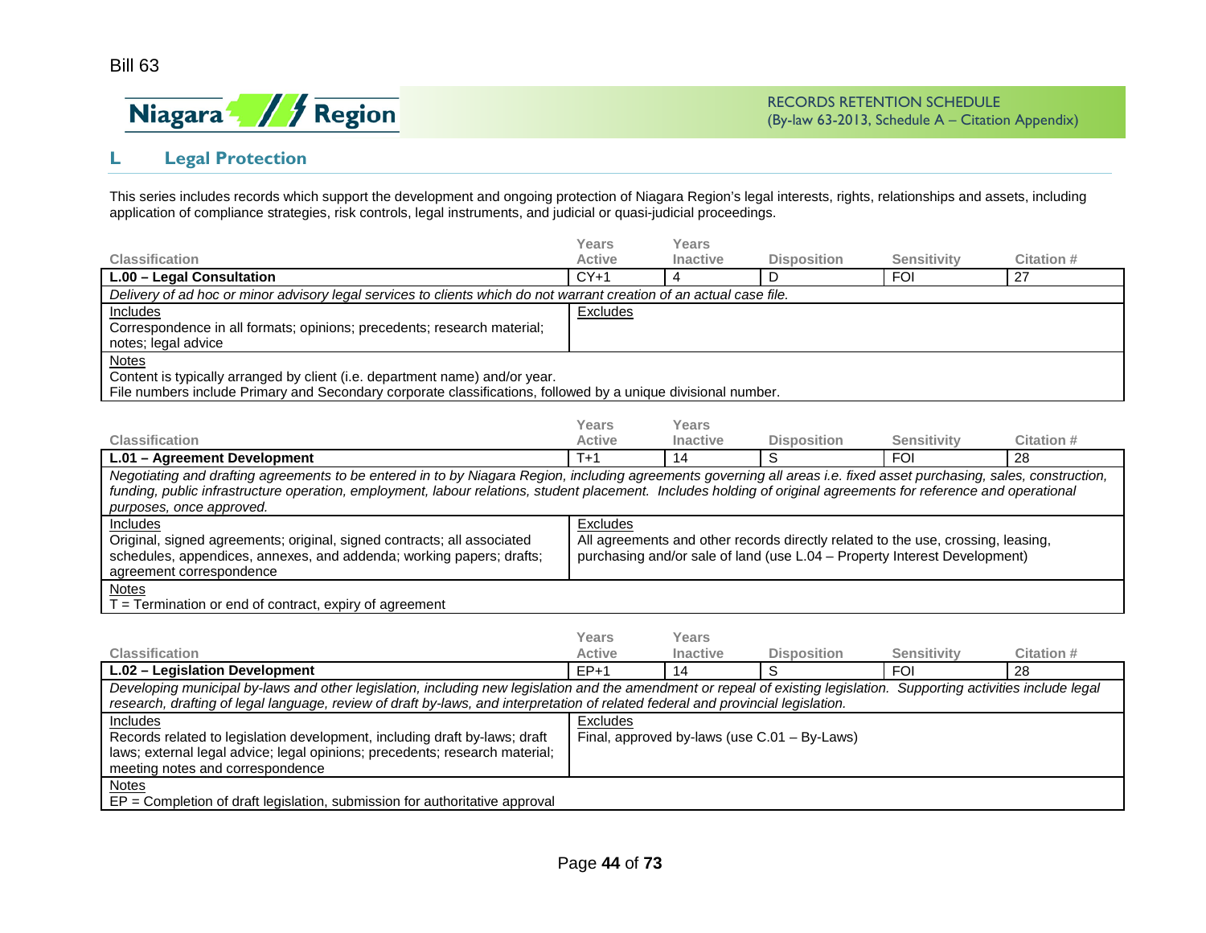Bill 63

RECORDS RETENTION SCHEDULE
(By-law 63-2013, Schedule A – Citation Appendix)

## L Legal Protection

This series includes records which support the development and ongoing protection of Niagara Region's legal interests, rights, relationships and assets, including application of compliance strategies, risk controls, legal instruments, and judicial or quasi-judicial proceedings.

| Classification | Years Active | Years Inactive | Disposition | Sensitivity | Citation # |
|---|---|---|---|---|---|
| **L.00 – Legal Consultation** | CY+1 | 4 | D | FOI | 27 |
| *Delivery of ad hoc or minor advisory legal services to clients which do not warrant creation of an actual case file.* | | | | | |
| Includes<br>Correspondence in all formats; opinions; precedents; research material; notes; legal advice | Excludes | | | | |
| Notes<br>Content is typically arranged by client (i.e. department name) and/or year.<br>File numbers include Primary and Secondary corporate classifications, followed by a unique divisional number. | | | | | |

| Classification | Years Active | Years Inactive | Disposition | Sensitivity | Citation # |
|---|---|---|---|---|---|
| **L.01 – Agreement Development** | T+1 | 14 | S | FOI | 28 |
| *Negotiating and drafting agreements to be entered in to by Niagara Region, including agreements governing all areas i.e. fixed asset purchasing, sales, construction, funding, public infrastructure operation, employment, labour relations, student placement. Includes holding of original agreements for reference and operational purposes, once approved.* | | | | | |
| Includes<br>Original, signed agreements; original, signed contracts; all associated schedules, appendices, annexes, and addenda; working papers; drafts; agreement correspondence | Excludes<br>All agreements and other records directly related to the use, crossing, leasing, purchasing and/or sale of land (use L.04 – Property Interest Development) | | | | |
| Notes<br>T = Termination or end of contract, expiry of agreement | | | | | |

| Classification | Years Active | Years Inactive | Disposition | Sensitivity | Citation # |
|---|---|---|---|---|---|
| **L.02 – Legislation Development** | EP+1 | 14 | S | FOI | 28 |
| *Developing municipal by-laws and other legislation, including new legislation and the amendment or repeal of existing legislation. Supporting activities include legal research, drafting of legal language, review of draft by-laws, and interpretation of related federal and provincial legislation.* | | | | | |
| Includes<br>Records related to legislation development, including draft by-laws; draft laws; external legal advice; legal opinions; precedents; research material; meeting notes and correspondence | Excludes<br>Final, approved by-laws (use C.01 – By-Laws) | | | | |
| Notes<br>EP = Completion of draft legislation, submission for authoritative approval | | | | | |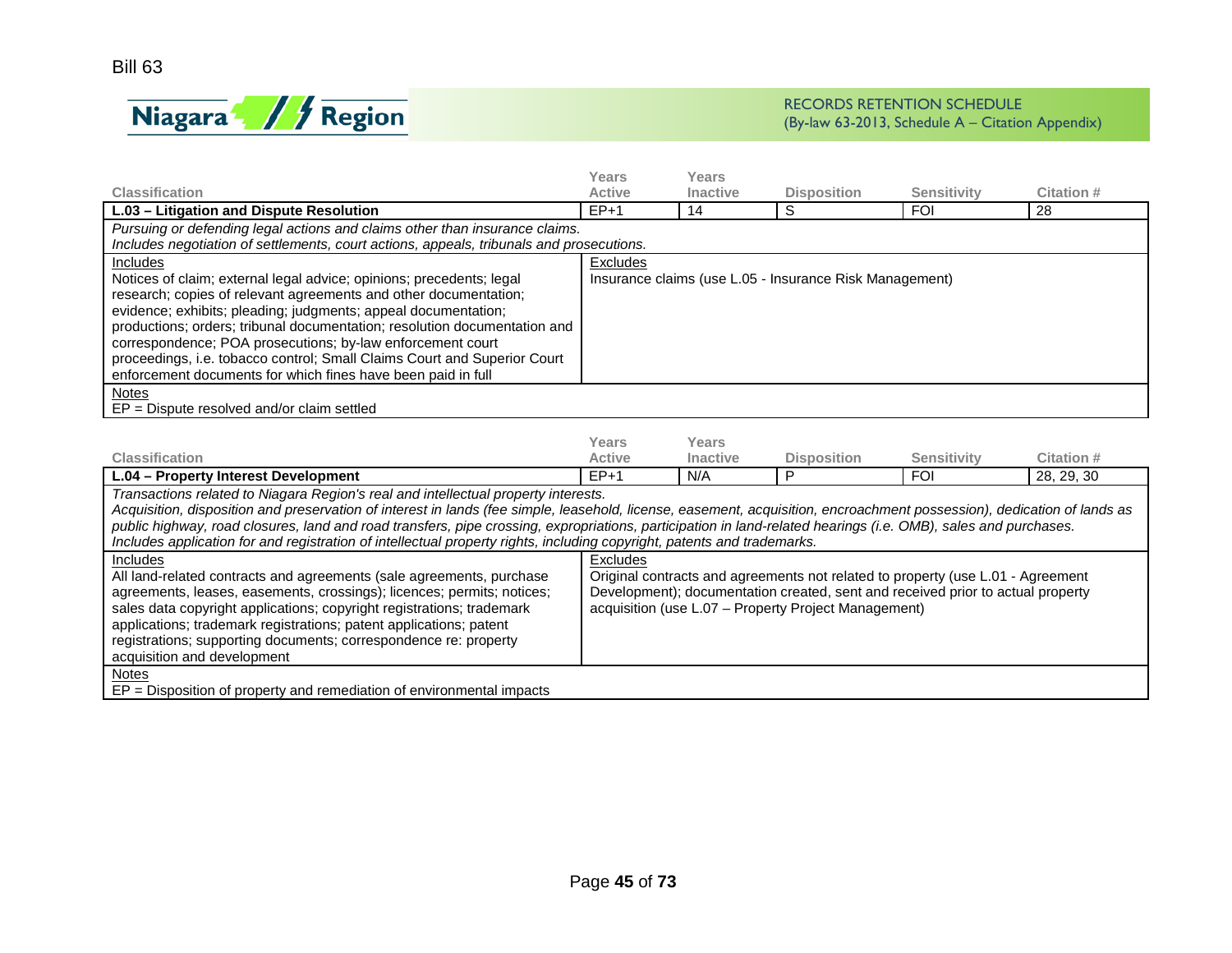| Classification | Years Active | Years Inactive | Disposition | Sensitivity | Citation # |
|---|---|---|---|---|---|
| **L.03 – Litigation and Dispute Resolution** | EP+1 | 14 | S | FOI | 28 |

*Pursuing or defending legal actions and claims other than insurance claims.*
*Includes negotiation of settlements, court actions, appeals, tribunals and prosecutions.*

| Includes | Excludes |
|---|---|
| Notices of claim; external legal advice; opinions; precedents; legal research; copies of relevant agreements and other documentation; evidence; exhibits; pleading; judgments; appeal documentation; productions; orders; tribunal documentation; resolution documentation and correspondence; POA prosecutions; by-law enforcement court proceedings, i.e. tobacco control; Small Claims Court and Superior Court enforcement documents for which fines have been paid in full | Insurance claims (use L.05 - Insurance Risk Management) |

Notes
EP = Dispute resolved and/or claim settled

| Classification | Years Active | Years Inactive | Disposition | Sensitivity | Citation # |
|---|---|---|---|---|---|
| **L.04 – Property Interest Development** | EP+1 | N/A | P | FOI | 28, 29, 30 |

*Transactions related to Niagara Region's real and intellectual property interests.*
*Acquisition, disposition and preservation of interest in lands (fee simple, leasehold, license, easement, acquisition, encroachment possession), dedication of lands as public highway, road closures, land and road transfers, pipe crossing, expropriations, participation in land-related hearings (i.e. OMB), sales and purchases.*
*Includes application for and registration of intellectual property rights, including copyright, patents and trademarks.*

| Includes | Excludes |
|---|---|
| All land-related contracts and agreements (sale agreements, purchase agreements, leases, easements, crossings); licences; permits; notices; sales data copyright applications; copyright registrations; trademark applications; trademark registrations; patent applications; patent registrations; supporting documents; correspondence re: property acquisition and development | Original contracts and agreements not related to property (use L.01 - Agreement Development); documentation created, sent and received prior to actual property acquisition (use L.07 – Property Project Management) |

Notes
EP = Disposition of property and remediation of environmental impacts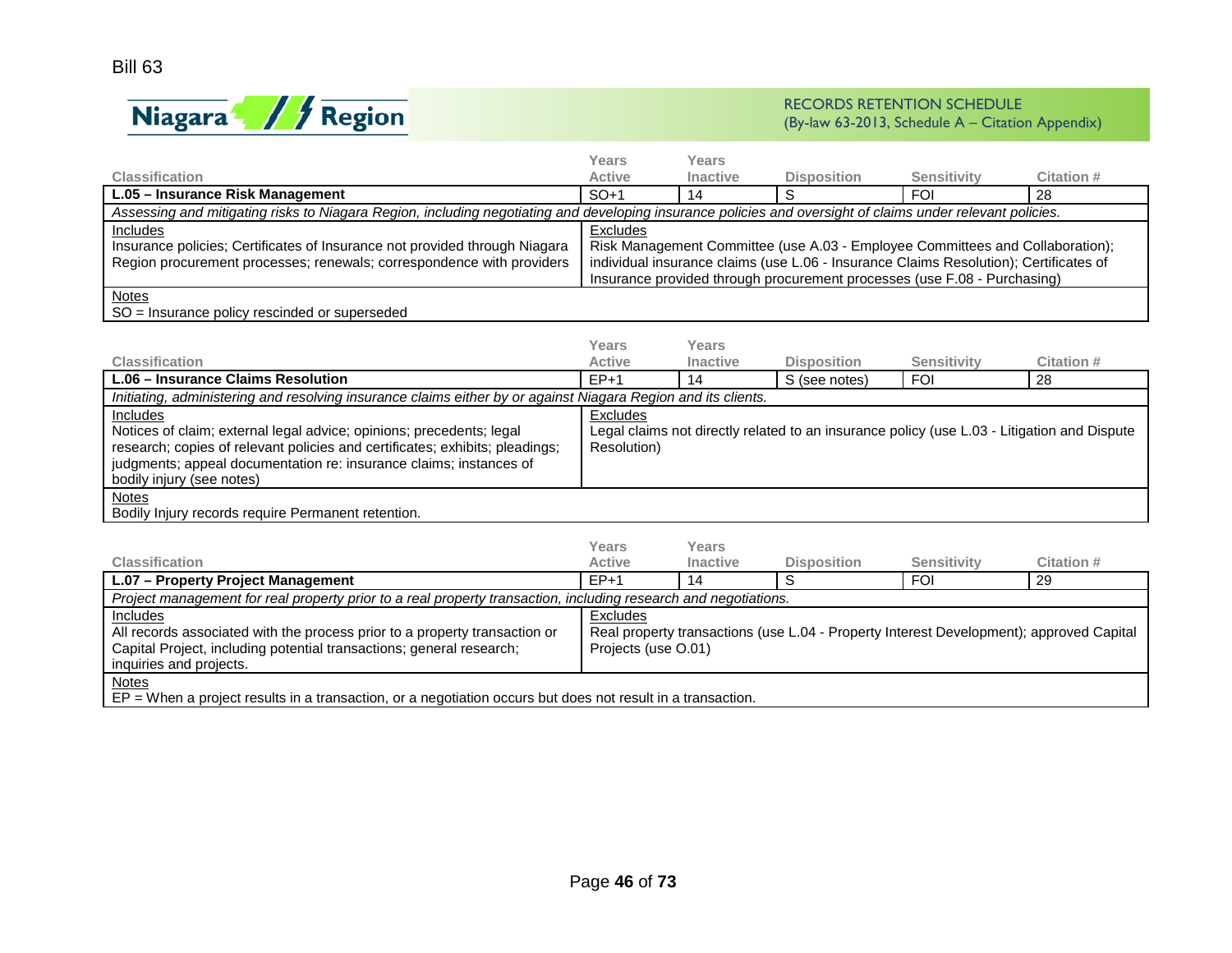Bill 63

**Niagara Region**

RECORDS RETENTION SCHEDULE
(By-law 63-2013, Schedule A – Citation Appendix)

| Classification | Years Active | Years Inactive | Disposition | Sensitivity | Citation # |
|---|---|---|---|---|---|
| **L.05 – Insurance Risk Management** | SO+1 | 14 | S | FOI | 28 |

*Assessing and mitigating risks to Niagara Region, including negotiating and developing insurance policies and oversight of claims under relevant policies.*

| Includes | Excludes |
|---|---|
| Insurance policies; Certificates of Insurance not provided through Niagara Region procurement processes; renewals; correspondence with providers | Risk Management Committee (use A.03 - Employee Committees and Collaboration); individual insurance claims (use L.06 - Insurance Claims Resolution); Certificates of Insurance provided through procurement processes (use F.08 - Purchasing) |

Notes
SO = Insurance policy rescinded or superseded

| Classification | Years Active | Years Inactive | Disposition | Sensitivity | Citation # |
|---|---|---|---|---|---|
| **L.06 – Insurance Claims Resolution** | EP+1 | 14 | S (see notes) | FOI | 28 |

*Initiating, administering and resolving insurance claims either by or against Niagara Region and its clients.*

| Includes | Excludes |
|---|---|
| Notices of claim; external legal advice; opinions; precedents; legal research; copies of relevant policies and certificates; exhibits; pleadings; judgments; appeal documentation re: insurance claims; instances of bodily injury (see notes) | Legal claims not directly related to an insurance policy (use L.03 - Litigation and Dispute Resolution) |

Notes
Bodily Injury records require Permanent retention.

| Classification | Years Active | Years Inactive | Disposition | Sensitivity | Citation # |
|---|---|---|---|---|---|
| **L.07 – Property Project Management** | EP+1 | 14 | S | FOI | 29 |

*Project management for real property prior to a real property transaction, including research and negotiations.*

| Includes | Excludes |
|---|---|
| All records associated with the process prior to a property transaction or Capital Project, including potential transactions; general research; inquiries and projects. | Real property transactions (use L.04 - Property Interest Development); approved Capital Projects (use O.01) |

Notes
EP = When a project results in a transaction, or a negotiation occurs but does not result in a transaction.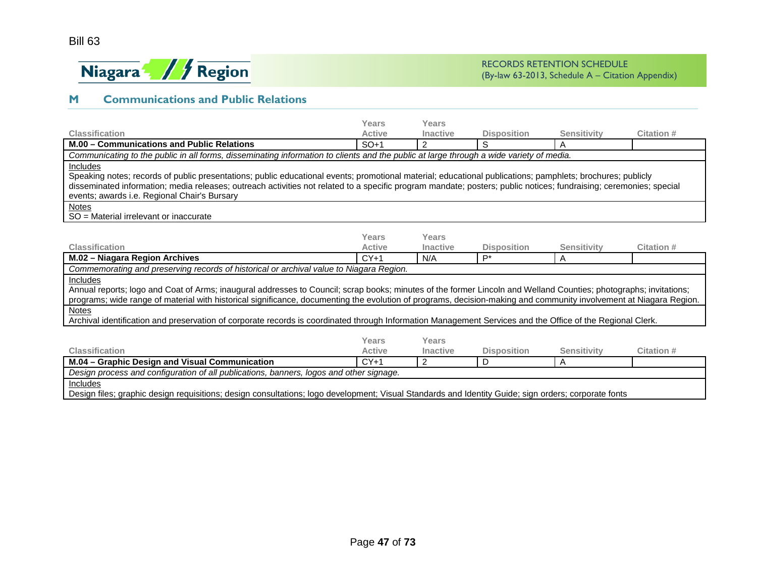Bill 63

RECORDS RETENTION SCHEDULE
(By-law 63-2013, Schedule A – Citation Appendix)

## M Communications and Public Relations

| Classification | Years Active | Years Inactive | Disposition | Sensitivity | Citation # |
|---|---|---|---|---|---|
| **M.00 – Communications and Public Relations** | SO+1 | 2 | S | A | |

*Communicating to the public in all forms, disseminating information to clients and the public at large through a wide variety of media.*

Includes
Speaking notes; records of public presentations; public educational events; promotional material; educational publications; pamphlets; brochures; publicly disseminated information; media releases; outreach activities not related to a specific program mandate; posters; public notices; fundraising; ceremonies; special events; awards i.e. Regional Chair's Bursary

Notes
SO = Material irrelevant or inaccurate

| Classification | Years Active | Years Inactive | Disposition | Sensitivity | Citation # |
|---|---|---|---|---|---|
| **M.02 – Niagara Region Archives** | CY+1 | N/A | P* | A | |

*Commemorating and preserving records of historical or archival value to Niagara Region.*

Includes
Annual reports; logo and Coat of Arms; inaugural addresses to Council; scrap books; minutes of the former Lincoln and Welland Counties; photographs; invitations; programs; wide range of material with historical significance, documenting the evolution of programs, decision-making and community involvement at Niagara Region.

Notes
Archival identification and preservation of corporate records is coordinated through Information Management Services and the Office of the Regional Clerk.

| Classification | Years Active | Years Inactive | Disposition | Sensitivity | Citation # |
|---|---|---|---|---|---|
| **M.04 – Graphic Design and Visual Communication** | CY+1 | 2 | D | A | |

*Design process and configuration of all publications, banners, logos and other signage.*

Includes
Design files; graphic design requisitions; design consultations; logo development; Visual Standards and Identity Guide; sign orders; corporate fonts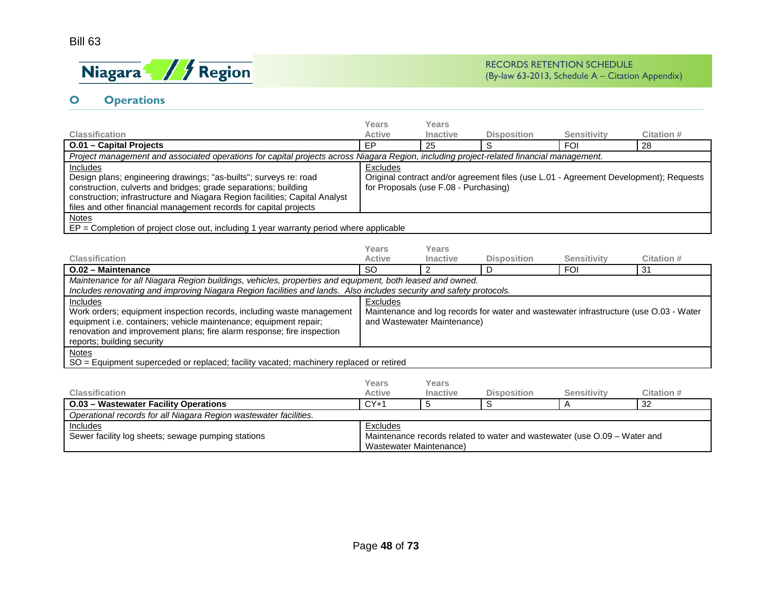# O Operations

| Classification | Years Active | Years Inactive | Disposition | Sensitivity | Citation # |
|---|---|---|---|---|---|
| **O.01 – Capital Projects** | EP | 25 | S | FOI | 28 |

*Project management and associated operations for capital projects across Niagara Region, including project-related financial management.*

| Includes | Excludes |
|---|---|
| Design plans; engineering drawings; "as-builts"; surveys re: road construction, culverts and bridges; grade separations; building construction; infrastructure and Niagara Region facilities; Capital Analyst files and other financial management records for capital projects | Original contract and/or agreement files (use L.01 - Agreement Development); Requests for Proposals (use F.08 - Purchasing) |

Notes
EP = Completion of project close out, including 1 year warranty period where applicable

| Classification | Years Active | Years Inactive | Disposition | Sensitivity | Citation # |
|---|---|---|---|---|---|
| **O.02 – Maintenance** | SO | 2 | D | FOI | 31 |

*Maintenance for all Niagara Region buildings, vehicles, properties and equipment, both leased and owned.*
*Includes renovating and improving Niagara Region facilities and lands. Also includes security and safety protocols.*

| Includes | Excludes |
|---|---|
| Work orders; equipment inspection records, including waste management equipment i.e. containers; vehicle maintenance; equipment repair; renovation and improvement plans; fire alarm response; fire inspection reports; building security | Maintenance and log records for water and wastewater infrastructure (use O.03 - Water and Wastewater Maintenance) |

Notes
SO = Equipment superceded or replaced; facility vacated; machinery replaced or retired

| Classification | Years Active | Years Inactive | Disposition | Sensitivity | Citation # |
|---|---|---|---|---|---|
| **O.03 – Wastewater Facility Operations** | CY+1 | 5 | S | A | 32 |

*Operational records for all Niagara Region wastewater facilities.*

| Includes | Excludes |
|---|---|
| Sewer facility log sheets; sewage pumping stations | Maintenance records related to water and wastewater (use O.09 – Water and Wastewater Maintenance) |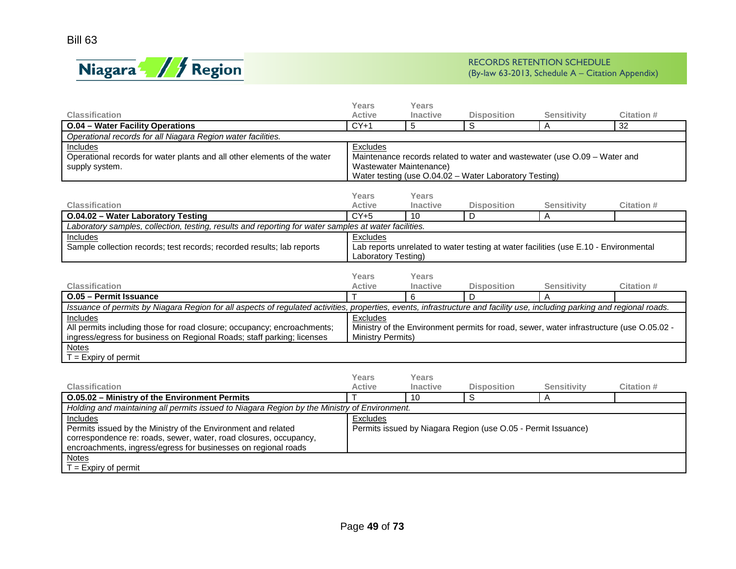Bill 63

**Niagara Region**

RECORDS RETENTION SCHEDULE
(By-law 63-2013, Schedule A – Citation Appendix)

| Classification | Years Active | Years Inactive | Disposition | Sensitivity | Citation # |
|---|---|---|---|---|---|
| **O.04 – Water Facility Operations** | CY+1 | 5 | S | A | 32 |

*Operational records for all Niagara Region water facilities.*

| Includes | Excludes |
|---|---|
| Operational records for water plants and all other elements of the water supply system. | Maintenance records related to water and wastewater (use O.09 – Water and Wastewater Maintenance)<br>Water testing (use O.04.02 – Water Laboratory Testing) |

| Classification | Years Active | Years Inactive | Disposition | Sensitivity | Citation # |
|---|---|---|---|---|---|
| **O.04.02 – Water Laboratory Testing** | CY+5 | 10 | D | A | |

*Laboratory samples, collection, testing, results and reporting for water samples at water facilities.*

| Includes | Excludes |
|---|---|
| Sample collection records; test records; recorded results; lab reports | Lab reports unrelated to water testing at water facilities (use E.10 - Environmental Laboratory Testing) |

| Classification | Years Active | Years Inactive | Disposition | Sensitivity | Citation # |
|---|---|---|---|---|---|
| **O.05 – Permit Issuance** | T | 6 | D | A | |

*Issuance of permits by Niagara Region for all aspects of regulated activities, properties, events, infrastructure and facility use, including parking and regional roads.*

| Includes | Excludes |
|---|---|
| All permits including those for road closure; occupancy; encroachments; ingress/egress for business on Regional Roads; staff parking; licenses | Ministry of the Environment permits for road, sewer, water infrastructure (use O.05.02 - Ministry Permits) |

Notes
T = Expiry of permit

| Classification | Years Active | Years Inactive | Disposition | Sensitivity | Citation # |
|---|---|---|---|---|---|
| **O.05.02 – Ministry of the Environment Permits** | T | 10 | S | A | |

*Holding and maintaining all permits issued to Niagara Region by the Ministry of Environment.*

| Includes | Excludes |
|---|---|
| Permits issued by the Ministry of the Environment and related correspondence re: roads, sewer, water, road closures, occupancy, encroachments, ingress/egress for businesses on regional roads | Permits issued by Niagara Region (use O.05 - Permit Issuance) |

Notes
T = Expiry of permit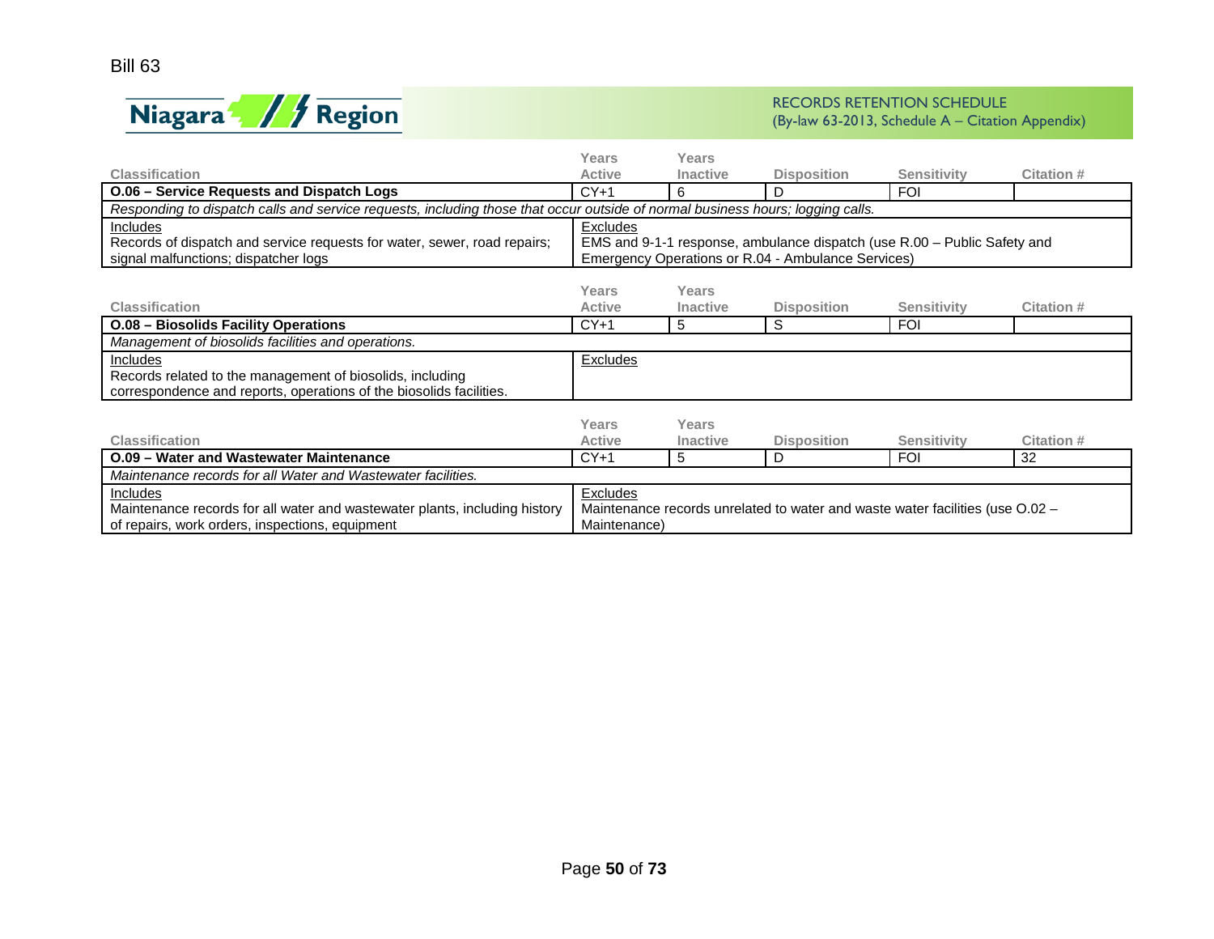| Classification | Years Active | Years Inactive | Disposition | Sensitivity | Citation # |
|---|---|---|---|---|---|
| **O.06 – Service Requests and Dispatch Logs** | CY+1 | 6 | D | FOI | |
| *Responding to dispatch calls and service requests, including those that occur outside of normal business hours; logging calls.* | | | | | |
| Includes<br>Records of dispatch and service requests for water, sewer, road repairs; signal malfunctions; dispatcher logs | Excludes<br>EMS and 9-1-1 response, ambulance dispatch (use R.00 – Public Safety and Emergency Operations or R.04 - Ambulance Services) | | | | |

| Classification | Years Active | Years Inactive | Disposition | Sensitivity | Citation # |
|---|---|---|---|---|---|
| **O.08 – Biosolids Facility Operations** | CY+1 | 5 | S | FOI | |
| *Management of biosolids facilities and operations.* | | | | | |
| Includes<br>Records related to the management of biosolids, including correspondence and reports, operations of the biosolids facilities. | Excludes | | | | |

| Classification | Years Active | Years Inactive | Disposition | Sensitivity | Citation # |
|---|---|---|---|---|---|
| **O.09 – Water and Wastewater Maintenance** | CY+1 | 5 | D | FOI | 32 |
| *Maintenance records for all Water and Wastewater facilities.* | | | | | |
| Includes<br>Maintenance records for all water and wastewater plants, including history of repairs, work orders, inspections, equipment | Excludes<br>Maintenance records unrelated to water and waste water facilities (use O.02 – Maintenance) | | | | |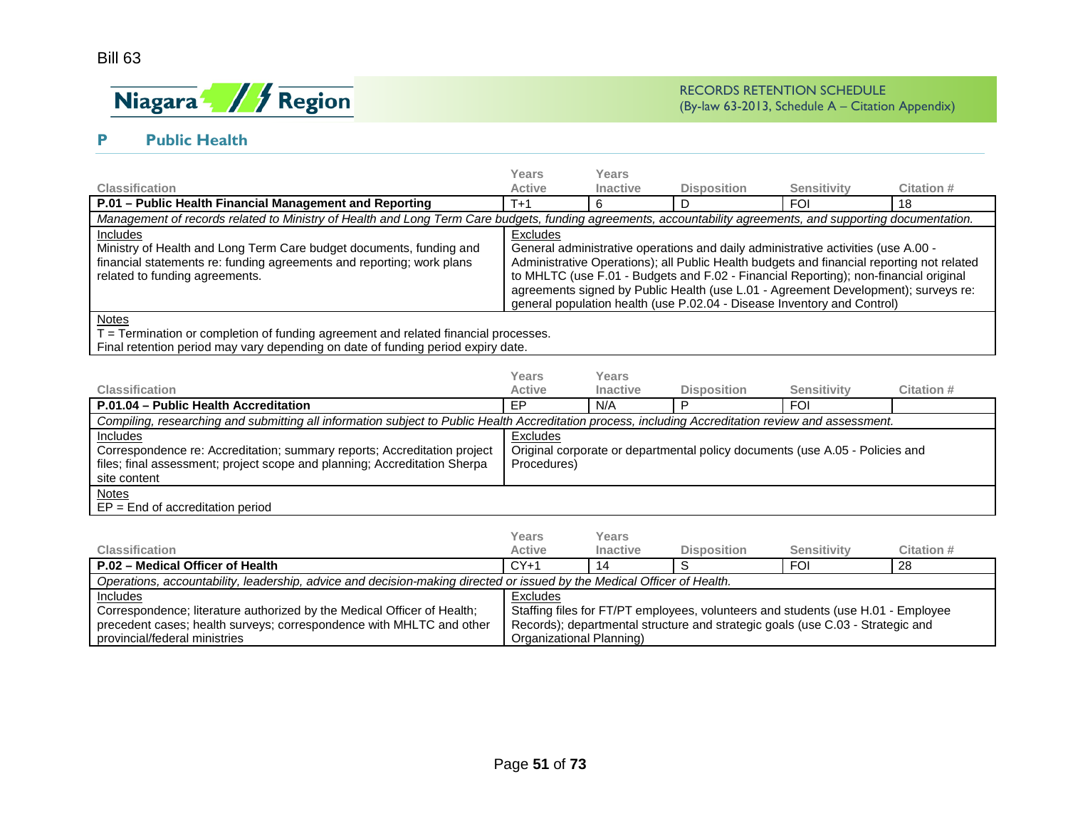## P Public Health

| Classification | Years Active | Years Inactive | Disposition | Sensitivity | Citation # |
|---|---|---|---|---|---|
| **P.01 – Public Health Financial Management and Reporting** | T+1 | 6 | D | FOI | 18 |

*Management of records related to Ministry of Health and Long Term Care budgets, funding agreements, accountability agreements, and supporting documentation.*

| Includes | Excludes |
|---|---|
| Ministry of Health and Long Term Care budget documents, funding and financial statements re: funding agreements and reporting; work plans related to funding agreements. | General administrative operations and daily administrative activities (use A.00 - Administrative Operations); all Public Health budgets and financial reporting not related to MHLTC (use F.01 - Budgets and F.02 - Financial Reporting); non-financial original agreements signed by Public Health (use L.01 - Agreement Development); surveys re: general population health (use P.02.04 - Disease Inventory and Control) |

Notes
T = Termination or completion of funding agreement and related financial processes.
Final retention period may vary depending on date of funding period expiry date.

| Classification | Years Active | Years Inactive | Disposition | Sensitivity | Citation # |
|---|---|---|---|---|---|
| **P.01.04 – Public Health Accreditation** | EP | N/A | P | FOI | |

*Compiling, researching and submitting all information subject to Public Health Accreditation process, including Accreditation review and assessment.*

| Includes | Excludes |
|---|---|
| Correspondence re: Accreditation; summary reports; Accreditation project files; final assessment; project scope and planning; Accreditation Sherpa site content | Original corporate or departmental policy documents (use A.05 - Policies and Procedures) |

Notes
EP = End of accreditation period

| Classification | Years Active | Years Inactive | Disposition | Sensitivity | Citation # |
|---|---|---|---|---|---|
| **P.02 – Medical Officer of Health** | CY+1 | 14 | S | FOI | 28 |

*Operations, accountability, leadership, advice and decision-making directed or issued by the Medical Officer of Health.*

| Includes | Excludes |
|---|---|
| Correspondence; literature authorized by the Medical Officer of Health; precedent cases; health surveys; correspondence with MHLTC and other provincial/federal ministries | Staffing files for FT/PT employees, volunteers and students (use H.01 - Employee Records); departmental structure and strategic goals (use C.03 - Strategic and Organizational Planning) |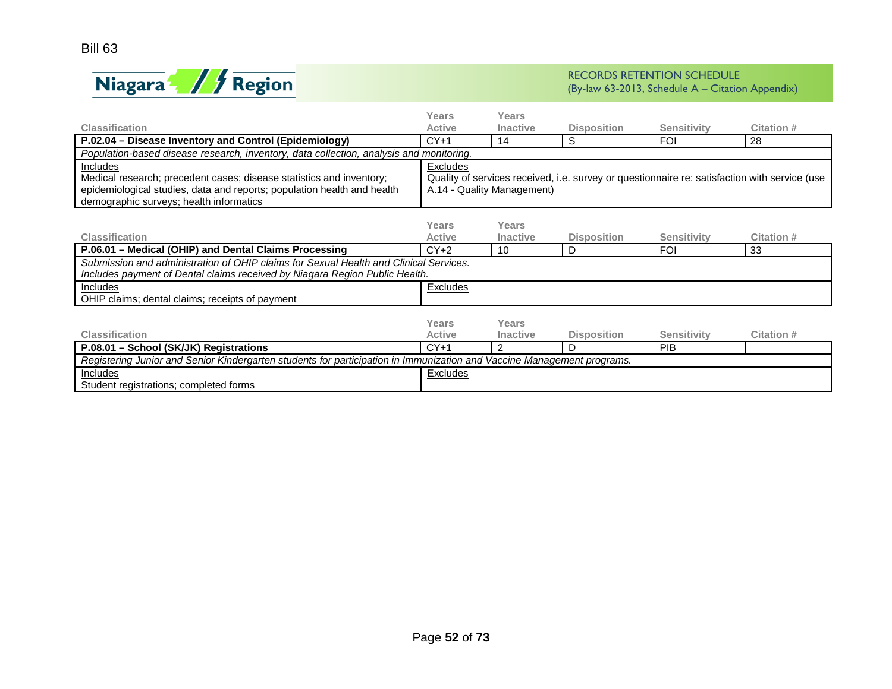| Classification | Years Active | Years Inactive | Disposition | Sensitivity | Citation # |
|---|---|---|---|---|---|
| **P.02.04 – Disease Inventory and Control (Epidemiology)** | CY+1 | 14 | S | FOI | 28 |
| *Population-based disease research, inventory, data collection, analysis and monitoring.* | | | | | |
| Includes<br>Medical research; precedent cases; disease statistics and inventory; epidemiological studies, data and reports; population health and health demographic surveys; health informatics | Excludes<br>Quality of services received, i.e. survey or questionnaire re: satisfaction with service (use A.14 - Quality Management) | | | | |

| Classification | Years Active | Years Inactive | Disposition | Sensitivity | Citation # |
|---|---|---|---|---|---|
| **P.06.01 – Medical (OHIP) and Dental Claims Processing** | CY+2 | 10 | D | FOI | 33 |
| *Submission and administration of OHIP claims for Sexual Health and Clinical Services. Includes payment of Dental claims received by Niagara Region Public Health.* | | | | | |
| Includes<br>OHIP claims; dental claims; receipts of payment | Excludes | | | | |

| Classification | Years Active | Years Inactive | Disposition | Sensitivity | Citation # |
|---|---|---|---|---|---|
| **P.08.01 – School (SK/JK) Registrations** | CY+1 | 2 | D | PIB | |
| *Registering Junior and Senior Kindergarten students for participation in Immunization and Vaccine Management programs.* | | | | | |
| Includes<br>Student registrations; completed forms | Excludes | | | | |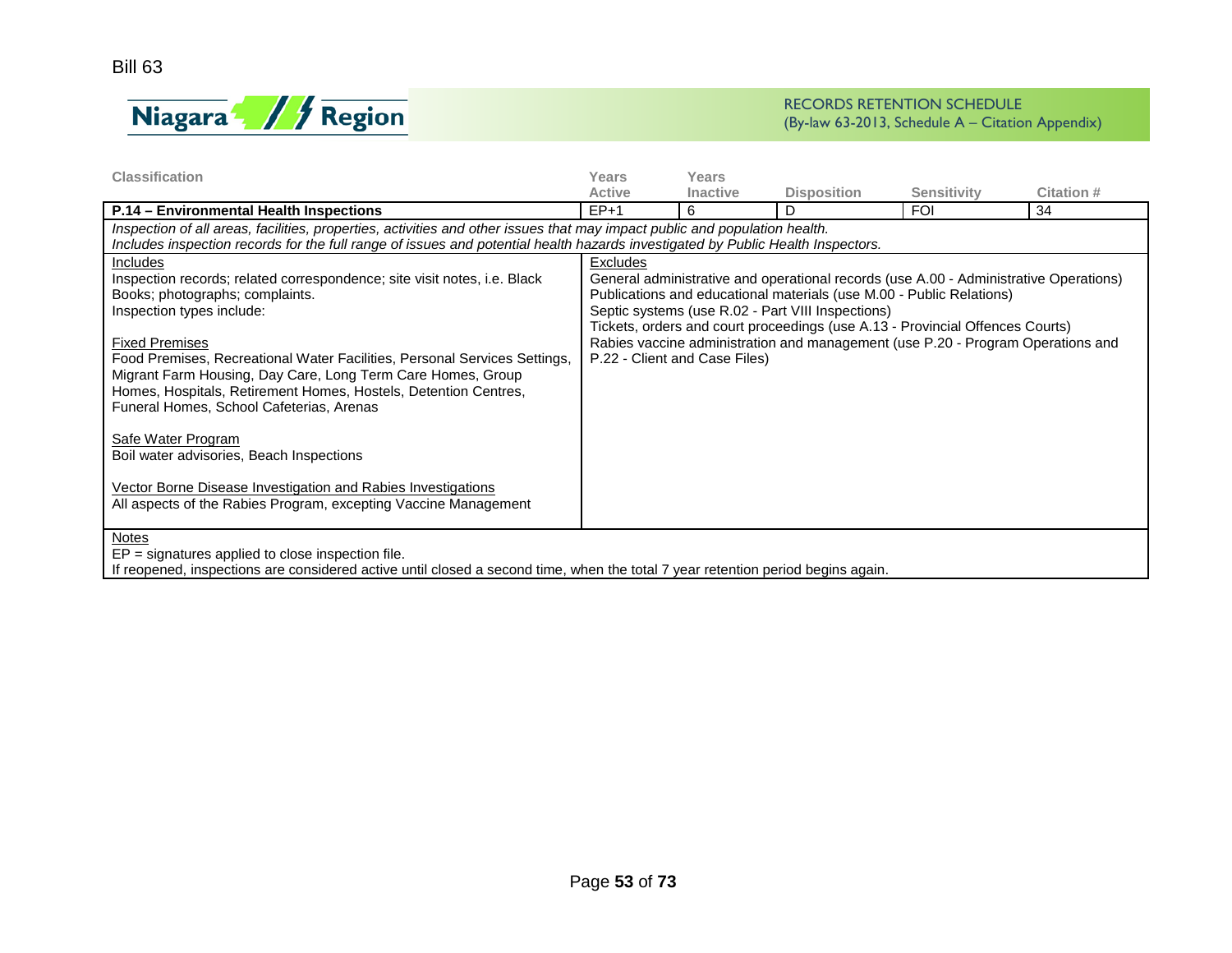Bill 63

RECORDS RETENTION SCHEDULE
(By-law 63-2013, Schedule A – Citation Appendix)

| Classification | Years Active | Years Inactive | Disposition | Sensitivity | Citation # |
|---|---|---|---|---|---|
| **P.14 – Environmental Health Inspections** | EP+1 | 6 | D | FOI | 34 |

*Inspection of all areas, facilities, properties, activities and other issues that may impact public and population health.*
*Includes inspection records for the full range of issues and potential health hazards investigated by Public Health Inspectors.*

**Includes**

Inspection records; related correspondence; site visit notes, i.e. Black Books; photographs; complaints.
Inspection types include:

Fixed Premises
Food Premises, Recreational Water Facilities, Personal Services Settings, Migrant Farm Housing, Day Care, Long Term Care Homes, Group Homes, Hospitals, Retirement Homes, Hostels, Detention Centres, Funeral Homes, School Cafeterias, Arenas

Safe Water Program
Boil water advisories, Beach Inspections

Vector Borne Disease Investigation and Rabies Investigations
All aspects of the Rabies Program, excepting Vaccine Management

**Excludes**

General administrative and operational records (use A.00 - Administrative Operations)
Publications and educational materials (use M.00 - Public Relations)
Septic systems (use R.02 - Part VIII Inspections)
Tickets, orders and court proceedings (use A.13 - Provincial Offences Courts)
Rabies vaccine administration and management (use P.20 - Program Operations and P.22 - Client and Case Files)

**Notes**

EP = signatures applied to close inspection file.
If reopened, inspections are considered active until closed a second time, when the total 7 year retention period begins again.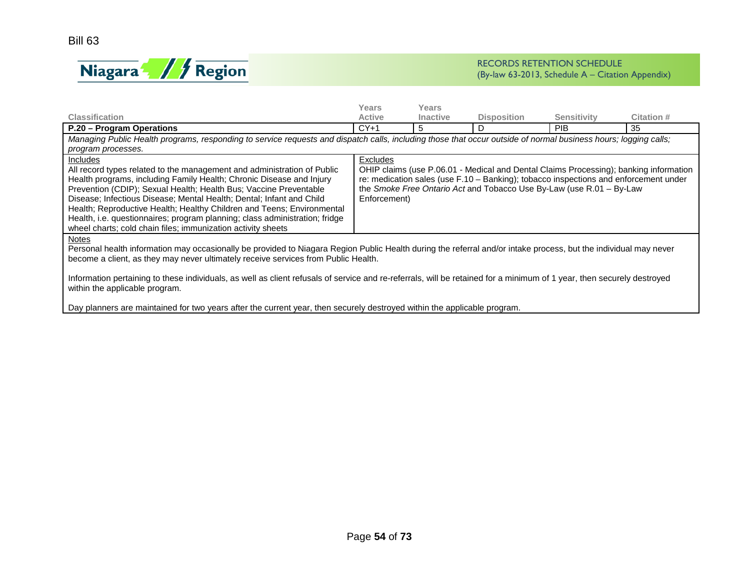| Classification | Years Active | Years Inactive | Disposition | Sensitivity | Citation # |
|---|---|---|---|---|---|
| **P.20 – Program Operations** | CY+1 | 5 | D | PIB | 35 |

*Managing Public Health programs, responding to service requests and dispatch calls, including those that occur outside of normal business hours; logging calls; program processes.*

| Includes | Excludes |
|---|---|
| All record types related to the management and administration of Public Health programs, including Family Health; Chronic Disease and Injury Prevention (CDIP); Sexual Health; Health Bus; Vaccine Preventable Disease; Infectious Disease; Mental Health; Dental; Infant and Child Health; Reproductive Health; Healthy Children and Teens; Environmental Health, i.e. questionnaires; program planning; class administration; fridge wheel charts; cold chain files; immunization activity sheets | OHIP claims (use P.06.01 - Medical and Dental Claims Processing); banking information re: medication sales (use F.10 – Banking); tobacco inspections and enforcement under the *Smoke Free Ontario Act* and Tobacco Use By-Law (use R.01 – By-Law Enforcement) |

Notes

Personal health information may occasionally be provided to Niagara Region Public Health during the referral and/or intake process, but the individual may never become a client, as they may never ultimately receive services from Public Health.

Information pertaining to these individuals, as well as client refusals of service and re-referrals, will be retained for a minimum of 1 year, then securely destroyed within the applicable program.

Day planners are maintained for two years after the current year, then securely destroyed within the applicable program.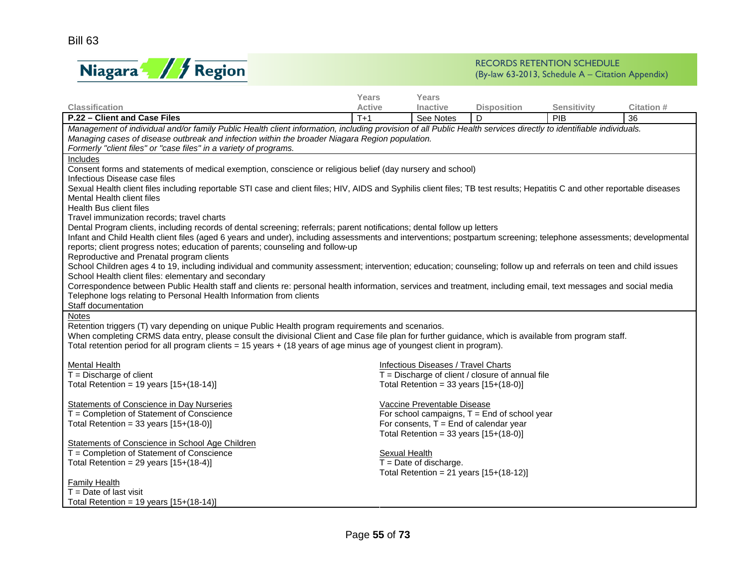Bill 63

RECORDS RETENTION SCHEDULE
(By-law 63-2013, Schedule A – Citation Appendix)

| Classification | Years Active | Years Inactive | Disposition | Sensitivity | Citation # |
|---|---|---|---|---|---|
| **P.22 – Client and Case Files** | T+1 | See Notes | D | PIB | 36 |

*Management of individual and/or family Public Health client information, including provision of all Public Health services directly to identifiable individuals.*
*Managing cases of disease outbreak and infection within the broader Niagara Region population.*
*Formerly "client files" or "case files" in a variety of programs.*

Includes

Consent forms and statements of medical exemption, conscience or religious belief (day nursery and school)
Infectious Disease case files
Sexual Health client files including reportable STI case and client files; HIV, AIDS and Syphilis client files; TB test results; Hepatitis C and other reportable diseases
Mental Health client files
Health Bus client files
Travel immunization records; travel charts
Dental Program clients, including records of dental screening; referrals; parent notifications; dental follow up letters
Infant and Child Health client files (aged 6 years and under), including assessments and interventions; postpartum screening; telephone assessments; developmental reports; client progress notes; education of parents; counseling and follow-up
Reproductive and Prenatal program clients
School Children ages 4 to 19, including individual and community assessment; intervention; education; counseling; follow up and referrals on teen and child issues
School Health client files: elementary and secondary
Correspondence between Public Health staff and clients re: personal health information, services and treatment, including email, text messages and social media
Telephone logs relating to Personal Health Information from clients
Staff documentation

Notes

Retention triggers (T) vary depending on unique Public Health program requirements and scenarios.
When completing CRMS data entry, please consult the divisional Client and Case file plan for further guidance, which is available from program staff.
Total retention period for all program clients = 15 years + (18 years of age minus age of youngest client in program).

Mental Health
T = Discharge of client
Total Retention = 19 years [15+(18-14)]

Statements of Conscience in Day Nurseries
T = Completion of Statement of Conscience
Total Retention = 33 years [15+(18-0)]

Statements of Conscience in School Age Children
T = Completion of Statement of Conscience
Total Retention = 29 years [15+(18-4)]

Family Health
T = Date of last visit
Total Retention = 19 years [15+(18-14)]

Infectious Diseases / Travel Charts
T = Discharge of client / closure of annual file
Total Retention = 33 years [15+(18-0)]

Vaccine Preventable Disease
For school campaigns, T = End of school year
For consents, T = End of calendar year
Total Retention = 33 years [15+(18-0)]

Sexual Health
T = Date of discharge.
Total Retention = 21 years [15+(18-12)]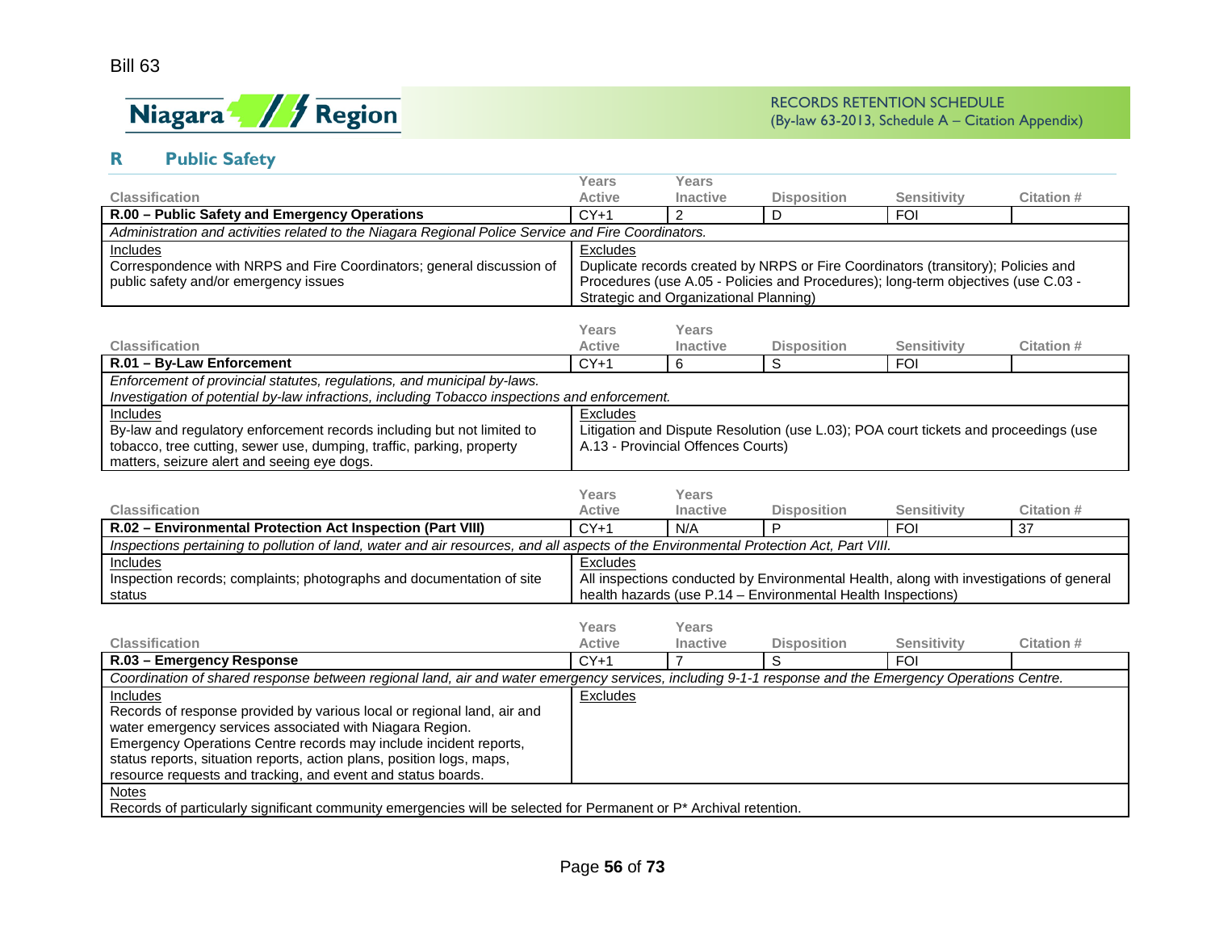## R Public Safety

| Classification | Years Active | Years Inactive | Disposition | Sensitivity | Citation # |
|---|---|---|---|---|---|
| **R.00 – Public Safety and Emergency Operations** | CY+1 | 2 | D | FOI | |

*Administration and activities related to the Niagara Regional Police Service and Fire Coordinators.*

| Includes | Excludes |
|---|---|
| Correspondence with NRPS and Fire Coordinators; general discussion of public safety and/or emergency issues | Duplicate records created by NRPS or Fire Coordinators (transitory); Policies and Procedures (use A.05 - Policies and Procedures); long-term objectives (use C.03 - Strategic and Organizational Planning) |

| Classification | Years Active | Years Inactive | Disposition | Sensitivity | Citation # |
|---|---|---|---|---|---|
| **R.01 – By-Law Enforcement** | CY+1 | 6 | S | FOI | |

*Enforcement of provincial statutes, regulations, and municipal by-laws.*
*Investigation of potential by-law infractions, including Tobacco inspections and enforcement.*

| Includes | Excludes |
|---|---|
| By-law and regulatory enforcement records including but not limited to tobacco, tree cutting, sewer use, dumping, traffic, parking, property matters, seizure alert and seeing eye dogs. | Litigation and Dispute Resolution (use L.03); POA court tickets and proceedings (use A.13 - Provincial Offences Courts) |

| Classification | Years Active | Years Inactive | Disposition | Sensitivity | Citation # |
|---|---|---|---|---|---|
| **R.02 – Environmental Protection Act Inspection (Part VIII)** | CY+1 | N/A | P | FOI | 37 |

*Inspections pertaining to pollution of land, water and air resources, and all aspects of the Environmental Protection Act, Part VIII.*

| Includes | Excludes |
|---|---|
| Inspection records; complaints; photographs and documentation of site status | All inspections conducted by Environmental Health, along with investigations of general health hazards (use P.14 – Environmental Health Inspections) |

| Classification | Years Active | Years Inactive | Disposition | Sensitivity | Citation # |
|---|---|---|---|---|---|
| **R.03 – Emergency Response** | CY+1 | 7 | S | FOI | |

*Coordination of shared response between regional land, air and water emergency services, including 9-1-1 response and the Emergency Operations Centre.*

| Includes | Excludes |
|---|---|
| Records of response provided by various local or regional land, air and water emergency services associated with Niagara Region. Emergency Operations Centre records may include incident reports, status reports, situation reports, action plans, position logs, maps, resource requests and tracking, and event and status boards. | |

Notes
Records of particularly significant community emergencies will be selected for Permanent or P* Archival retention.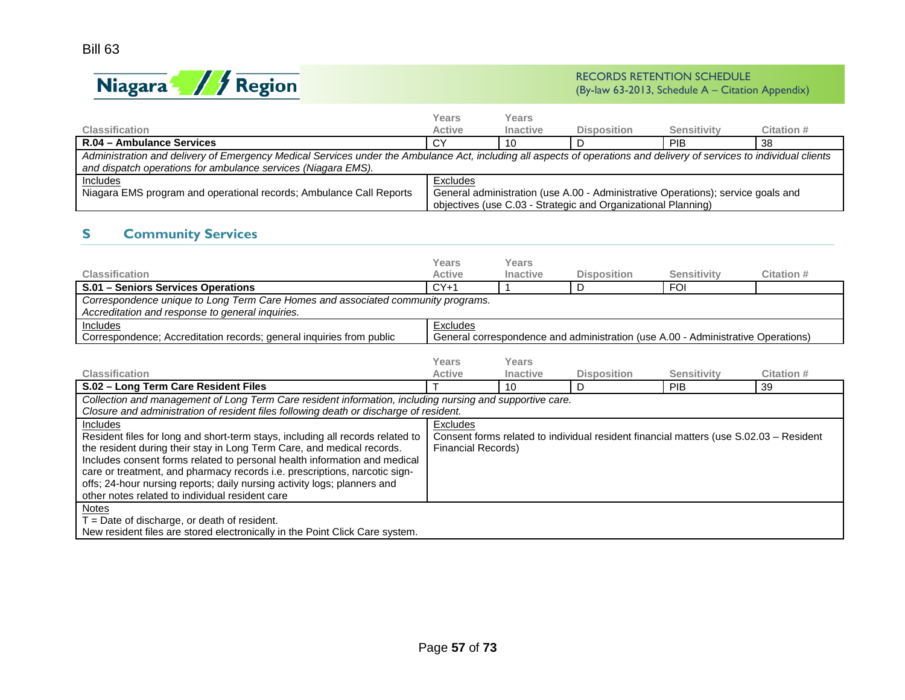| Classification | Years Active | Years Inactive | Disposition | Sensitivity | Citation # |
|---|---|---|---|---|---|
| **R.04 – Ambulance Services** | CY | 10 | D | PIB | 38 |
| *Administration and delivery of Emergency Medical Services under the Ambulance Act, including all aspects of operations and delivery of services to individual clients and dispatch operations for ambulance services (Niagara EMS).* | | | | | |
| Includes<br>Niagara EMS program and operational records; Ambulance Call Reports | Excludes<br>General administration (use A.00 - Administrative Operations); service goals and objectives (use C.03 - Strategic and Organizational Planning) | | | | |

## S Community Services

| Classification | Years Active | Years Inactive | Disposition | Sensitivity | Citation # |
|---|---|---|---|---|---|
| **S.01 – Seniors Services Operations** | CY+1 | 1 | D | FOI | |
| *Correspondence unique to Long Term Care Homes and associated community programs.*<br>*Accreditation and response to general inquiries.* | | | | | |
| Includes<br>Correspondence; Accreditation records; general inquiries from public | Excludes<br>General correspondence and administration (use A.00 - Administrative Operations) | | | | |

| Classification | Years Active | Years Inactive | Disposition | Sensitivity | Citation # |
|---|---|---|---|---|---|
| **S.02 – Long Term Care Resident Files** | T | 10 | D | PIB | 39 |
| *Collection and management of Long Term Care resident information, including nursing and supportive care.*<br>*Closure and administration of resident files following death or discharge of resident.* | | | | | |
| Includes<br>Resident files for long and short-term stays, including all records related to the resident during their stay in Long Term Care, and medical records. Includes consent forms related to personal health information and medical care or treatment, and pharmacy records i.e. prescriptions, narcotic sign-offs; 24-hour nursing reports; daily nursing activity logs; planners and other notes related to individual resident care | Excludes<br>Consent forms related to individual resident financial matters (use S.02.03 – Resident Financial Records) | | | | |
| Notes<br>T = Date of discharge, or death of resident.<br>New resident files are stored electronically in the Point Click Care system. | | | | | |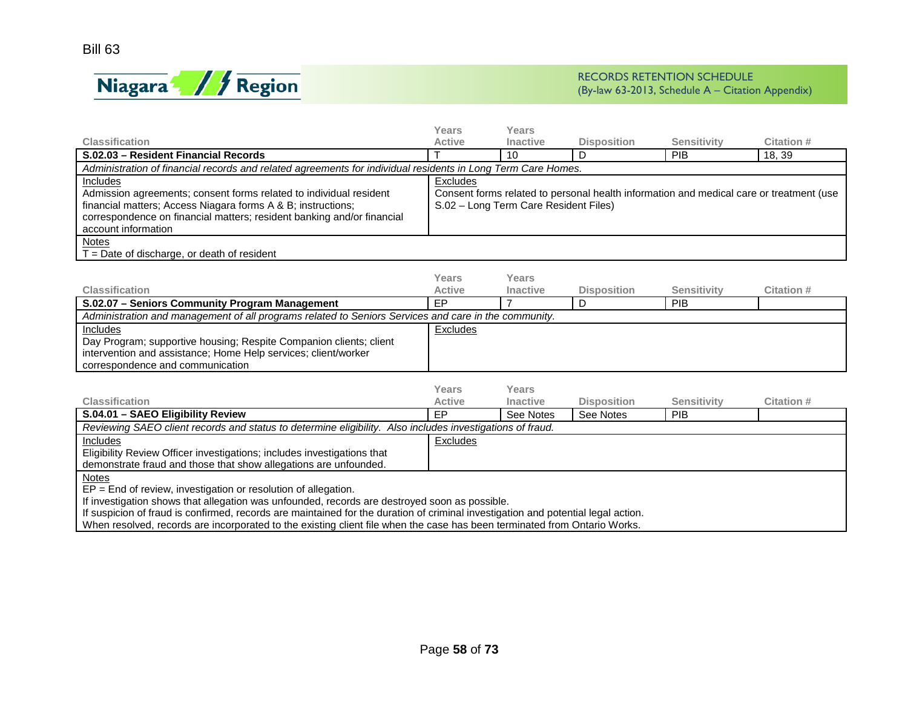| Classification | Years Active | Years Inactive | Disposition | Sensitivity | Citation # |
|---|---|---|---|---|---|
| **S.02.03 – Resident Financial Records** | T | 10 | D | PIB | 18, 39 |

*Administration of financial records and related agreements for individual residents in Long Term Care Homes.*

| Includes | Excludes |
|---|---|
| Admission agreements; consent forms related to individual resident financial matters; Access Niagara forms A & B; instructions; correspondence on financial matters; resident banking and/or financial account information | Consent forms related to personal health information and medical care or treatment (use S.02 – Long Term Care Resident Files) |

Notes
T = Date of discharge, or death of resident

| Classification | Years Active | Years Inactive | Disposition | Sensitivity | Citation # |
|---|---|---|---|---|---|
| **S.02.07 – Seniors Community Program Management** | EP | 7 | D | PIB | |

*Administration and management of all programs related to Seniors Services and care in the community.*

| Includes | Excludes |
|---|---|
| Day Program; supportive housing; Respite Companion clients; client intervention and assistance; Home Help services; client/worker correspondence and communication | |

| Classification | Years Active | Years Inactive | Disposition | Sensitivity | Citation # |
|---|---|---|---|---|---|
| **S.04.01 – SAEO Eligibility Review** | EP | See Notes | See Notes | PIB | |

*Reviewing SAEO client records and status to determine eligibility. Also includes investigations of fraud.*

| Includes | Excludes |
|---|---|
| Eligibility Review Officer investigations; includes investigations that demonstrate fraud and those that show allegations are unfounded. | |

Notes
EP = End of review, investigation or resolution of allegation.
If investigation shows that allegation was unfounded, records are destroyed soon as possible.
If suspicion of fraud is confirmed, records are maintained for the duration of criminal investigation and potential legal action.
When resolved, records are incorporated to the existing client file when the case has been terminated from Ontario Works.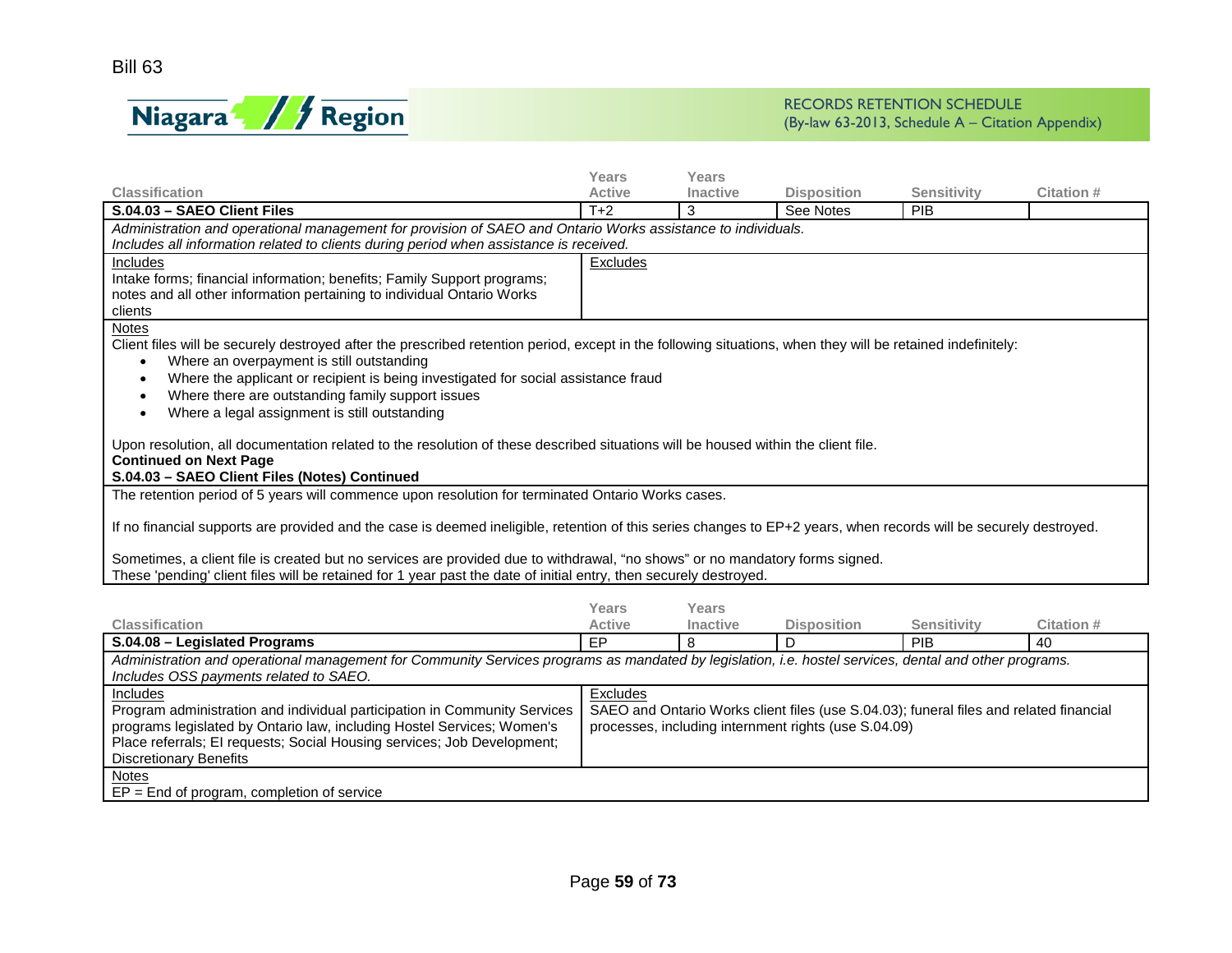| Classification | Years Active | Years Inactive | Disposition | Sensitivity | Citation # |
|---|---|---|---|---|---|
| **S.04.03 – SAEO Client Files** | T+2 | 3 | See Notes | PIB | |

*Administration and operational management for provision of SAEO and Ontario Works assistance to individuals. Includes all information related to clients during period when assistance is received.*

| Includes | Excludes |
|---|---|
| Intake forms; financial information; benefits; Family Support programs; notes and all other information pertaining to individual Ontario Works clients | |

Notes

Client files will be securely destroyed after the prescribed retention period, except in the following situations, when they will be retained indefinitely:

- Where an overpayment is still outstanding
- Where the applicant or recipient is being investigated for social assistance fraud
- Where there are outstanding family support issues
- Where a legal assignment is still outstanding

Upon resolution, all documentation related to the resolution of these described situations will be housed within the client file.

**Continued on Next Page**

**S.04.03 – SAEO Client Files (Notes) Continued**

The retention period of 5 years will commence upon resolution for terminated Ontario Works cases.

If no financial supports are provided and the case is deemed ineligible, retention of this series changes to EP+2 years, when records will be securely destroyed.

Sometimes, a client file is created but no services are provided due to withdrawal, "no shows" or no mandatory forms signed. These 'pending' client files will be retained for 1 year past the date of initial entry, then securely destroyed.

| Classification | Years Active | Years Inactive | Disposition | Sensitivity | Citation # |
|---|---|---|---|---|---|
| **S.04.08 – Legislated Programs** | EP | 8 | D | PIB | 40 |

*Administration and operational management for Community Services programs as mandated by legislation, i.e. hostel services, dental and other programs. Includes OSS payments related to SAEO.*

| Includes | Excludes |
|---|---|
| Program administration and individual participation in Community Services programs legislated by Ontario law, including Hostel Services; Women's Place referrals; EI requests; Social Housing services; Job Development; Discretionary Benefits | SAEO and Ontario Works client files (use S.04.03); funeral files and related financial processes, including internment rights (use S.04.09) |

Notes

EP = End of program, completion of service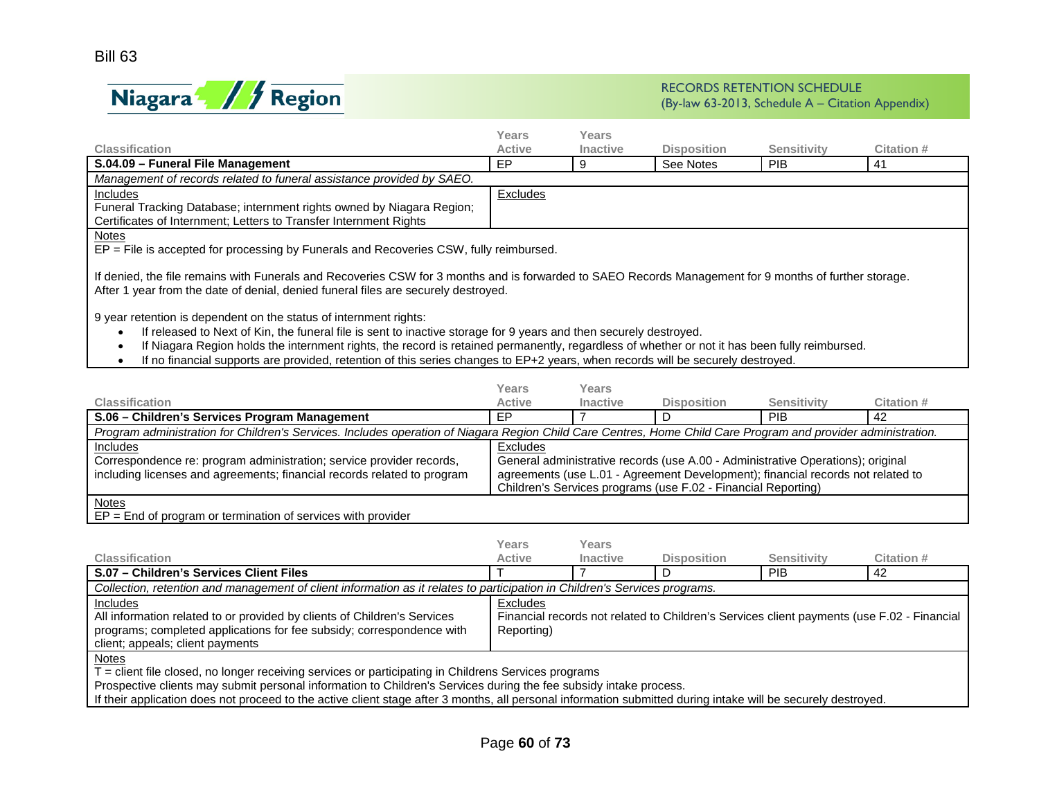Bill 63

RECORDS RETENTION SCHEDULE
(By-law 63-2013, Schedule A – Citation Appendix)

| Classification | Years Active | Years Inactive | Disposition | Sensitivity | Citation # |
|---|---|---|---|---|---|
| **S.04.09 – Funeral File Management** | EP | 9 | See Notes | PIB | 41 |

*Management of records related to funeral assistance provided by SAEO.*

Includes
Funeral Tracking Database; internment rights owned by Niagara Region; Certificates of Internment; Letters to Transfer Internment Rights

Excludes

Notes
EP = File is accepted for processing by Funerals and Recoveries CSW, fully reimbursed.

If denied, the file remains with Funerals and Recoveries CSW for 3 months and is forwarded to SAEO Records Management for 9 months of further storage. After 1 year from the date of denial, denied funeral files are securely destroyed.

9 year retention is dependent on the status of internment rights:

- If released to Next of Kin, the funeral file is sent to inactive storage for 9 years and then securely destroyed.
- If Niagara Region holds the internment rights, the record is retained permanently, regardless of whether or not it has been fully reimbursed.
- If no financial supports are provided, retention of this series changes to EP+2 years, when records will be securely destroyed.

| Classification | Years Active | Years Inactive | Disposition | Sensitivity | Citation # |
|---|---|---|---|---|---|
| **S.06 – Children's Services Program Management** | EP | 7 | D | PIB | 42 |

*Program administration for Children's Services. Includes operation of Niagara Region Child Care Centres, Home Child Care Program and provider administration.*

Includes
Correspondence re: program administration; service provider records, including licenses and agreements; financial records related to program

Excludes
General administrative records (use A.00 - Administrative Operations); original agreements (use L.01 - Agreement Development); financial records not related to Children's Services programs (use F.02 - Financial Reporting)

Notes
EP = End of program or termination of services with provider

| Classification | Years Active | Years Inactive | Disposition | Sensitivity | Citation # |
|---|---|---|---|---|---|
| **S.07 – Children's Services Client Files** | T | 7 | D | PIB | 42 |

*Collection, retention and management of client information as it relates to participation in Children's Services programs.*

Includes
All information related to or provided by clients of Children's Services programs; completed applications for fee subsidy; correspondence with client; appeals; client payments

Excludes
Financial records not related to Children's Services client payments (use F.02 - Financial Reporting)

Notes
T = client file closed, no longer receiving services or participating in Childrens Services programs
Prospective clients may submit personal information to Children's Services during the fee subsidy intake process.
If their application does not proceed to the active client stage after 3 months, all personal information submitted during intake will be securely destroyed.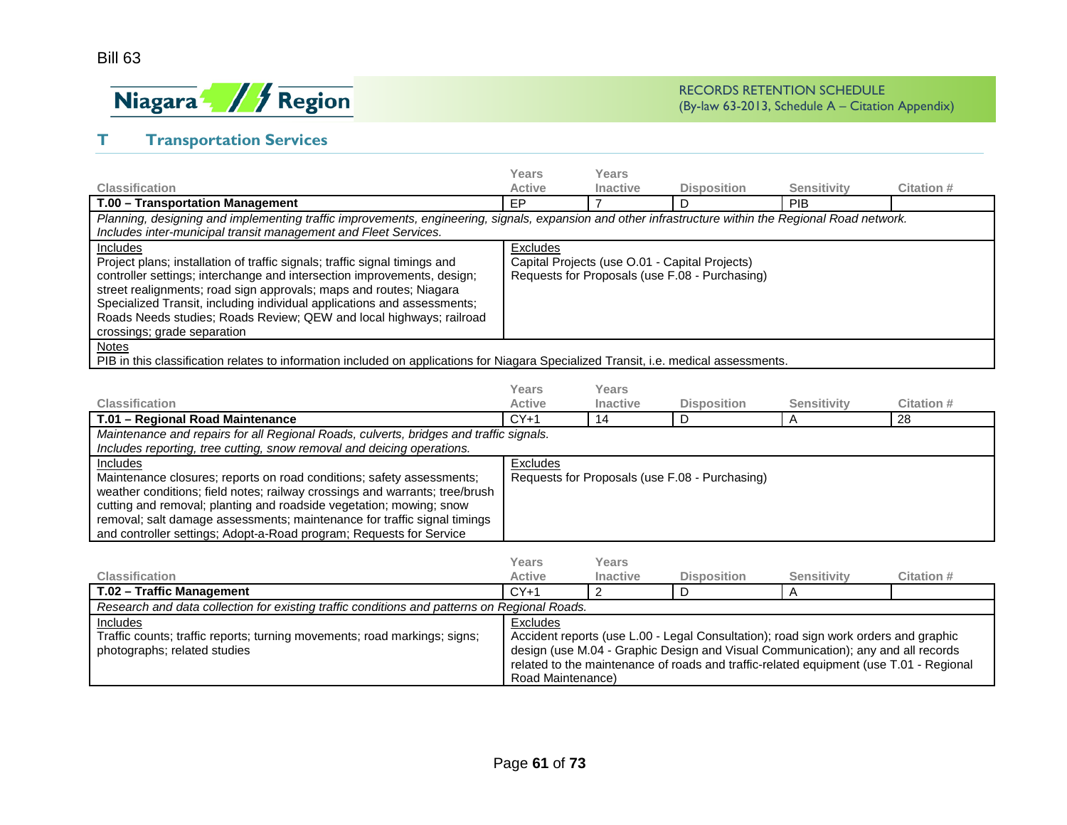Bill 63

RECORDS RETENTION SCHEDULE
(By-law 63-2013, Schedule A – Citation Appendix)

## T Transportation Services

| Classification | Years Active | Years Inactive | Disposition | Sensitivity | Citation # |
|---|---|---|---|---|---|
| **T.00 – Transportation Management** | EP | 7 | D | PIB | |

*Planning, designing and implementing traffic improvements, engineering, signals, expansion and other infrastructure within the Regional Road network. Includes inter-municipal transit management and Fleet Services.*

Includes
Project plans; installation of traffic signals; traffic signal timings and controller settings; interchange and intersection improvements, design; street realignments; road sign approvals; maps and routes; Niagara Specialized Transit, including individual applications and assessments; Roads Needs studies; Roads Review; QEW and local highways; railroad crossings; grade separation

Excludes
Capital Projects (use O.01 - Capital Projects)
Requests for Proposals (use F.08 - Purchasing)

Notes
PIB in this classification relates to information included on applications for Niagara Specialized Transit, i.e. medical assessments.

| Classification | Years Active | Years Inactive | Disposition | Sensitivity | Citation # |
|---|---|---|---|---|---|
| **T.01 – Regional Road Maintenance** | CY+1 | 14 | D | A | 28 |

*Maintenance and repairs for all Regional Roads, culverts, bridges and traffic signals. Includes reporting, tree cutting, snow removal and deicing operations.*

Includes
Maintenance closures; reports on road conditions; safety assessments; weather conditions; field notes; railway crossings and warrants; tree/brush cutting and removal; planting and roadside vegetation; mowing; snow removal; salt damage assessments; maintenance for traffic signal timings and controller settings; Adopt-a-Road program; Requests for Service

Excludes
Requests for Proposals (use F.08 - Purchasing)

| Classification | Years Active | Years Inactive | Disposition | Sensitivity | Citation # |
|---|---|---|---|---|---|
| **T.02 – Traffic Management** | CY+1 | 2 | D | A | |

*Research and data collection for existing traffic conditions and patterns on Regional Roads.*

Includes
Traffic counts; traffic reports; turning movements; road markings; signs; photographs; related studies

Excludes
Accident reports (use L.00 - Legal Consultation); road sign work orders and graphic design (use M.04 - Graphic Design and Visual Communication); any and all records related to the maintenance of roads and traffic-related equipment (use T.01 - Regional Road Maintenance)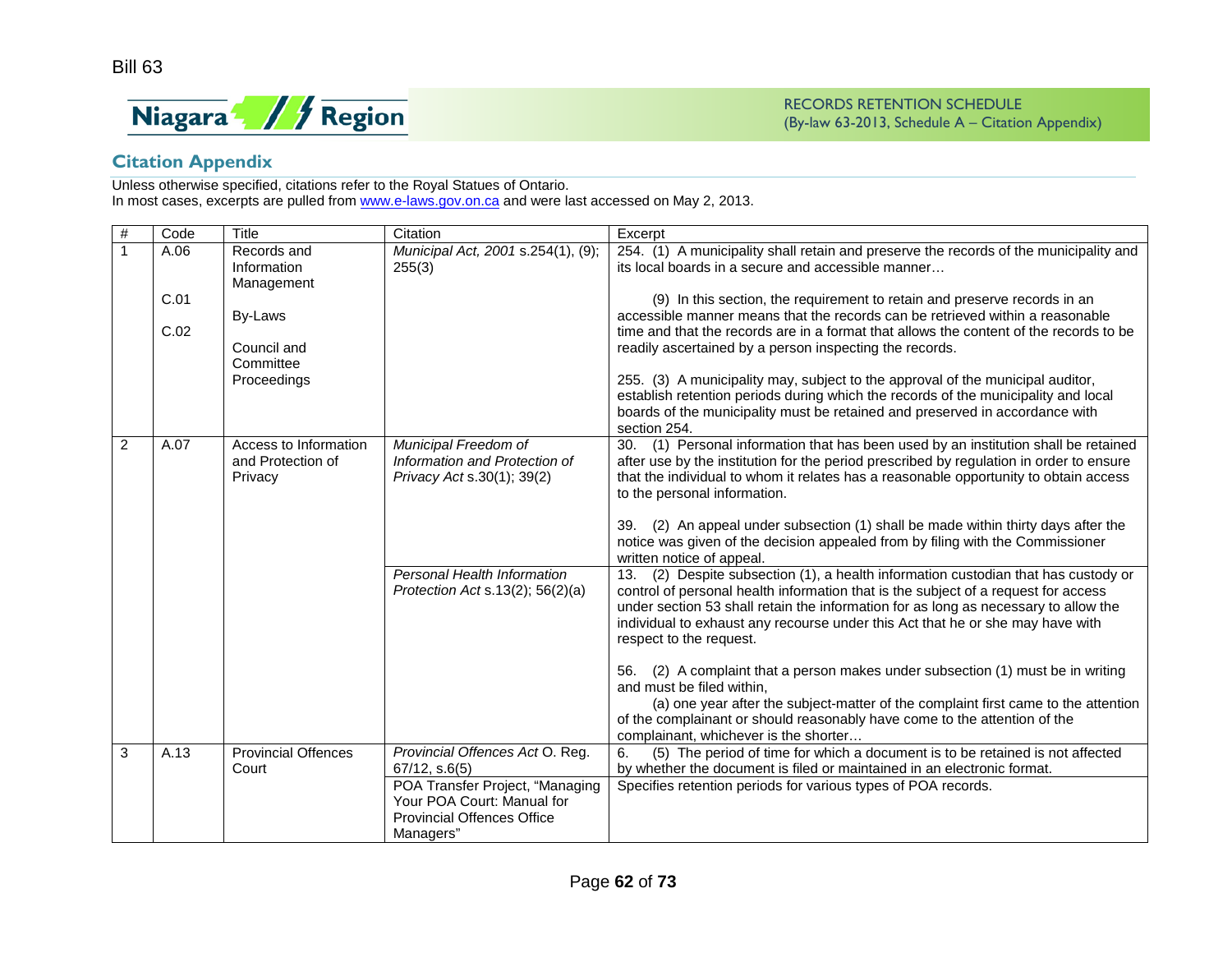Bill 63

RECORDS RETENTION SCHEDULE
(By-law 63-2013, Schedule A – Citation Appendix)

## Citation Appendix

Unless otherwise specified, citations refer to the Royal Statues of Ontario.
In most cases, excerpts are pulled from www.e-laws.gov.on.ca and were last accessed on May 2, 2013.

| # | Code | Title | Citation | Excerpt |
|---|---|---|---|---|
| 1 | A.06<br><br>C.01<br><br>C.02 | Records and Information Management<br><br>By-Laws<br><br>Council and Committee Proceedings | *Municipal Act, 2001* s.254(1), (9); 255(3) | 254. (1) A municipality shall retain and preserve the records of the municipality and its local boards in a secure and accessible manner…<br><br>(9) In this section, the requirement to retain and preserve records in an accessible manner means that the records can be retrieved within a reasonable time and that the records are in a format that allows the content of the records to be readily ascertained by a person inspecting the records.<br><br>255. (3) A municipality may, subject to the approval of the municipal auditor, establish retention periods during which the records of the municipality and local boards of the municipality must be retained and preserved in accordance with section 254. |
| 2 | A.07 | Access to Information and Protection of Privacy | *Municipal Freedom of Information and Protection of Privacy Act* s.30(1); 39(2) | 30. (1) Personal information that has been used by an institution shall be retained after use by the institution for the period prescribed by regulation in order to ensure that the individual to whom it relates has a reasonable opportunity to obtain access to the personal information.<br><br>39. (2) An appeal under subsection (1) shall be made within thirty days after the notice was given of the decision appealed from by filing with the Commissioner written notice of appeal. |
| | | | *Personal Health Information Protection Act* s.13(2); 56(2)(a) | 13. (2) Despite subsection (1), a health information custodian that has custody or control of personal health information that is the subject of a request for access under section 53 shall retain the information for as long as necessary to allow the individual to exhaust any recourse under this Act that he or she may have with respect to the request.<br><br>56. (2) A complaint that a person makes under subsection (1) must be in writing and must be filed within,<br>(a) one year after the subject-matter of the complaint first came to the attention of the complainant or should reasonably have come to the attention of the complainant, whichever is the shorter… |
| 3 | A.13 | Provincial Offences Court | *Provincial Offences Act* O. Reg. 67/12, s.6(5) | 6. (5) The period of time for which a document is to be retained is not affected by whether the document is filed or maintained in an electronic format. |
| | | | POA Transfer Project, "Managing Your POA Court: Manual for Provincial Offences Office Managers" | Specifies retention periods for various types of POA records. |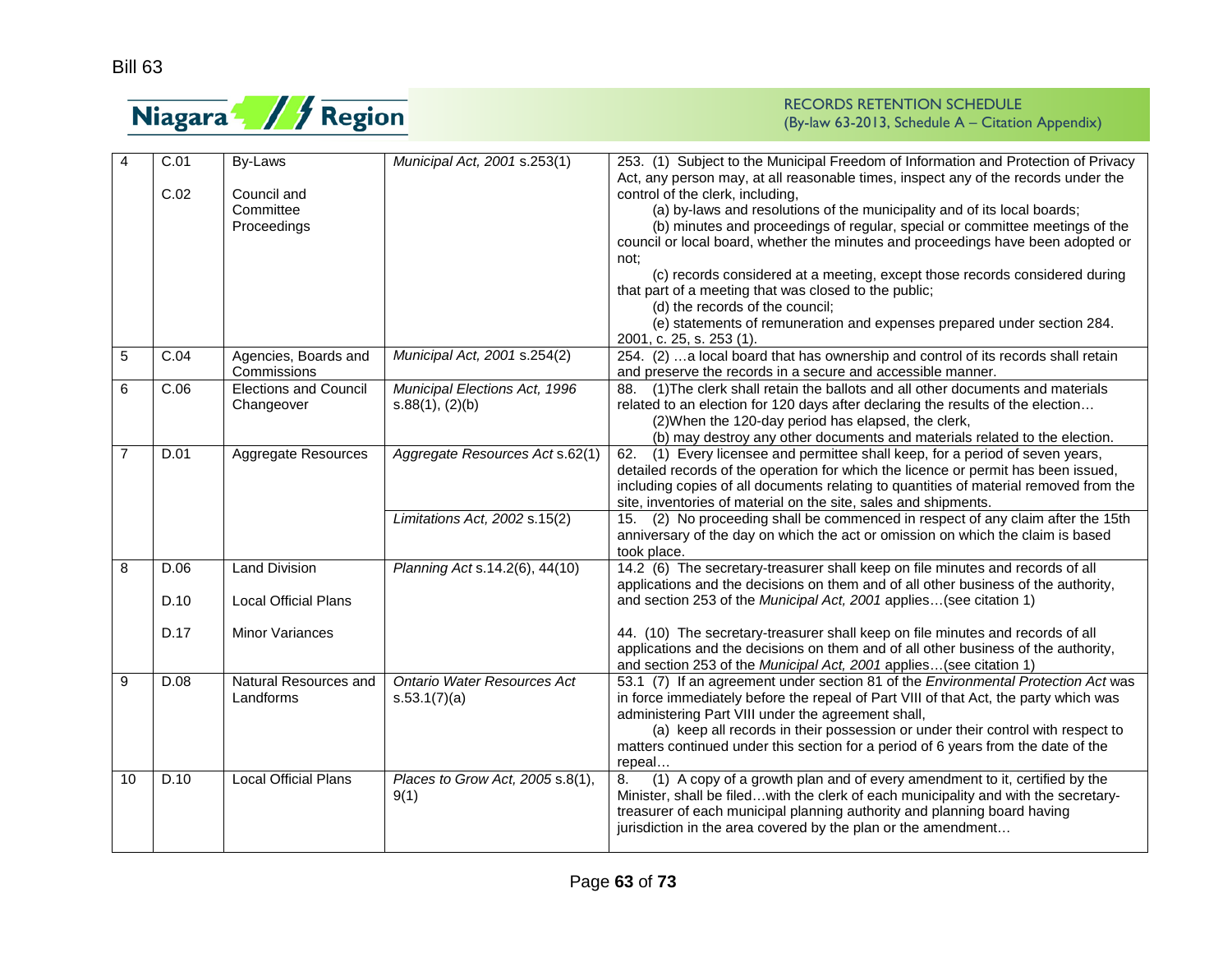Bill 63

RECORDS RETENTION SCHEDULE
(By-law 63-2013, Schedule A – Citation Appendix)

| | | | | |
|---|---|---|---|---|
| 4 | C.01<br><br>C.02 | By-Laws<br><br>Council and Committee Proceedings | *Municipal Act, 2001* s.253(1) | 253. (1) Subject to the Municipal Freedom of Information and Protection of Privacy Act, any person may, at all reasonable times, inspect any of the records under the control of the clerk, including,<br>(a) by-laws and resolutions of the municipality and of its local boards;<br>(b) minutes and proceedings of regular, special or committee meetings of the council or local board, whether the minutes and proceedings have been adopted or not;<br>(c) records considered at a meeting, except those records considered during that part of a meeting that was closed to the public;<br>(d) the records of the council;<br>(e) statements of remuneration and expenses prepared under section 284. 2001, c. 25, s. 253 (1). |
| 5 | C.04 | Agencies, Boards and Commissions | *Municipal Act, 2001* s.254(2) | 254. (2) …a local board that has ownership and control of its records shall retain and preserve the records in a secure and accessible manner. |
| 6 | C.06 | Elections and Council Changeover | *Municipal Elections Act, 1996* s.88(1), (2)(b) | 88. (1)The clerk shall retain the ballots and all other documents and materials related to an election for 120 days after declaring the results of the election…<br>(2)When the 120-day period has elapsed, the clerk,<br>(b) may destroy any other documents and materials related to the election. |
| 7 | D.01 | Aggregate Resources | *Aggregate Resources Act* s.62(1) | 62. (1) Every licensee and permittee shall keep, for a period of seven years, detailed records of the operation for which the licence or permit has been issued, including copies of all documents relating to quantities of material removed from the site, inventories of material on the site, sales and shipments. |
| | | | *Limitations Act, 2002* s.15(2) | 15. (2) No proceeding shall be commenced in respect of any claim after the 15th anniversary of the day on which the act or omission on which the claim is based took place. |
| 8 | D.06<br><br>D.10<br><br>D.17 | Land Division<br><br>Local Official Plans<br><br>Minor Variances | *Planning Act* s.14.2(6), 44(10) | 14.2 (6) The secretary-treasurer shall keep on file minutes and records of all applications and the decisions on them and of all other business of the authority, and section 253 of the *Municipal Act, 2001* applies…(see citation 1)<br><br>44. (10) The secretary-treasurer shall keep on file minutes and records of all applications and the decisions on them and of all other business of the authority, and section 253 of the *Municipal Act, 2001* applies…(see citation 1) |
| 9 | D.08 | Natural Resources and Landforms | *Ontario Water Resources Act* s.53.1(7)(a) | 53.1 (7) If an agreement under section 81 of the *Environmental Protection Act* was in force immediately before the repeal of Part VIII of that Act, the party which was administering Part VIII under the agreement shall,<br>(a) keep all records in their possession or under their control with respect to matters continued under this section for a period of 6 years from the date of the repeal… |
| 10 | D.10 | Local Official Plans | *Places to Grow Act, 2005* s.8(1), 9(1) | 8. (1) A copy of a growth plan and of every amendment to it, certified by the Minister, shall be filed…with the clerk of each municipality and with the secretary-treasurer of each municipal planning authority and planning board having jurisdiction in the area covered by the plan or the amendment… |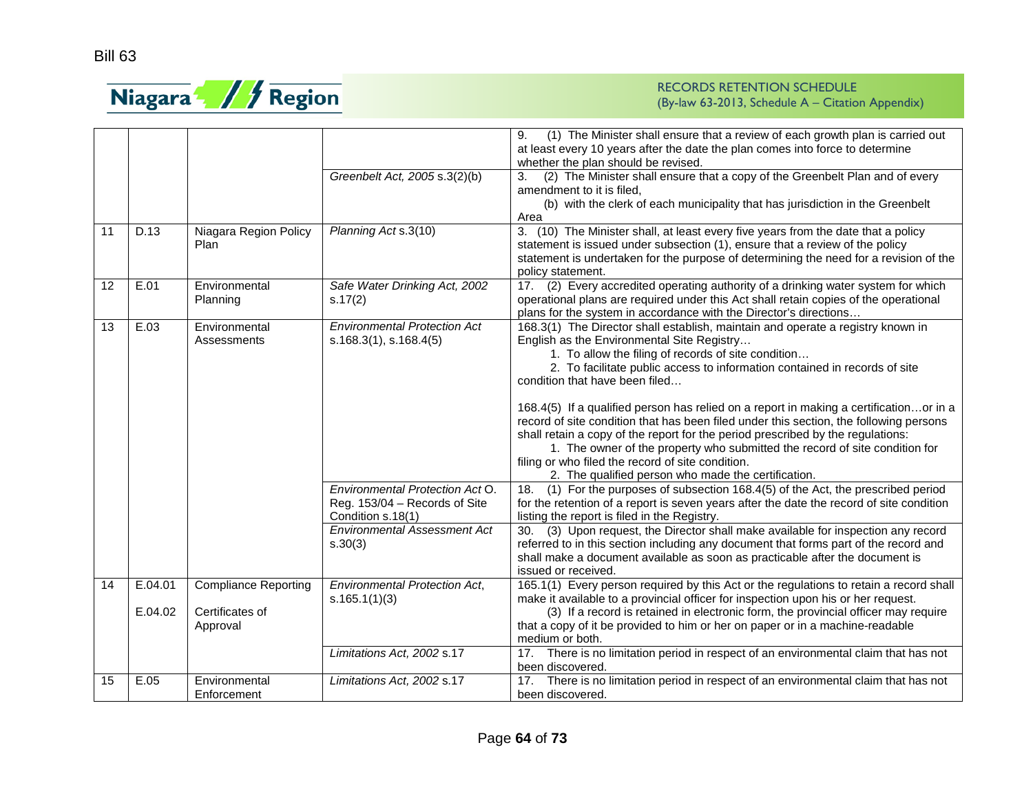| | | | | |
|---|---|---|---|---|
| | | | | 9. (1) The Minister shall ensure that a review of each growth plan is carried out at least every 10 years after the date the plan comes into force to determine whether the plan should be revised. |
| | | | *Greenbelt Act, 2005* s.3(2)(b) | 3. (2) The Minister shall ensure that a copy of the Greenbelt Plan and of every amendment to it is filed,<br>(b) with the clerk of each municipality that has jurisdiction in the Greenbelt Area |
| 11 | D.13 | Niagara Region Policy Plan | *Planning Act* s.3(10) | 3. (10) The Minister shall, at least every five years from the date that a policy statement is issued under subsection (1), ensure that a review of the policy statement is undertaken for the purpose of determining the need for a revision of the policy statement. |
| 12 | E.01 | Environmental Planning | *Safe Water Drinking Act, 2002* s.17(2) | 17. (2) Every accredited operating authority of a drinking water system for which operational plans are required under this Act shall retain copies of the operational plans for the system in accordance with the Director's directions… |
| 13 | E.03 | Environmental Assessments | *Environmental Protection Act* s.168.3(1), s.168.4(5) | 168.3(1) The Director shall establish, maintain and operate a registry known in English as the Environmental Site Registry…<br>1. To allow the filing of records of site condition…<br>2. To facilitate public access to information contained in records of site condition that have been filed…<br><br>168.4(5) If a qualified person has relied on a report in making a certification…or in a record of site condition that has been filed under this section, the following persons shall retain a copy of the report for the period prescribed by the regulations:<br>1. The owner of the property who submitted the record of site condition for filing or who filed the record of site condition.<br>2. The qualified person who made the certification. |
| | | | *Environmental Protection Act* O. Reg. 153/04 – Records of Site Condition s.18(1) | 18. (1) For the purposes of subsection 168.4(5) of the Act, the prescribed period for the retention of a report is seven years after the date the record of site condition listing the report is filed in the Registry. |
| | | | *Environmental Assessment Act* s.30(3) | 30. (3) Upon request, the Director shall make available for inspection any record referred to in this section including any document that forms part of the record and shall make a document available as soon as practicable after the document is issued or received. |
| 14 | E.04.01<br><br>E.04.02 | Compliance Reporting<br><br>Certificates of Approval | *Environmental Protection Act*, s.165.1(1)(3) | 165.1(1) Every person required by this Act or the regulations to retain a record shall make it available to a provincial officer for inspection upon his or her request.<br>(3) If a record is retained in electronic form, the provincial officer may require that a copy of it be provided to him or her on paper or in a machine-readable medium or both. |
| | | | *Limitations Act, 2002* s.17 | 17. There is no limitation period in respect of an environmental claim that has not been discovered. |
| 15 | E.05 | Environmental Enforcement | *Limitations Act, 2002* s.17 | 17. There is no limitation period in respect of an environmental claim that has not been discovered. |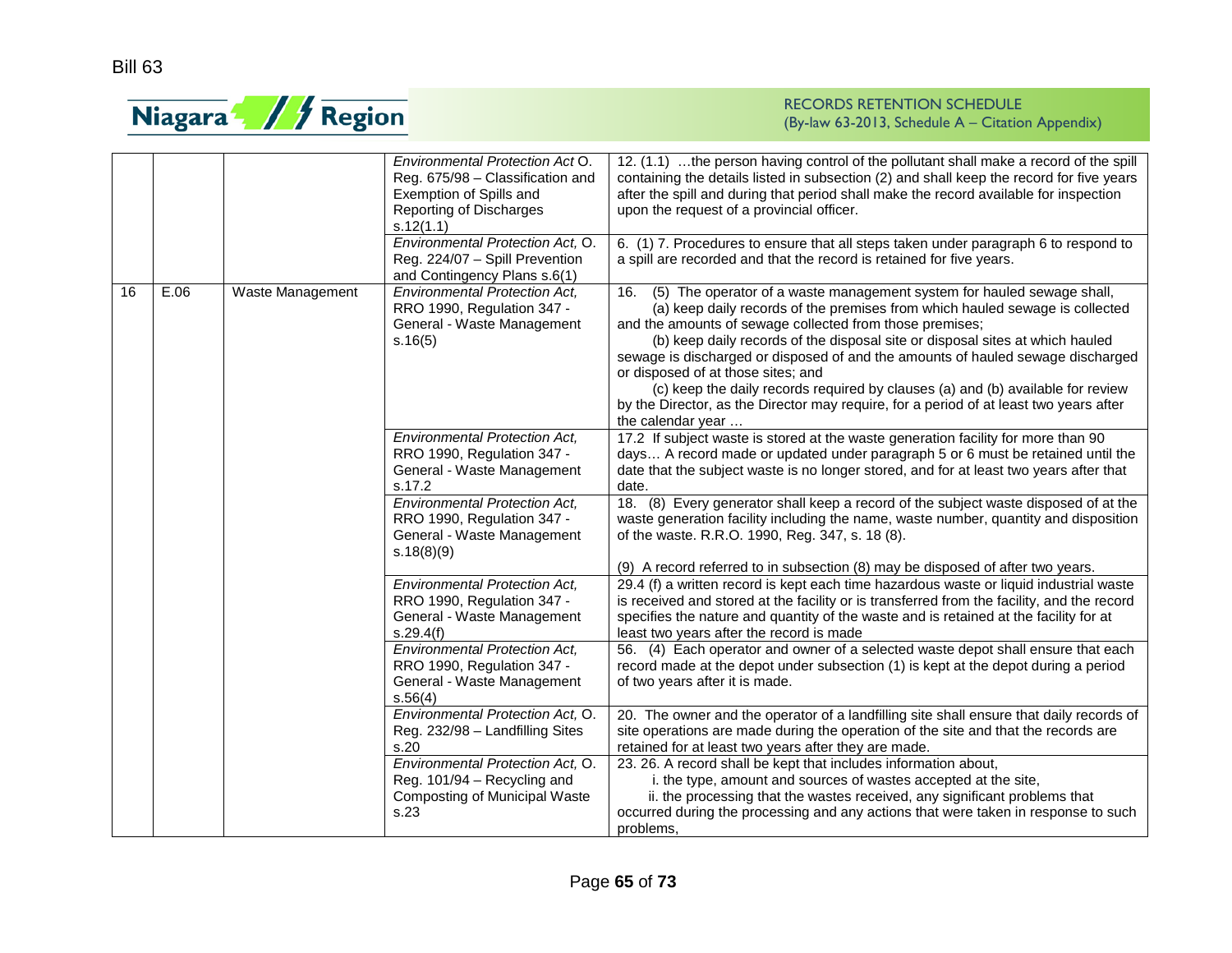| | | | | |
|---|---|---|---|---|
| | | | *Environmental Protection Act* O. Reg. 675/98 – Classification and Exemption of Spills and Reporting of Discharges s.12(1.1) | 12. (1.1) …the person having control of the pollutant shall make a record of the spill containing the details listed in subsection (2) and shall keep the record for five years after the spill and during that period shall make the record available for inspection upon the request of a provincial officer. |
| | | | *Environmental Protection Act,* O. Reg. 224/07 – Spill Prevention and Contingency Plans s.6(1) | 6. (1) 7. Procedures to ensure that all steps taken under paragraph 6 to respond to a spill are recorded and that the record is retained for five years. |
| 16 | E.06 | Waste Management | *Environmental Protection Act,* RRO 1990, Regulation 347 - General - Waste Management s.16(5) | 16. (5) The operator of a waste management system for hauled sewage shall, (a) keep daily records of the premises from which hauled sewage is collected and the amounts of sewage collected from those premises; (b) keep daily records of the disposal site or disposal sites at which hauled sewage is discharged or disposed of and the amounts of hauled sewage discharged or disposed of at those sites; and (c) keep the daily records required by clauses (a) and (b) available for review by the Director, as the Director may require, for a period of at least two years after the calendar year … |
| | | | *Environmental Protection Act,* RRO 1990, Regulation 347 - General - Waste Management s.17.2 | 17.2 If subject waste is stored at the waste generation facility for more than 90 days… A record made or updated under paragraph 5 or 6 must be retained until the date that the subject waste is no longer stored, and for at least two years after that date. |
| | | | *Environmental Protection Act,* RRO 1990, Regulation 347 - General - Waste Management s.18(8)(9) | 18. (8) Every generator shall keep a record of the subject waste disposed of at the waste generation facility including the name, waste number, quantity and disposition of the waste. R.R.O. 1990, Reg. 347, s. 18 (8). (9) A record referred to in subsection (8) may be disposed of after two years. |
| | | | *Environmental Protection Act,* RRO 1990, Regulation 347 - General - Waste Management s.29.4(f) | 29.4 (f) a written record is kept each time hazardous waste or liquid industrial waste is received and stored at the facility or is transferred from the facility, and the record specifies the nature and quantity of the waste and is retained at the facility for at least two years after the record is made |
| | | | *Environmental Protection Act,* RRO 1990, Regulation 347 - General - Waste Management s.56(4) | 56. (4) Each operator and owner of a selected waste depot shall ensure that each record made at the depot under subsection (1) is kept at the depot during a period of two years after it is made. |
| | | | *Environmental Protection Act,* O. Reg. 232/98 – Landfilling Sites s.20 | 20. The owner and the operator of a landfilling site shall ensure that daily records of site operations are made during the operation of the site and that the records are retained for at least two years after they are made. |
| | | | *Environmental Protection Act,* O. Reg. 101/94 – Recycling and Composting of Municipal Waste s.23 | 23. 26. A record shall be kept that includes information about, i. the type, amount and sources of wastes accepted at the site, ii. the processing that the wastes received, any significant problems that occurred during the processing and any actions that were taken in response to such problems, |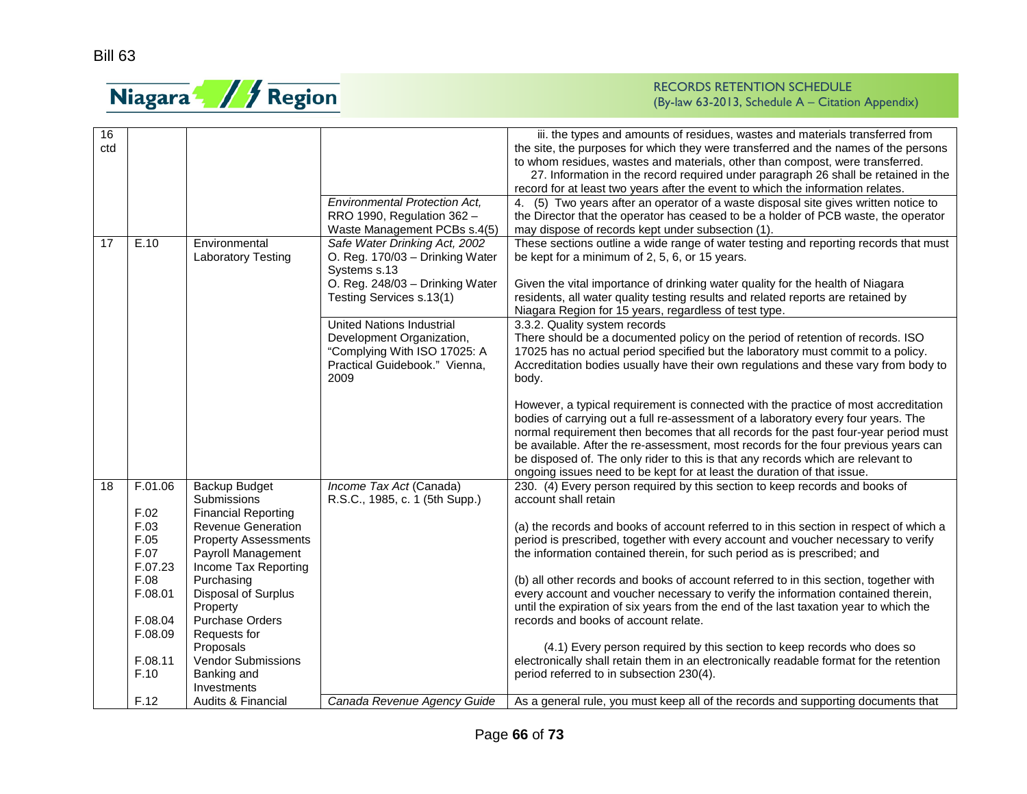| | | | | |
|---|---|---|---|---|
| 16 ctd | | | | iii. the types and amounts of residues, wastes and materials transferred from the site, the purposes for which they were transferred and the names of the persons to whom residues, wastes and materials, other than compost, were transferred.<br>27. Information in the record required under paragraph 26 shall be retained in the record for at least two years after the event to which the information relates. |
| | | | *Environmental Protection Act,* RRO 1990, Regulation 362 – Waste Management PCBs s.4(5) | 4. (5) Two years after an operator of a waste disposal site gives written notice to the Director that the operator has ceased to be a holder of PCB waste, the operator may dispose of records kept under subsection (1). |
| 17 | E.10 | Environmental Laboratory Testing | *Safe Water Drinking Act, 2002*<br>O. Reg. 170/03 – Drinking Water Systems s.13<br>O. Reg. 248/03 – Drinking Water Testing Services s.13(1) | These sections outline a wide range of water testing and reporting records that must be kept for a minimum of 2, 5, 6, or 15 years.<br><br>Given the vital importance of drinking water quality for the health of Niagara residents, all water quality testing results and related reports are retained by Niagara Region for 15 years, regardless of test type. |
| | | | United Nations Industrial Development Organization, "Complying With ISO 17025: A Practical Guidebook." Vienna, 2009 | 3.3.2. Quality system records<br>There should be a documented policy on the period of retention of records. ISO 17025 has no actual period specified but the laboratory must commit to a policy. Accreditation bodies usually have their own regulations and these vary from body to body.<br><br>However, a typical requirement is connected with the practice of most accreditation bodies of carrying out a full re-assessment of a laboratory every four years. The normal requirement then becomes that all records for the past four-year period must be available. After the re-assessment, most records for the four previous years can be disposed of. The only rider to this is that any records which are relevant to ongoing issues need to be kept for at least the duration of that issue. |
| 18 | F.01.06<br><br>F.02<br>F.03<br>F.05<br>F.07<br>F.07.23<br>F.08<br>F.08.01<br><br>F.08.04<br>F.08.09<br><br>F.08.11<br>F.10 | Backup Budget Submissions<br>Financial Reporting<br>Revenue Generation<br>Property Assessments<br>Payroll Management<br>Income Tax Reporting<br>Purchasing<br>Disposal of Surplus Property<br>Purchase Orders<br>Requests for Proposals<br>Vendor Submissions<br>Banking and Investments | *Income Tax Act* (Canada) R.S.C., 1985, c. 1 (5th Supp.) | 230. (4) Every person required by this section to keep records and books of account shall retain<br><br>(a) the records and books of account referred to in this section in respect of which a period is prescribed, together with every account and voucher necessary to verify the information contained therein, for such period as is prescribed; and<br><br>(b) all other records and books of account referred to in this section, together with every account and voucher necessary to verify the information contained therein, until the expiration of six years from the end of the last taxation year to which the records and books of account relate.<br><br>(4.1) Every person required by this section to keep records who does so electronically shall retain them in an electronically readable format for the retention period referred to in subsection 230(4). |
| | F.12 | Audits & Financial | *Canada Revenue Agency Guide* | As a general rule, you must keep all of the records and supporting documents that |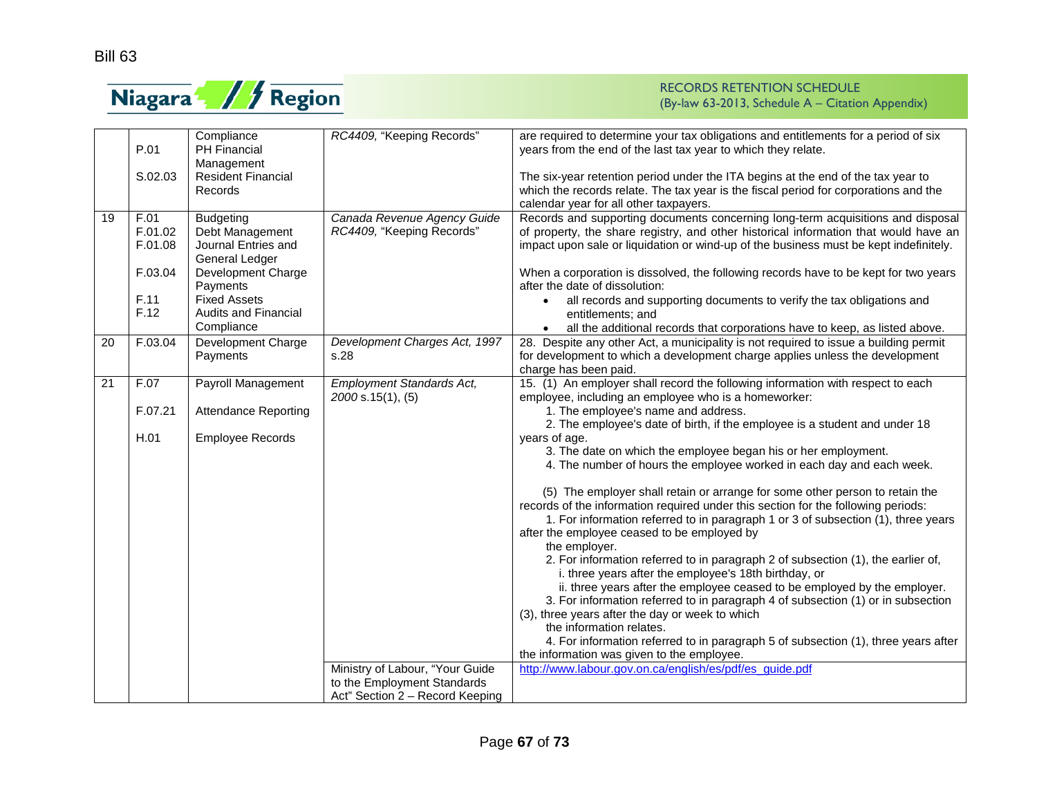| | | | | |
|---|---|---|---|---|
| | P.01<br>S.02.03 | Compliance<br>PH Financial Management<br>Resident Financial Records | *RC4409,* "Keeping Records" | are required to determine your tax obligations and entitlements for a period of six years from the end of the last tax year to which they relate.<br><br>The six-year retention period under the ITA begins at the end of the tax year to which the records relate. The tax year is the fiscal period for corporations and the calendar year for all other taxpayers. |
| 19 | F.01<br>F.01.02<br>F.01.08<br>F.03.04<br>F.11<br>F.12 | Budgeting<br>Debt Management<br>Journal Entries and General Ledger<br>Development Charge Payments<br>Fixed Assets<br>Audits and Financial Compliance | *Canada Revenue Agency Guide RC4409,* "Keeping Records" | Records and supporting documents concerning long-term acquisitions and disposal of property, the share registry, and other historical information that would have an impact upon sale or liquidation or wind-up of the business must be kept indefinitely.<br><br>When a corporation is dissolved, the following records have to be kept for two years after the date of dissolution:<br>• all records and supporting documents to verify the tax obligations and entitlements; and<br>• all the additional records that corporations have to keep, as listed above. |
| 20 | F.03.04 | Development Charge Payments | *Development Charges Act, 1997* s.28 | 28. Despite any other Act, a municipality is not required to issue a building permit for development to which a development charge applies unless the development charge has been paid. |
| 21 | F.07<br>F.07.21<br>H.01 | Payroll Management<br>Attendance Reporting<br>Employee Records | *Employment Standards Act, 2000* s.15(1), (5) | 15. (1) An employer shall record the following information with respect to each employee, including an employee who is a homeworker:<br>1. The employee's name and address.<br>2. The employee's date of birth, if the employee is a student and under 18 years of age.<br>3. The date on which the employee began his or her employment.<br>4. The number of hours the employee worked in each day and each week.<br><br>(5) The employer shall retain or arrange for some other person to retain the records of the information required under this section for the following periods:<br>1. For information referred to in paragraph 1 or 3 of subsection (1), three years after the employee ceased to be employed by the employer.<br>2. For information referred to in paragraph 2 of subsection (1), the earlier of,<br>i. three years after the employee's 18th birthday, or<br>ii. three years after the employee ceased to be employed by the employer.<br>3. For information referred to in paragraph 4 of subsection (1) or in subsection (3), three years after the day or week to which the information relates.<br>4. For information referred to in paragraph 5 of subsection (1), three years after the information was given to the employee. |
| | | | Ministry of Labour, "Your Guide to the Employment Standards Act" Section 2 – Record Keeping | http://www.labour.gov.on.ca/english/es/pdf/es_guide.pdf |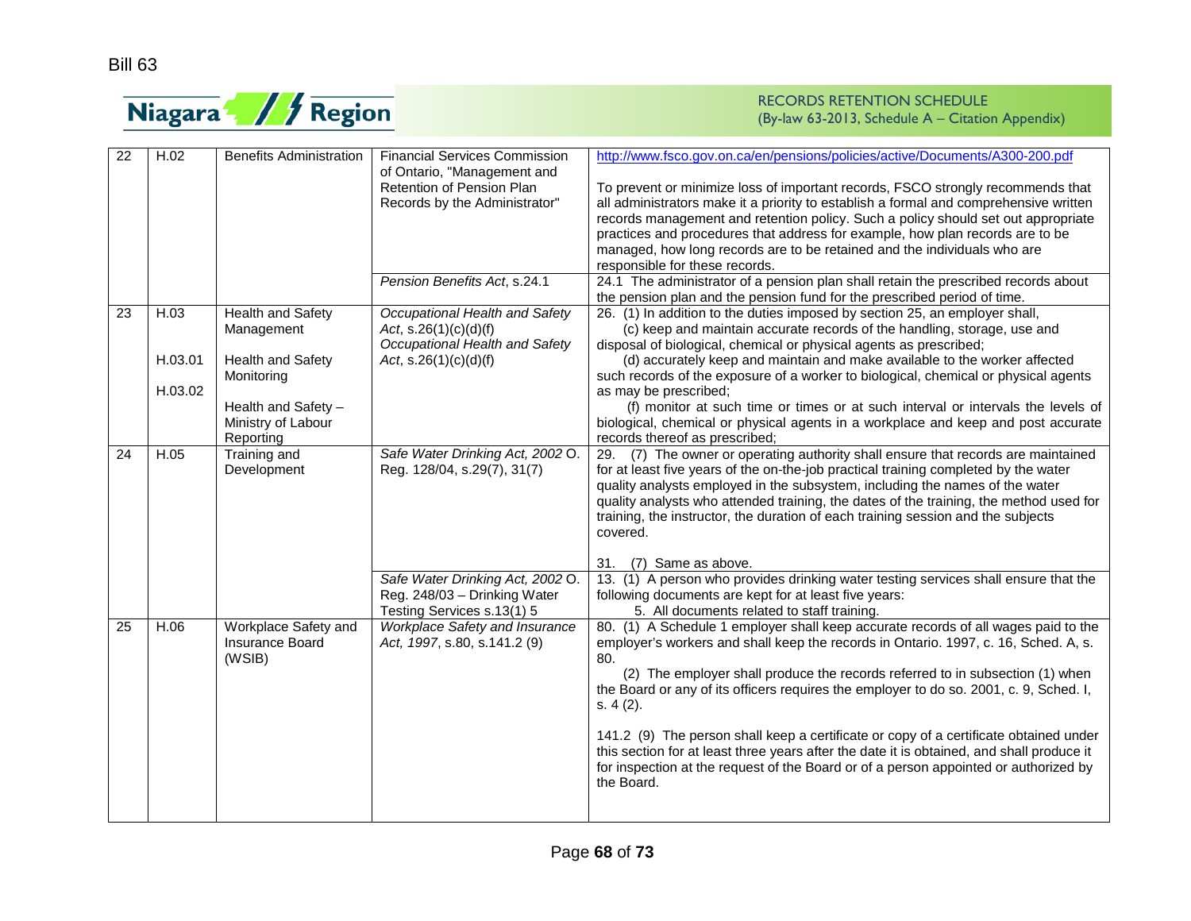| | | | | |
|---|---|---|---|---|
| 22 | H.02 | Benefits Administration | Financial Services Commission of Ontario, "Management and Retention of Pension Plan Records by the Administrator" | http://www.fsco.gov.on.ca/en/pensions/policies/active/Documents/A300-200.pdf<br><br>To prevent or minimize loss of important records, FSCO strongly recommends that all administrators make it a priority to establish a formal and comprehensive written records management and retention policy. Such a policy should set out appropriate practices and procedures that address for example, how plan records are to be managed, how long records are to be retained and the individuals who are responsible for these records. |
| | | | *Pension Benefits Act*, s.24.1 | 24.1 The administrator of a pension plan shall retain the prescribed records about the pension plan and the pension fund for the prescribed period of time. |
| 23 | H.03<br><br>H.03.01<br><br>H.03.02 | Health and Safety Management<br><br>Health and Safety Monitoring<br><br>Health and Safety – Ministry of Labour Reporting | *Occupational Health and Safety Act*, s.26(1)(c)(d)(f)<br>*Occupational Health and Safety Act*, s.26(1)(c)(d)(f) | 26. (1) In addition to the duties imposed by section 25, an employer shall,<br>(c) keep and maintain accurate records of the handling, storage, use and disposal of biological, chemical or physical agents as prescribed;<br>(d) accurately keep and maintain and make available to the worker affected such records of the exposure of a worker to biological, chemical or physical agents as may be prescribed;<br>(f) monitor at such time or times or at such interval or intervals the levels of biological, chemical or physical agents in a workplace and keep and post accurate records thereof as prescribed; |
| 24 | H.05 | Training and Development | *Safe Water Drinking Act, 2002* O. Reg. 128/04, s.29(7), 31(7) | 29. (7) The owner or operating authority shall ensure that records are maintained for at least five years of the on-the-job practical training completed by the water quality analysts employed in the subsystem, including the names of the water quality analysts who attended training, the dates of the training, the method used for training, the instructor, the duration of each training session and the subjects covered.<br><br>31. (7) Same as above. |
| | | | *Safe Water Drinking Act, 2002* O. Reg. 248/03 – Drinking Water Testing Services s.13(1) 5 | 13. (1) A person who provides drinking water testing services shall ensure that the following documents are kept for at least five years:<br>5. All documents related to staff training. |
| 25 | H.06 | Workplace Safety and Insurance Board (WSIB) | *Workplace Safety and Insurance Act, 1997*, s.80, s.141.2 (9) | 80. (1) A Schedule 1 employer shall keep accurate records of all wages paid to the employer's workers and shall keep the records in Ontario. 1997, c. 16, Sched. A, s. 80.<br>(2) The employer shall produce the records referred to in subsection (1) when the Board or any of its officers requires the employer to do so. 2001, c. 9, Sched. I, s. 4 (2).<br><br>141.2 (9) The person shall keep a certificate or copy of a certificate obtained under this section for at least three years after the date it is obtained, and shall produce it for inspection at the request of the Board or of a person appointed or authorized by the Board. |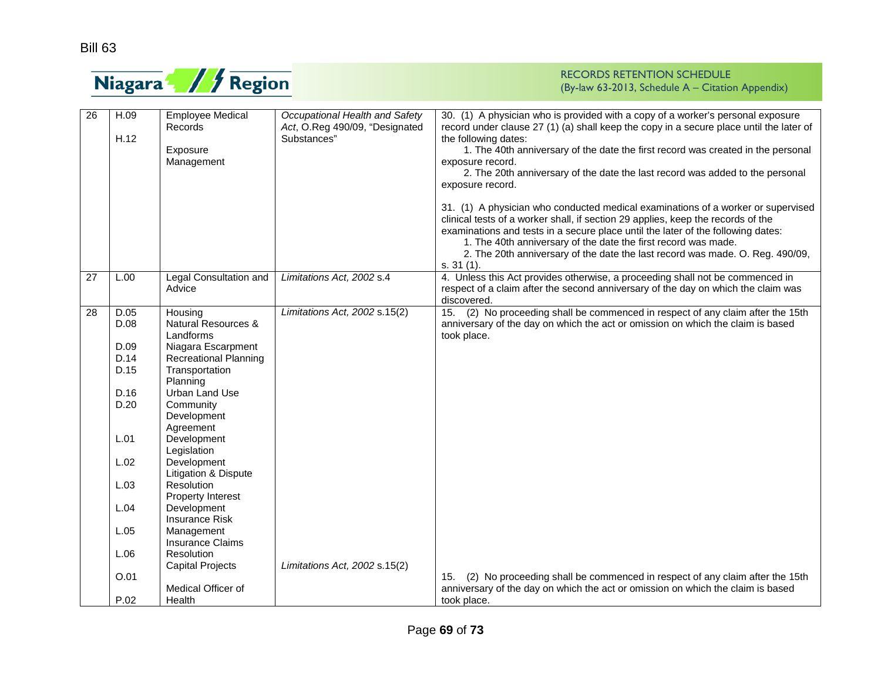| 26 | H.09<br><br>H.12 | Employee Medical Records<br><br>Exposure Management | *Occupational Health and Safety Act*, O.Reg 490/09, “Designated Substances” | 30. (1) A physician who is provided with a copy of a worker’s personal exposure record under clause 27 (1) (a) shall keep the copy in a secure place until the later of the following dates:<br>1. The 40th anniversary of the date the first record was created in the personal exposure record.<br>2. The 20th anniversary of the date the last record was added to the personal exposure record.<br><br>31. (1) A physician who conducted medical examinations of a worker or supervised clinical tests of a worker shall, if section 29 applies, keep the records of the examinations and tests in a secure place until the later of the following dates:<br>1. The 40th anniversary of the date the first record was made.<br>2. The 20th anniversary of the date the last record was made. O. Reg. 490/09, s. 31 (1). |
|---|---|---|---|---|
| 27 | L.00 | Legal Consultation and Advice | *Limitations Act, 2002* s.4 | 4. Unless this Act provides otherwise, a proceeding shall not be commenced in respect of a claim after the second anniversary of the day on which the claim was discovered. |
| 28 | D.05<br>D.08<br><br>D.09<br>D.14<br>D.15<br><br>D.16<br>D.20<br><br><br>L.01<br><br>L.02<br><br>L.03<br><br>L.04<br><br>L.05<br><br>L.06 | Housing<br>Natural Resources & Landforms<br>Niagara Escarpment<br>Recreational Planning<br>Transportation Planning<br>Urban Land Use<br>Community Development Agreement<br>Development Legislation<br>Development Litigation & Dispute Resolution<br>Property Interest Development<br>Insurance Risk Management<br>Insurance Claims Resolution | *Limitations Act, 2002* s.15(2) | 15. (2) No proceeding shall be commenced in respect of any claim after the 15th anniversary of the day on which the act or omission on which the claim is based took place. |
| | O.01<br><br>P.02 | Capital Projects<br><br>Medical Officer of Health | *Limitations Act, 2002* s.15(2) | 15. (2) No proceeding shall be commenced in respect of any claim after the 15th anniversary of the day on which the act or omission on which the claim is based took place. |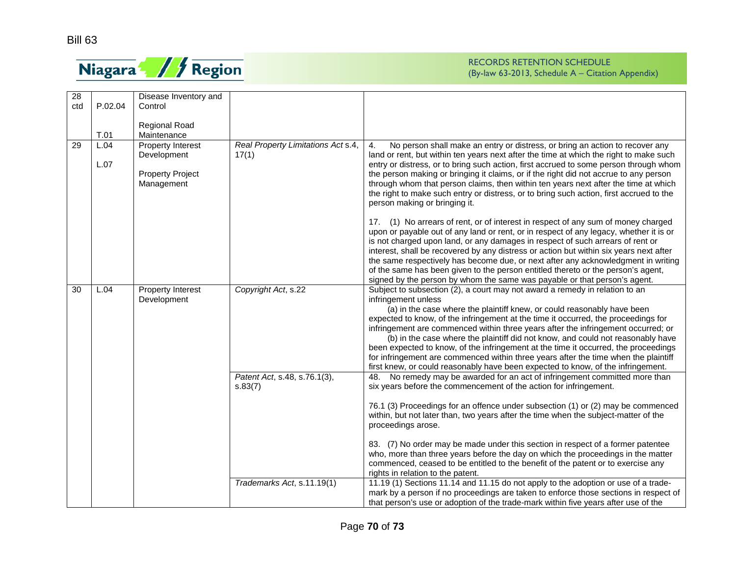| | | | | |
|---|---|---|---|---|
| 28 ctd | P.02.04<br><br>T.01 | Disease Inventory and Control<br><br>Regional Road Maintenance | | |
| 29 | L.04<br><br>L.07 | Property Interest Development<br><br>Property Project Management | *Real Property Limitations Act* s.4, 17(1) | 4. No person shall make an entry or distress, or bring an action to recover any land or rent, but within ten years next after the time at which the right to make such entry or distress, or to bring such action, first accrued to some person through whom the person making or bringing it claims, or if the right did not accrue to any person through whom that person claims, then within ten years next after the time at which the right to make such entry or distress, or to bring such action, first accrued to the person making or bringing it.<br><br>17. (1) No arrears of rent, or of interest in respect of any sum of money charged upon or payable out of any land or rent, or in respect of any legacy, whether it is or is not charged upon land, or any damages in respect of such arrears of rent or interest, shall be recovered by any distress or action but within six years next after the same respectively has become due, or next after any acknowledgment in writing of the same has been given to the person entitled thereto or the person's agent, signed by the person by whom the same was payable or that person's agent. |
| 30 | L.04 | Property Interest Development | *Copyright Act*, s.22 | Subject to subsection (2), a court may not award a remedy in relation to an infringement unless<br>(a) in the case where the plaintiff knew, or could reasonably have been expected to know, of the infringement at the time it occurred, the proceedings for infringement are commenced within three years after the infringement occurred; or<br>(b) in the case where the plaintiff did not know, and could not reasonably have been expected to know, of the infringement at the time it occurred, the proceedings for infringement are commenced within three years after the time when the plaintiff first knew, or could reasonably have been expected to know, of the infringement. |
| | | | *Patent Act*, s.48, s.76.1(3), s.83(7) | 48. No remedy may be awarded for an act of infringement committed more than six years before the commencement of the action for infringement.<br><br>76.1 (3) Proceedings for an offence under subsection (1) or (2) may be commenced within, but not later than, two years after the time when the subject-matter of the proceedings arose.<br><br>83. (7) No order may be made under this section in respect of a former patentee who, more than three years before the day on which the proceedings in the matter commenced, ceased to be entitled to the benefit of the patent or to exercise any rights in relation to the patent. |
| | | | *Trademarks Act*, s.11.19(1) | 11.19 (1) Sections 11.14 and 11.15 do not apply to the adoption or use of a trade-mark by a person if no proceedings are taken to enforce those sections in respect of that person's use or adoption of the trade-mark within five years after use of the |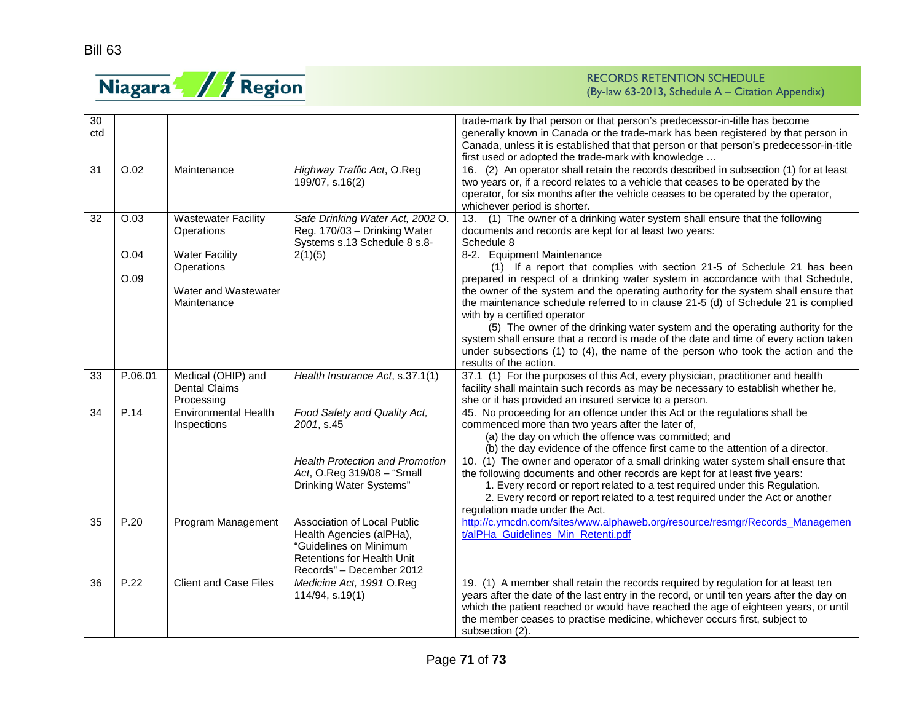Bill 63

RECORDS RETENTION SCHEDULE
(By-law 63-2013, Schedule A – Citation Appendix)

| | | | | |
|---|---|---|---|---|
| 30 ctd | | | | trade-mark by that person or that person's predecessor-in-title has become generally known in Canada or the trade-mark has been registered by that person in Canada, unless it is established that that person or that person's predecessor-in-title first used or adopted the trade-mark with knowledge … |
| 31 | O.02 | Maintenance | *Highway Traffic Act*, O.Reg 199/07, s.16(2) | 16. (2) An operator shall retain the records described in subsection (1) for at least two years or, if a record relates to a vehicle that ceases to be operated by the operator, for six months after the vehicle ceases to be operated by the operator, whichever period is shorter. |
| 32 | O.03<br><br>O.04<br><br>O.09 | Wastewater Facility Operations<br><br>Water Facility Operations<br><br>Water and Wastewater Maintenance | *Safe Drinking Water Act, 2002* O. Reg. 170/03 – Drinking Water Systems s.13 Schedule 8 s.8-2(1)(5) | 13. (1) The owner of a drinking water system shall ensure that the following documents and records are kept for at least two years:<br>Schedule 8<br>8-2. Equipment Maintenance<br>(1) If a report that complies with section 21-5 of Schedule 21 has been prepared in respect of a drinking water system in accordance with that Schedule, the owner of the system and the operating authority for the system shall ensure that the maintenance schedule referred to in clause 21-5 (d) of Schedule 21 is complied with by a certified operator<br>(5) The owner of the drinking water system and the operating authority for the system shall ensure that a record is made of the date and time of every action taken under subsections (1) to (4), the name of the person who took the action and the results of the action. |
| 33 | P.06.01 | Medical (OHIP) and Dental Claims Processing | *Health Insurance Act*, s.37.1(1) | 37.1 (1) For the purposes of this Act, every physician, practitioner and health facility shall maintain such records as may be necessary to establish whether he, she or it has provided an insured service to a person. |
| 34 | P.14 | Environmental Health Inspections | *Food Safety and Quality Act, 2001*, s.45 | 45. No proceeding for an offence under this Act or the regulations shall be commenced more than two years after the later of,<br>(a) the day on which the offence was committed; and<br>(b) the day evidence of the offence first came to the attention of a director. |
| | | | *Health Protection and Promotion Act*, O.Reg 319/08 – "Small Drinking Water Systems" | 10. (1) The owner and operator of a small drinking water system shall ensure that the following documents and other records are kept for at least five years:<br>1. Every record or report related to a test required under this Regulation.<br>2. Every record or report related to a test required under the Act or another regulation made under the Act. |
| 35 | P.20 | Program Management | Association of Local Public Health Agencies (alPHa), "Guidelines on Minimum Retentions for Health Unit Records" – December 2012 | [http://c.ymcdn.com/sites/www.alphaweb.org/resource/resmgr/Records_Management/alPHa_Guidelines_Min_Retenti.pdf](http://c.ymcdn.com/sites/www.alphaweb.org/resource/resmgr/Records_Management/alPHa_Guidelines_Min_Retenti.pdf) |
| 36 | P.22 | Client and Case Files | *Medicine Act, 1991* O.Reg 114/94, s.19(1) | 19. (1) A member shall retain the records required by regulation for at least ten years after the date of the last entry in the record, or until ten years after the day on which the patient reached or would have reached the age of eighteen years, or until the member ceases to practise medicine, whichever occurs first, subject to subsection (2). |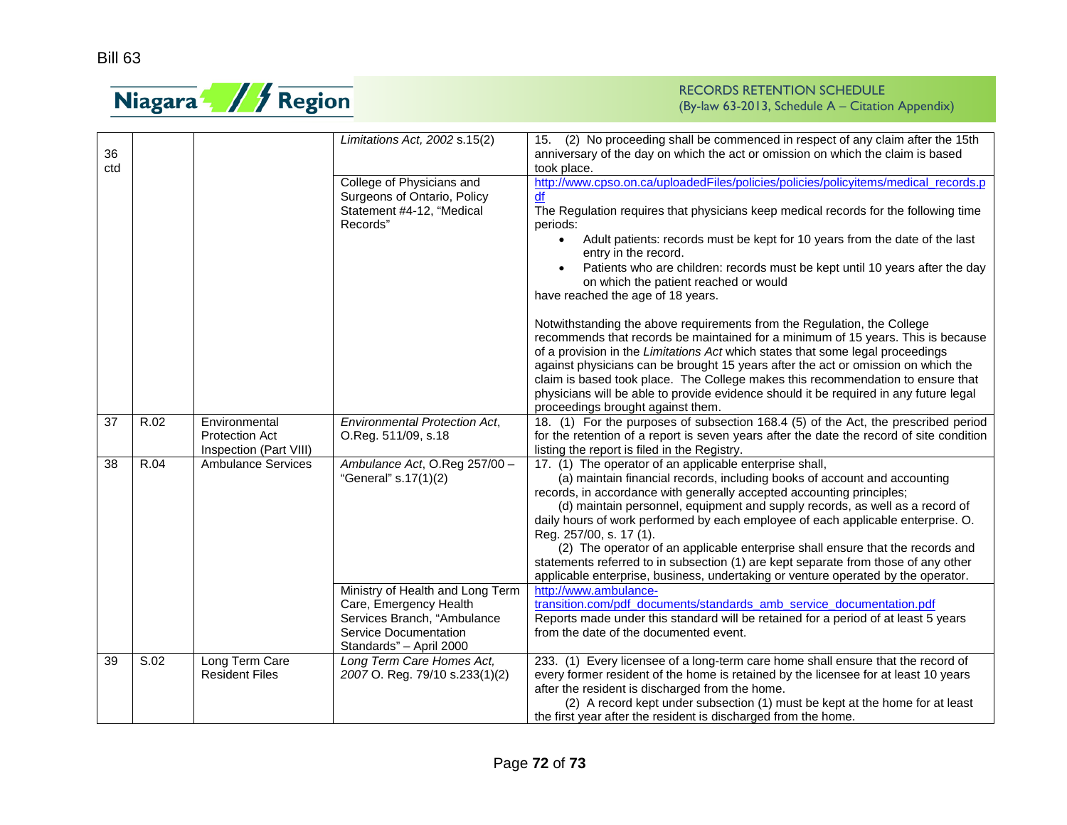| | | | | |
|---|---|---|---|---|
| 36 ctd | | | *Limitations Act, 2002* s.15(2) | 15. (2) No proceeding shall be commenced in respect of any claim after the 15th anniversary of the day on which the act or omission on which the claim is based took place. |
| | | | College of Physicians and Surgeons of Ontario, Policy Statement #4-12, "Medical Records" | http://www.cpso.on.ca/uploadedFiles/policies/policies/policyitems/medical_records.pdf<br>The Regulation requires that physicians keep medical records for the following time periods:<br>• Adult patients: records must be kept for 10 years from the date of the last entry in the record.<br>• Patients who are children: records must be kept until 10 years after the day on which the patient reached or would<br>have reached the age of 18 years.<br><br>Notwithstanding the above requirements from the Regulation, the College recommends that records be maintained for a minimum of 15 years. This is because of a provision in the *Limitations Act* which states that some legal proceedings against physicians can be brought 15 years after the act or omission on which the claim is based took place. The College makes this recommendation to ensure that physicians will be able to provide evidence should it be required in any future legal proceedings brought against them. |
| 37 | R.02 | Environmental Protection Act Inspection (Part VIII) | *Environmental Protection Act*, O.Reg. 511/09, s.18 | 18. (1) For the purposes of subsection 168.4 (5) of the Act, the prescribed period for the retention of a report is seven years after the date the record of site condition listing the report is filed in the Registry. |
| 38 | R.04 | Ambulance Services | *Ambulance Act*, O.Reg 257/00 – "General" s.17(1)(2) | 17. (1) The operator of an applicable enterprise shall,<br>(a) maintain financial records, including books of account and accounting records, in accordance with generally accepted accounting principles;<br>(d) maintain personnel, equipment and supply records, as well as a record of daily hours of work performed by each employee of each applicable enterprise. O. Reg. 257/00, s. 17 (1).<br>(2) The operator of an applicable enterprise shall ensure that the records and statements referred to in subsection (1) are kept separate from those of any other applicable enterprise, business, undertaking or venture operated by the operator. |
| | | | Ministry of Health and Long Term Care, Emergency Health Services Branch, "Ambulance Service Documentation Standards" – April 2000 | http://www.ambulance-transition.com/pdf_documents/standards_amb_service_documentation.pdf<br>Reports made under this standard will be retained for a period of at least 5 years from the date of the documented event. |
| 39 | S.02 | Long Term Care Resident Files | *Long Term Care Homes Act, 2007* O. Reg. 79/10 s.233(1)(2) | 233. (1) Every licensee of a long-term care home shall ensure that the record of every former resident of the home is retained by the licensee for at least 10 years after the resident is discharged from the home.<br>(2) A record kept under subsection (1) must be kept at the home for at least the first year after the resident is discharged from the home. |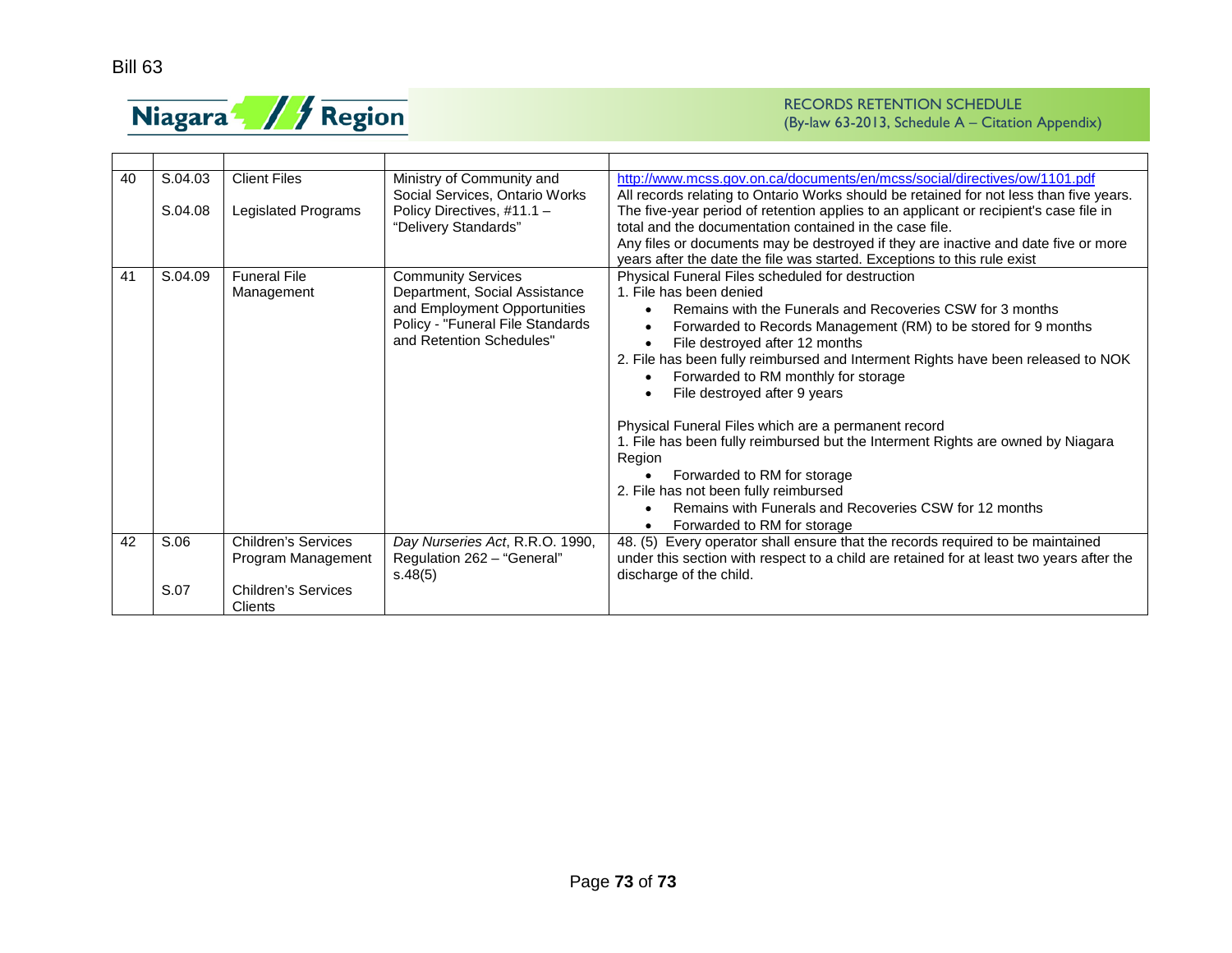| | | | | |
|---|---|---|---|---|
| 40 | S.04.03<br><br>S.04.08 | Client Files<br><br>Legislated Programs | Ministry of Community and Social Services, Ontario Works Policy Directives, #11.1 – “Delivery Standards” | http://www.mcss.gov.on.ca/documents/en/mcss/social/directives/ow/1101.pdf<br>All records relating to Ontario Works should be retained for not less than five years. The five-year period of retention applies to an applicant or recipient's case file in total and the documentation contained in the case file.<br>Any files or documents may be destroyed if they are inactive and date five or more years after the date the file was started. Exceptions to this rule exist |
| 41 | S.04.09 | Funeral File Management | Community Services Department, Social Assistance and Employment Opportunities Policy - "Funeral File Standards and Retention Schedules" | Physical Funeral Files scheduled for destruction<br>1. File has been denied<br>• Remains with the Funerals and Recoveries CSW for 3 months<br>• Forwarded to Records Management (RM) to be stored for 9 months<br>• File destroyed after 12 months<br>2. File has been fully reimbursed and Interment Rights have been released to NOK<br>• Forwarded to RM monthly for storage<br>• File destroyed after 9 years<br><br>Physical Funeral Files which are a permanent record<br>1. File has been fully reimbursed but the Interment Rights are owned by Niagara Region<br>• Forwarded to RM for storage<br>2. File has not been fully reimbursed<br>• Remains with Funerals and Recoveries CSW for 12 months<br>• Forwarded to RM for storage |
| 42 | S.06<br><br>S.07 | Children's Services Program Management<br><br>Children's Services Clients | *Day Nurseries Act*, R.R.O. 1990, Regulation 262 – “General” s.48(5) | 48. (5) Every operator shall ensure that the records required to be maintained under this section with respect to a child are retained for at least two years after the discharge of the child. |